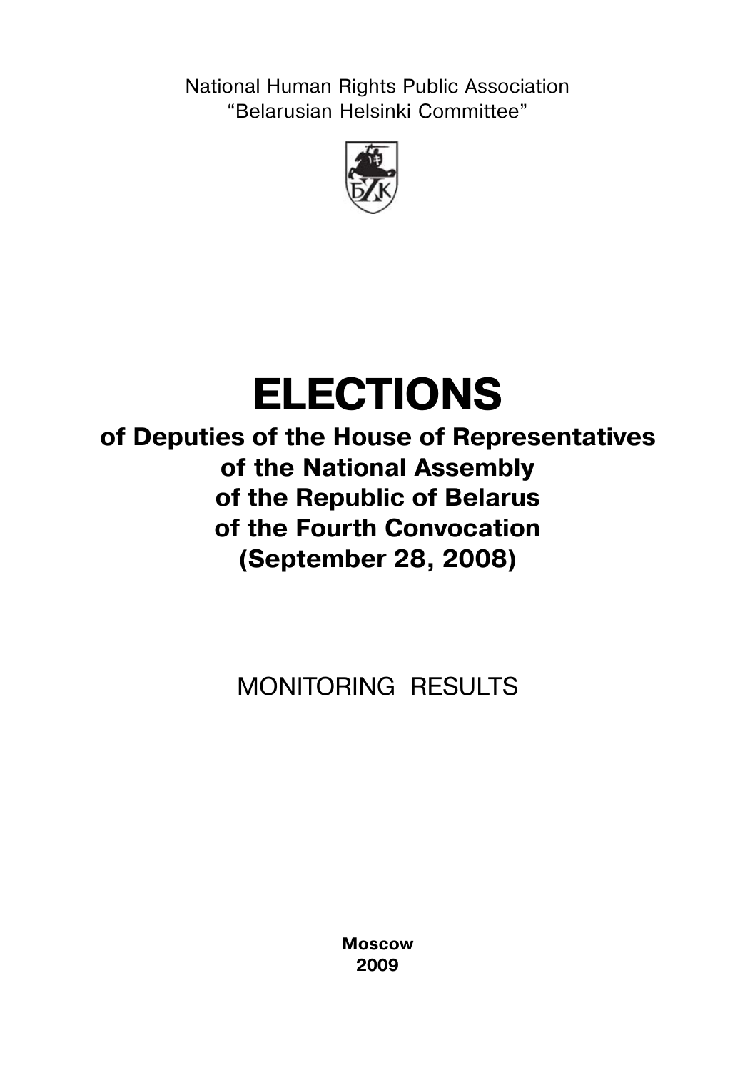National Human Rights Public Association
"Belarusian Helsinki Committee"

# ELECTIONS

## of Deputies of the House of Representatives of the National Assembly of the Republic of Belarus of the Fourth Convocation (September 28, 2008)

MONITORING RESULTS

**Moscow**
**2009**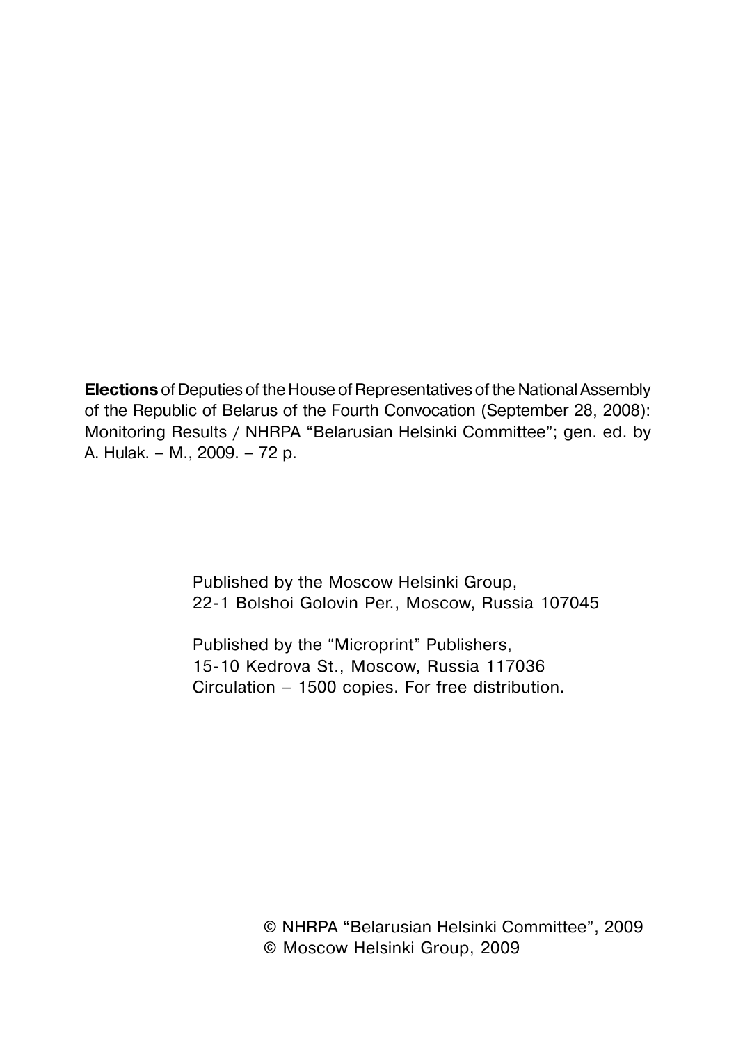**Elections** of Deputies of the House of Representatives of the National Assembly of the Republic of Belarus of the Fourth Convocation (September 28, 2008): Monitoring Results / NHRPA "Belarusian Helsinki Committee"; gen. ed. by A. Hulak. – M., 2009. – 72 p.

Published by the Moscow Helsinki Group,
22-1 Bolshoi Golovin Per., Moscow, Russia 107045

Published by the "Microprint" Publishers,
15-10 Kedrova St., Moscow, Russia 117036
Circulation – 1500 copies. For free distribution.

© NHRPA "Belarusian Helsinki Committee", 2009
© Moscow Helsinki Group, 2009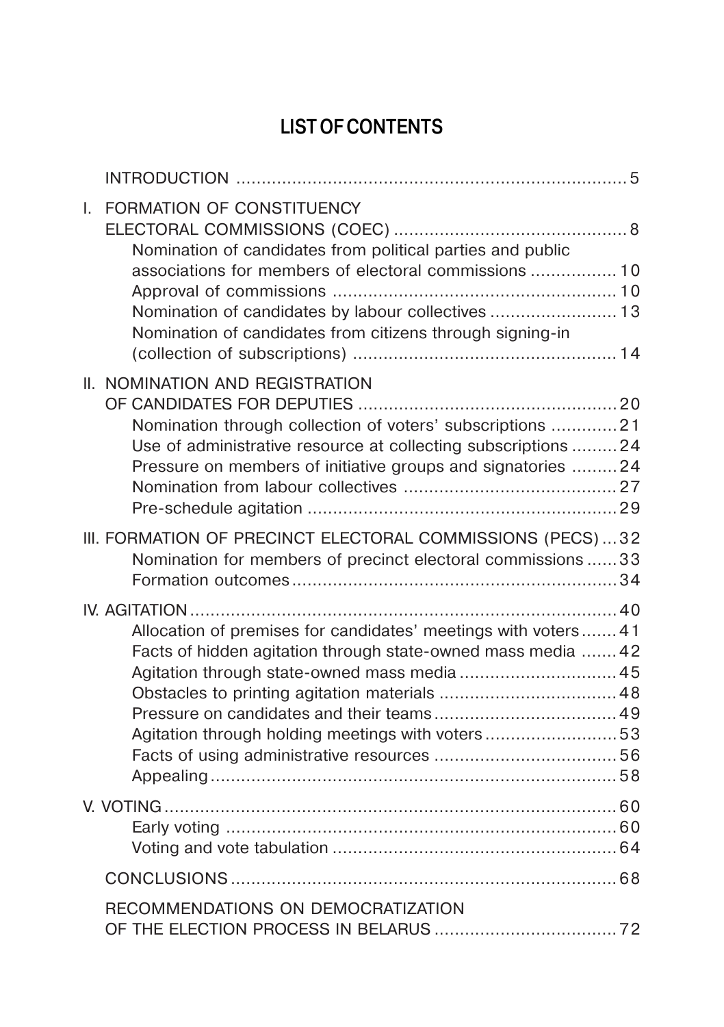# LIST OF CONTENTS

INTRODUCTION ..... 5

I. FORMATION OF CONSTITUENCY ELECTORAL COMMISSIONS (COEC) ..... 8
- Nomination of candidates from political parties and public associations for members of electoral commissions ..... 10
- Approval of commissions ..... 10
- Nomination of candidates by labour collectives ..... 13
- Nomination of candidates from citizens through signing-in (collection of subscriptions) ..... 14

II. NOMINATION AND REGISTRATION OF CANDIDATES FOR DEPUTIES ..... 20
- Nomination through collection of voters' subscriptions ..... 21
- Use of administrative resource at collecting subscriptions ..... 24
- Pressure on members of initiative groups and signatories ..... 24
- Nomination from labour collectives ..... 27
- Pre-schedule agitation ..... 29

III. FORMATION OF PRECINCT ELECTORAL COMMISSIONS (PECS) ... 32
- Nomination for members of precinct electoral commissions ..... 33
- Formation outcomes ..... 34

IV. AGITATION ..... 40
- Allocation of premises for candidates' meetings with voters ..... 41
- Facts of hidden agitation through state-owned mass media ..... 42
- Agitation through state-owned mass media ..... 45
- Obstacles to printing agitation materials ..... 48
- Pressure on candidates and their teams ..... 49
- Agitation through holding meetings with voters ..... 53
- Facts of using administrative resources ..... 56
- Appealing ..... 58

V. VOTING ..... 60
- Early voting ..... 60
- Voting and vote tabulation ..... 64

CONCLUSIONS ..... 68

RECOMMENDATIONS ON DEMOCRATIZATION OF THE ELECTION PROCESS IN BELARUS ..... 72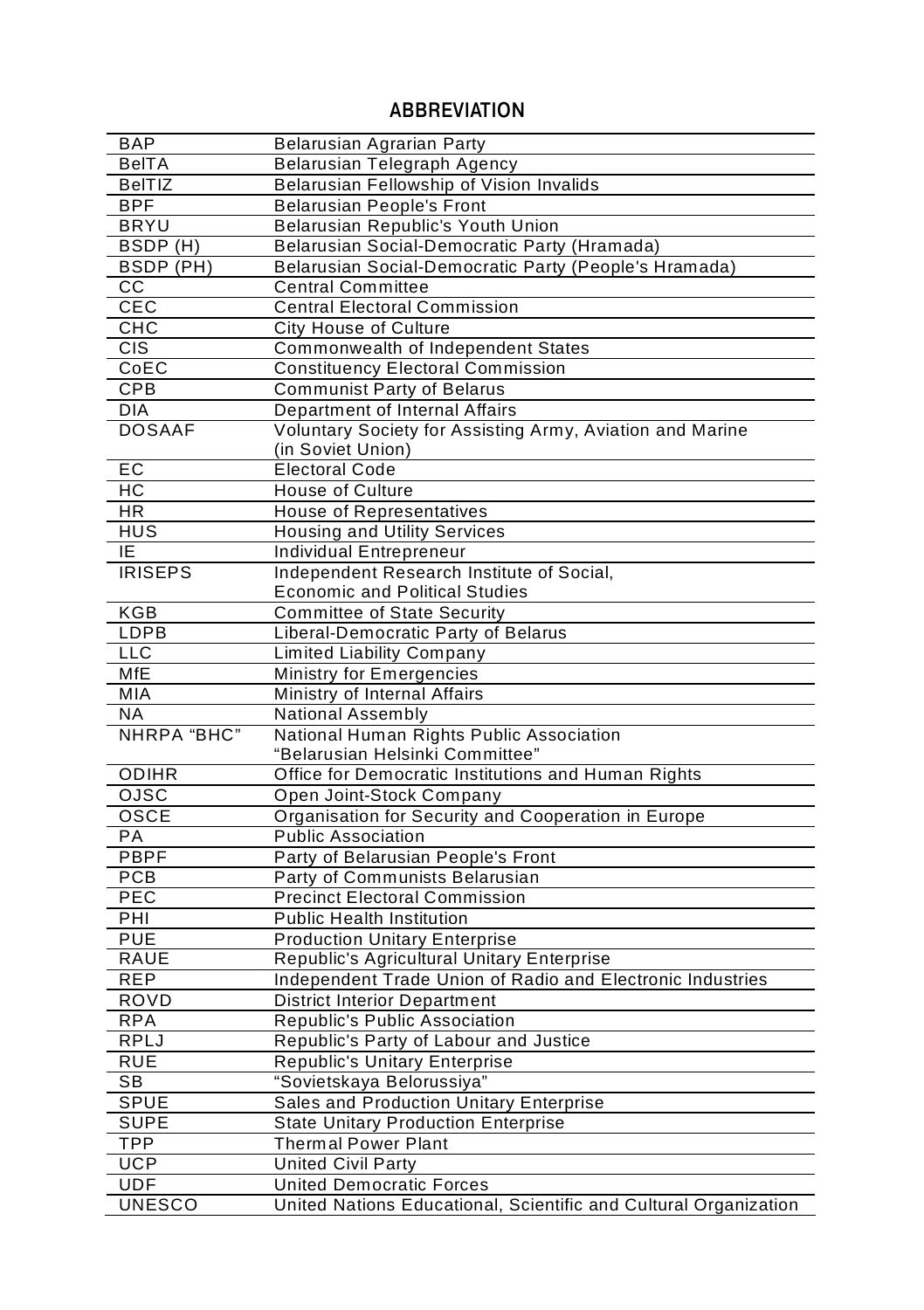## ABBREVIATION

| | |
|---|---|
| BAP | Belarusian Agrarian Party |
| BelTA | Belarusian Telegraph Agency |
| BelTIZ | Belarusian Fellowship of Vision Invalids |
| BPF | Belarusian People's Front |
| BRYU | Belarusian Republic's Youth Union |
| BSDP (H) | Belarusian Social-Democratic Party (Hramada) |
| BSDP (PH) | Belarusian Social-Democratic Party (People's Hramada) |
| CC | Central Committee |
| CEC | Central Electoral Commission |
| CHC | City House of Culture |
| CIS | Commonwealth of Independent States |
| CoEC | Constituency Electoral Commission |
| CPB | Communist Party of Belarus |
| DIA | Department of Internal Affairs |
| DOSAAF | Voluntary Society for Assisting Army, Aviation and Marine (in Soviet Union) |
| EC | Electoral Code |
| HC | House of Culture |
| HR | House of Representatives |
| HUS | Housing and Utility Services |
| IE | Individual Entrepreneur |
| IRISEPS | Independent Research Institute of Social, Economic and Political Studies |
| KGB | Committee of State Security |
| LDPB | Liberal-Democratic Party of Belarus |
| LLC | Limited Liability Company |
| MfE | Ministry for Emergencies |
| MIA | Ministry of Internal Affairs |
| NA | National Assembly |
| NHRPA "BHC" | National Human Rights Public Association "Belarusian Helsinki Committee" |
| ODIHR | Office for Democratic Institutions and Human Rights |
| OJSC | Open Joint-Stock Company |
| OSCE | Organisation for Security and Cooperation in Europe |
| PA | Public Association |
| PBPF | Party of Belarusian People's Front |
| PCB | Party of Communists Belarusian |
| PEC | Precinct Electoral Commission |
| PHI | Public Health Institution |
| PUE | Production Unitary Enterprise |
| RAUE | Republic's Agricultural Unitary Enterprise |
| REP | Independent Trade Union of Radio and Electronic Industries |
| ROVD | District Interior Department |
| RPA | Republic's Public Association |
| RPLJ | Republic's Party of Labour and Justice |
| RUE | Republic's Unitary Enterprise |
| SB | "Sovietskaya Belorussiya" |
| SPUE | Sales and Production Unitary Enterprise |
| SUPE | State Unitary Production Enterprise |
| TPP | Thermal Power Plant |
| UCP | United Civil Party |
| UDF | United Democratic Forces |
| UNESCO | United Nations Educational, Scientific and Cultural Organization |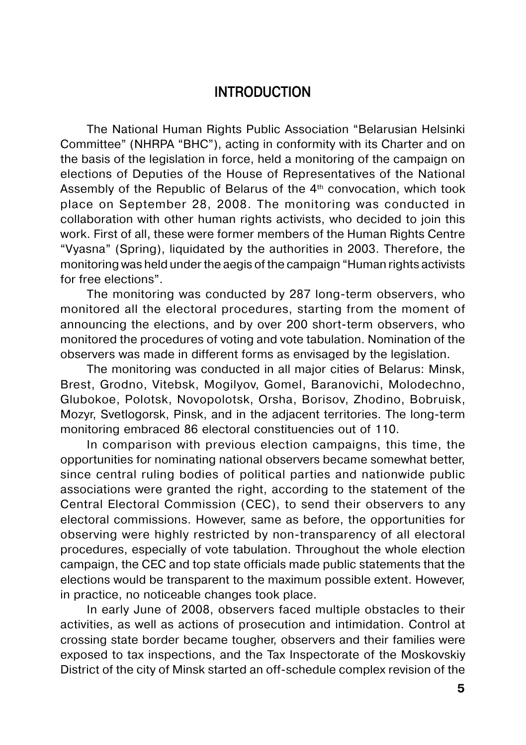## INTRODUCTION

The National Human Rights Public Association "Belarusian Helsinki Committee" (NHRPA "BHC"), acting in conformity with its Charter and on the basis of the legislation in force, held a monitoring of the campaign on elections of Deputies of the House of Representatives of the National Assembly of the Republic of Belarus of the 4th convocation, which took place on September 28, 2008. The monitoring was conducted in collaboration with other human rights activists, who decided to join this work. First of all, these were former members of the Human Rights Centre "Vyasna" (Spring), liquidated by the authorities in 2003. Therefore, the monitoring was held under the aegis of the campaign "Human rights activists for free elections".

The monitoring was conducted by 287 long-term observers, who monitored all the electoral procedures, starting from the moment of announcing the elections, and by over 200 short-term observers, who monitored the procedures of voting and vote tabulation. Nomination of the observers was made in different forms as envisaged by the legislation.

The monitoring was conducted in all major cities of Belarus: Minsk, Brest, Grodno, Vitebsk, Mogilyov, Gomel, Baranovichi, Molodechno, Glubokoe, Polotsk, Novopolotsk, Orsha, Borisov, Zhodino, Bobruisk, Mozyr, Svetlogorsk, Pinsk, and in the adjacent territories. The long-term monitoring embraced 86 electoral constituencies out of 110.

In comparison with previous election campaigns, this time, the opportunities for nominating national observers became somewhat better, since central ruling bodies of political parties and nationwide public associations were granted the right, according to the statement of the Central Electoral Commission (CEC), to send their observers to any electoral commissions. However, same as before, the opportunities for observing were highly restricted by non-transparency of all electoral procedures, especially of vote tabulation. Throughout the whole election campaign, the CEC and top state officials made public statements that the elections would be transparent to the maximum possible extent. However, in practice, no noticeable changes took place.

In early June of 2008, observers faced multiple obstacles to their activities, as well as actions of prosecution and intimidation. Control at crossing state border became tougher, observers and their families were exposed to tax inspections, and the Tax Inspectorate of the Moskovskiy District of the city of Minsk started an off-schedule complex revision of the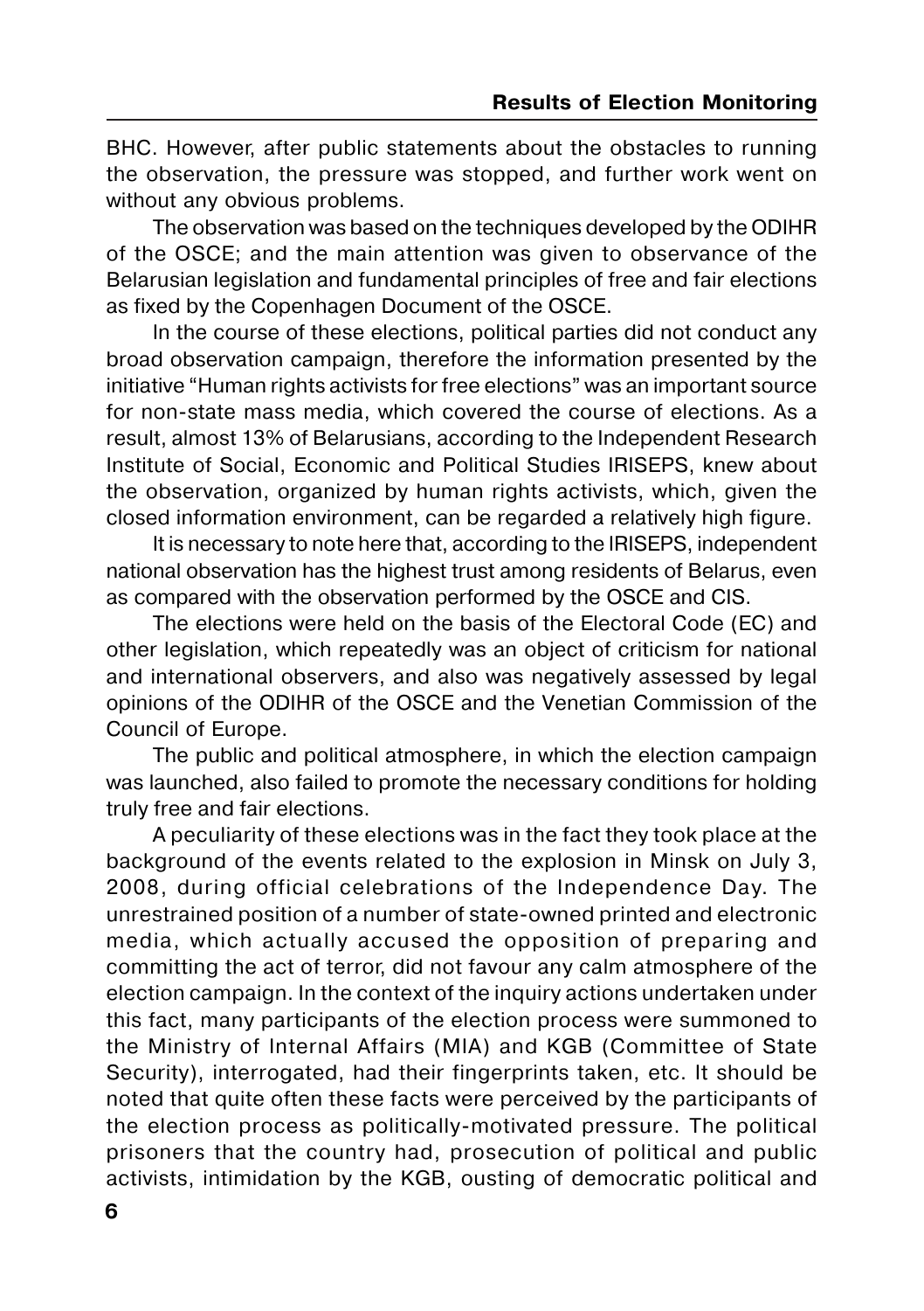BHC. However, after public statements about the obstacles to running the observation, the pressure was stopped, and further work went on without any obvious problems.

The observation was based on the techniques developed by the ODIHR of the OSCE; and the main attention was given to observance of the Belarusian legislation and fundamental principles of free and fair elections as fixed by the Copenhagen Document of the OSCE.

In the course of these elections, political parties did not conduct any broad observation campaign, therefore the information presented by the initiative "Human rights activists for free elections" was an important source for non-state mass media, which covered the course of elections. As a result, almost 13% of Belarusians, according to the Independent Research Institute of Social, Economic and Political Studies IRISEPS, knew about the observation, organized by human rights activists, which, given the closed information environment, can be regarded a relatively high figure.

It is necessary to note here that, according to the IRISEPS, independent national observation has the highest trust among residents of Belarus, even as compared with the observation performed by the OSCE and CIS.

The elections were held on the basis of the Electoral Code (EC) and other legislation, which repeatedly was an object of criticism for national and international observers, and also was negatively assessed by legal opinions of the ODIHR of the OSCE and the Venetian Commission of the Council of Europe.

The public and political atmosphere, in which the election campaign was launched, also failed to promote the necessary conditions for holding truly free and fair elections.

A peculiarity of these elections was in the fact they took place at the background of the events related to the explosion in Minsk on July 3, 2008, during official celebrations of the Independence Day. The unrestrained position of a number of state-owned printed and electronic media, which actually accused the opposition of preparing and committing the act of terror, did not favour any calm atmosphere of the election campaign. In the context of the inquiry actions undertaken under this fact, many participants of the election process were summoned to the Ministry of Internal Affairs (MIA) and KGB (Committee of State Security), interrogated, had their fingerprints taken, etc. It should be noted that quite often these facts were perceived by the participants of the election process as politically-motivated pressure. The political prisoners that the country had, prosecution of political and public activists, intimidation by the KGB, ousting of democratic political and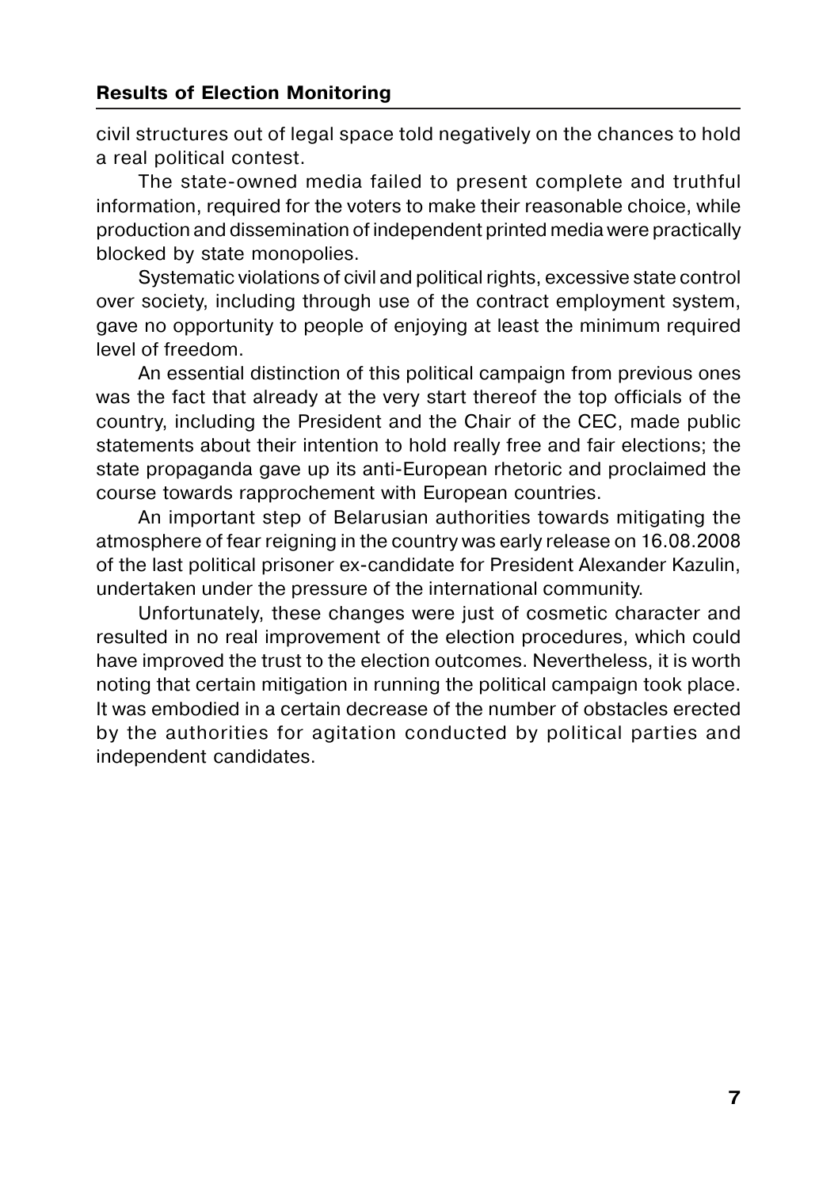civil structures out of legal space told negatively on the chances to hold a real political contest.

The state-owned media failed to present complete and truthful information, required for the voters to make their reasonable choice, while production and dissemination of independent printed media were practically blocked by state monopolies.

Systematic violations of civil and political rights, excessive state control over society, including through use of the contract employment system, gave no opportunity to people of enjoying at least the minimum required level of freedom.

An essential distinction of this political campaign from previous ones was the fact that already at the very start thereof the top officials of the country, including the President and the Chair of the CEC, made public statements about their intention to hold really free and fair elections; the state propaganda gave up its anti-European rhetoric and proclaimed the course towards rapprochement with European countries.

An important step of Belarusian authorities towards mitigating the atmosphere of fear reigning in the country was early release on 16.08.2008 of the last political prisoner ex-candidate for President Alexander Kazulin, undertaken under the pressure of the international community.

Unfortunately, these changes were just of cosmetic character and resulted in no real improvement of the election procedures, which could have improved the trust to the election outcomes. Nevertheless, it is worth noting that certain mitigation in running the political campaign took place. It was embodied in a certain decrease of the number of obstacles erected by the authorities for agitation conducted by political parties and independent candidates.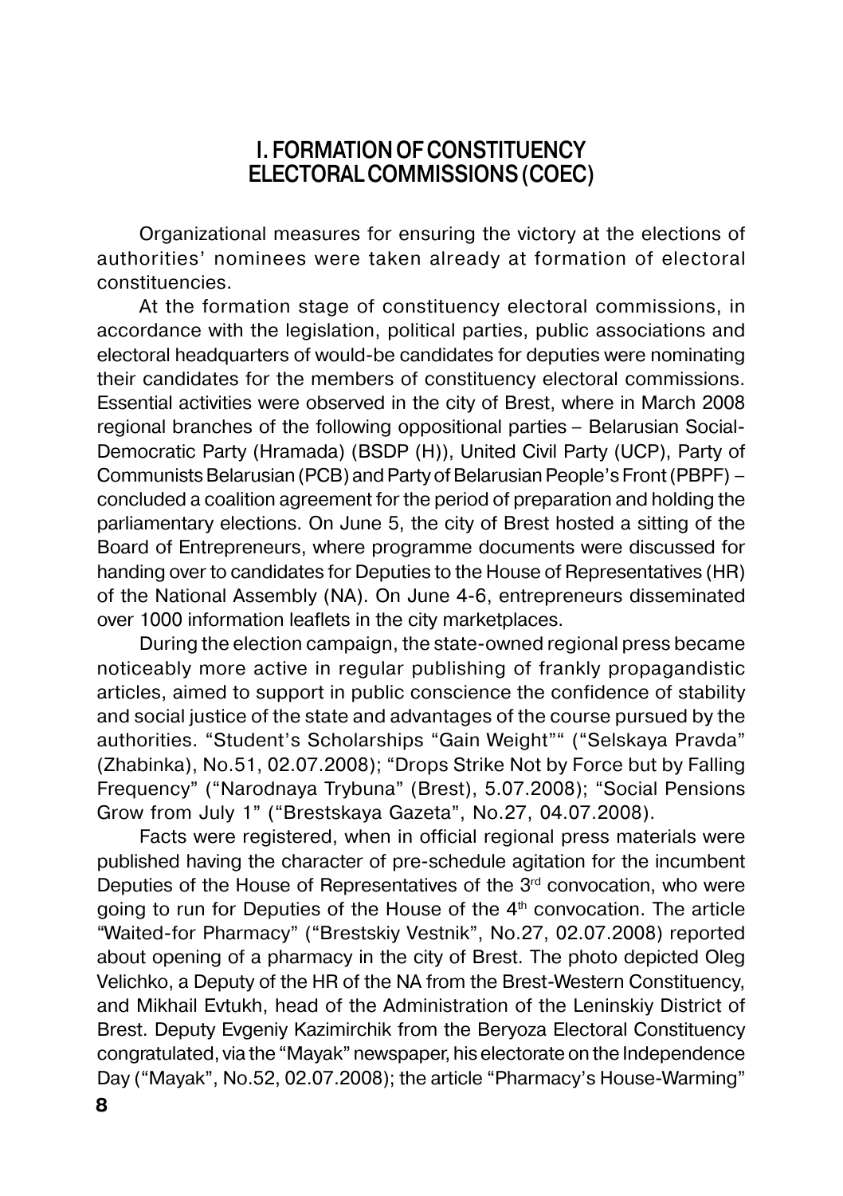## I. FORMATION OF CONSTITUENCY ELECTORAL COMMISSIONS (COEC)

Organizational measures for ensuring the victory at the elections of authorities' nominees were taken already at formation of electoral constituencies.

At the formation stage of constituency electoral commissions, in accordance with the legislation, political parties, public associations and electoral headquarters of would-be candidates for deputies were nominating their candidates for the members of constituency electoral commissions. Essential activities were observed in the city of Brest, where in March 2008 regional branches of the following oppositional parties – Belarusian Social-Democratic Party (Hramada) (BSDP (H)), United Civil Party (UCP), Party of Communists Belarusian (PCB) and Party of Belarusian People's Front (PBPF) – concluded a coalition agreement for the period of preparation and holding the parliamentary elections. On June 5, the city of Brest hosted a sitting of the Board of Entrepreneurs, where programme documents were discussed for handing over to candidates for Deputies to the House of Representatives (HR) of the National Assembly (NA). On June 4-6, entrepreneurs disseminated over 1000 information leaflets in the city marketplaces.

During the election campaign, the state-owned regional press became noticeably more active in regular publishing of frankly propagandistic articles, aimed to support in public conscience the confidence of stability and social justice of the state and advantages of the course pursued by the authorities. "Student's Scholarships "Gain Weight"" ("Selskaya Pravda" (Zhabinka), No.51, 02.07.2008); "Drops Strike Not by Force but by Falling Frequency" ("Narodnaya Trybuna" (Brest), 5.07.2008); "Social Pensions Grow from July 1" ("Brestskaya Gazeta", No.27, 04.07.2008).

Facts were registered, when in official regional press materials were published having the character of pre-schedule agitation for the incumbent Deputies of the House of Representatives of the 3rd convocation, who were going to run for Deputies of the House of the 4th convocation. The article "Waited-for Pharmacy" ("Brestskiy Vestnik", No.27, 02.07.2008) reported about opening of a pharmacy in the city of Brest. The photo depicted Oleg Velichko, a Deputy of the HR of the NA from the Brest-Western Constituency, and Mikhail Evtukh, head of the Administration of the Leninskiy District of Brest. Deputy Evgeniy Kazimirchik from the Beryoza Electoral Constituency congratulated, via the "Mayak" newspaper, his electorate on the Independence Day ("Mayak", No.52, 02.07.2008); the article "Pharmacy's House-Warming"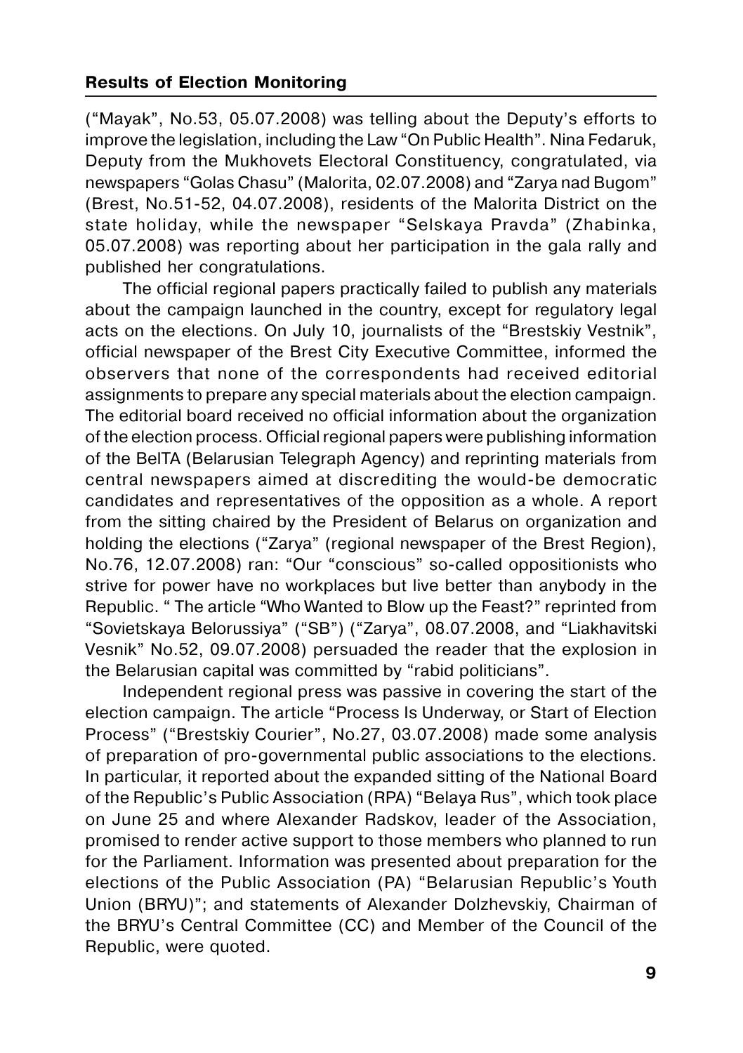("Mayak", No.53, 05.07.2008) was telling about the Deputy's efforts to improve the legislation, including the Law "On Public Health". Nina Fedaruk, Deputy from the Mukhovets Electoral Constituency, congratulated, via newspapers "Golas Chasu" (Malorita, 02.07.2008) and "Zarya nad Bugom" (Brest, No.51-52, 04.07.2008), residents of the Malorita District on the state holiday, while the newspaper "Selskaya Pravda" (Zhabinka, 05.07.2008) was reporting about her participation in the gala rally and published her congratulations.

The official regional papers practically failed to publish any materials about the campaign launched in the country, except for regulatory legal acts on the elections. On July 10, journalists of the "Brestskiy Vestnik", official newspaper of the Brest City Executive Committee, informed the observers that none of the correspondents had received editorial assignments to prepare any special materials about the election campaign. The editorial board received no official information about the organization of the election process. Official regional papers were publishing information of the BelTA (Belarusian Telegraph Agency) and reprinting materials from central newspapers aimed at discrediting the would-be democratic candidates and representatives of the opposition as a whole. A report from the sitting chaired by the President of Belarus on organization and holding the elections ("Zarya" (regional newspaper of the Brest Region), No.76, 12.07.2008) ran: "Our "conscious" so-called oppositionists who strive for power have no workplaces but live better than anybody in the Republic. " The article "Who Wanted to Blow up the Feast?" reprinted from "Sovietskaya Belorussiya" ("SB") ("Zarya", 08.07.2008, and "Liakhavitski Vesnik" No.52, 09.07.2008) persuaded the reader that the explosion in the Belarusian capital was committed by "rabid politicians".

Independent regional press was passive in covering the start of the election campaign. The article "Process Is Underway, or Start of Election Process" ("Brestskiy Courier", No.27, 03.07.2008) made some analysis of preparation of pro-governmental public associations to the elections. In particular, it reported about the expanded sitting of the National Board of the Republic's Public Association (RPA) "Belaya Rus", which took place on June 25 and where Alexander Radskov, leader of the Association, promised to render active support to those members who planned to run for the Parliament. Information was presented about preparation for the elections of the Public Association (PA) "Belarusian Republic's Youth Union (BRYU)"; and statements of Alexander Dolzhevskiy, Chairman of the BRYU's Central Committee (CC) and Member of the Council of the Republic, were quoted.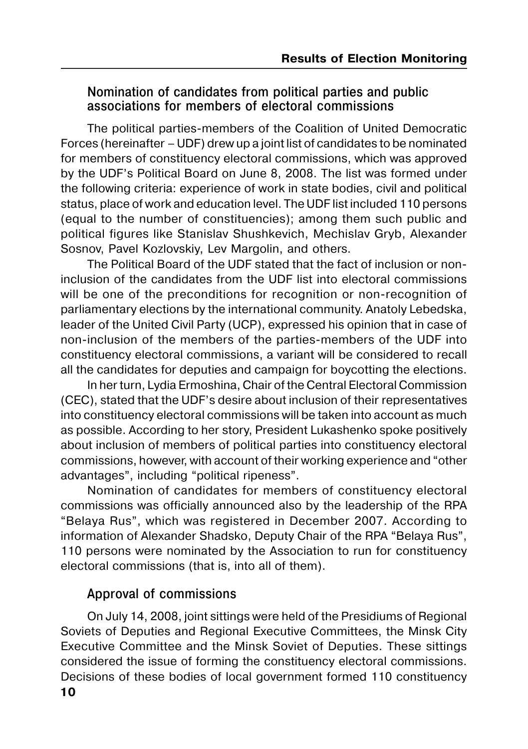## Nomination of candidates from political parties and public associations for members of electoral commissions

The political parties-members of the Coalition of United Democratic Forces (hereinafter – UDF) drew up a joint list of candidates to be nominated for members of constituency electoral commissions, which was approved by the UDF's Political Board on June 8, 2008. The list was formed under the following criteria: experience of work in state bodies, civil and political status, place of work and education level. The UDF list included 110 persons (equal to the number of constituencies); among them such public and political figures like Stanislav Shushkevich, Mechislav Gryb, Alexander Sosnov, Pavel Kozlovskiy, Lev Margolin, and others.

The Political Board of the UDF stated that the fact of inclusion or non-inclusion of the candidates from the UDF list into electoral commissions will be one of the preconditions for recognition or non-recognition of parliamentary elections by the international community. Anatoly Lebedska, leader of the United Civil Party (UCP), expressed his opinion that in case of non-inclusion of the members of the parties-members of the UDF into constituency electoral commissions, a variant will be considered to recall all the candidates for deputies and campaign for boycotting the elections.

In her turn, Lydia Ermoshina, Chair of the Central Electoral Commission (CEC), stated that the UDF's desire about inclusion of their representatives into constituency electoral commissions will be taken into account as much as possible. According to her story, President Lukashenko spoke positively about inclusion of members of political parties into constituency electoral commissions, however, with account of their working experience and "other advantages", including "political ripeness".

Nomination of candidates for members of constituency electoral commissions was officially announced also by the leadership of the RPA "Belaya Rus", which was registered in December 2007. According to information of Alexander Shadsko, Deputy Chair of the RPA "Belaya Rus", 110 persons were nominated by the Association to run for constituency electoral commissions (that is, into all of them).

## Approval of commissions

On July 14, 2008, joint sittings were held of the Presidiums of Regional Soviets of Deputies and Regional Executive Committees, the Minsk City Executive Committee and the Minsk Soviet of Deputies. These sittings considered the issue of forming the constituency electoral commissions. Decisions of these bodies of local government formed 110 constituency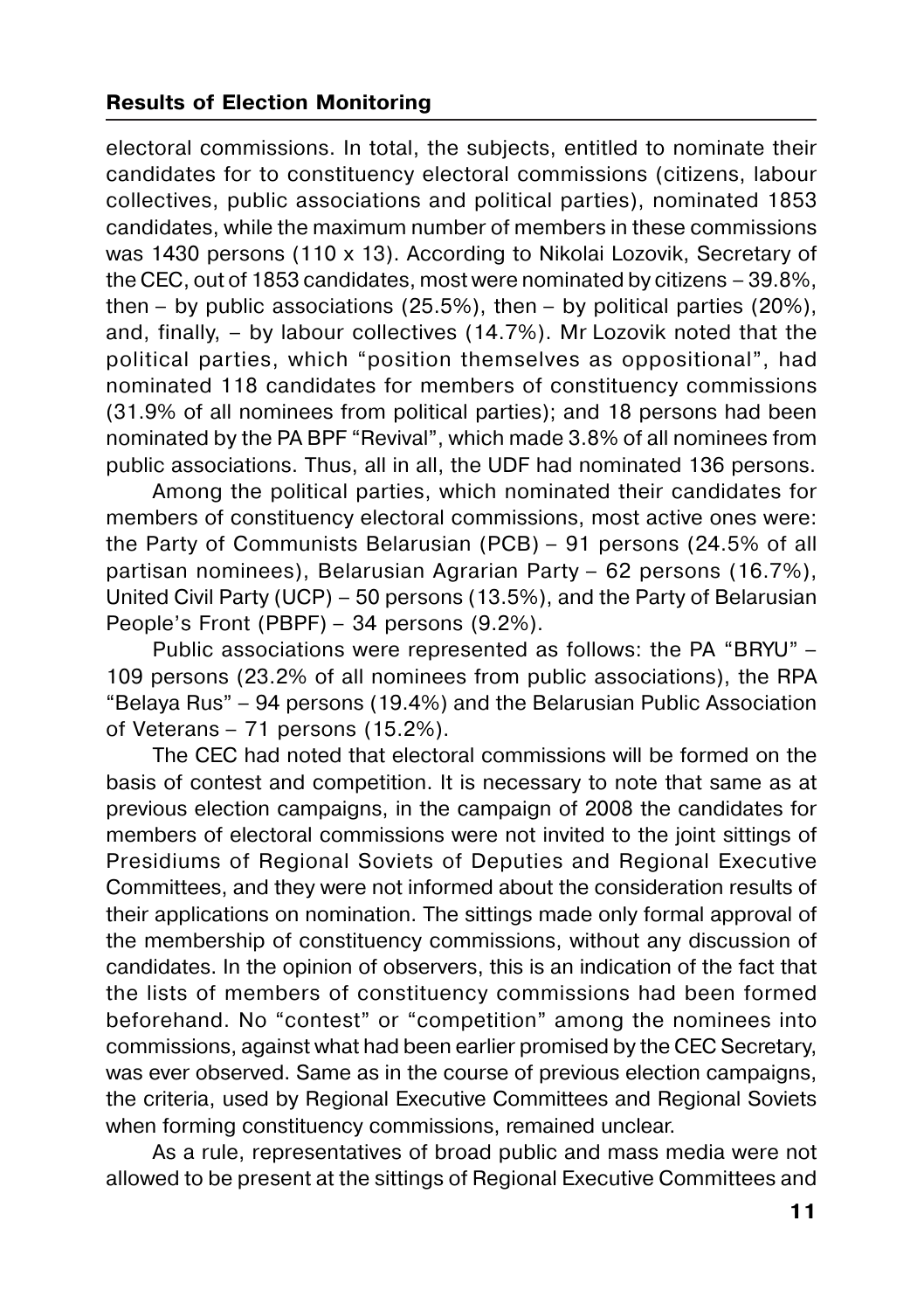electoral commissions. In total, the subjects, entitled to nominate their candidates for to constituency electoral commissions (citizens, labour collectives, public associations and political parties), nominated 1853 candidates, while the maximum number of members in these commissions was 1430 persons (110 x 13). According to Nikolai Lozovik, Secretary of the CEC, out of 1853 candidates, most were nominated by citizens – 39.8%, then – by public associations (25.5%), then – by political parties (20%), and, finally, – by labour collectives (14.7%). Mr Lozovik noted that the political parties, which "position themselves as oppositional", had nominated 118 candidates for members of constituency commissions (31.9% of all nominees from political parties); and 18 persons had been nominated by the PA BPF "Revival", which made 3.8% of all nominees from public associations. Thus, all in all, the UDF had nominated 136 persons.

Among the political parties, which nominated their candidates for members of constituency electoral commissions, most active ones were: the Party of Communists Belarusian (PCB) – 91 persons (24.5% of all partisan nominees), Belarusian Agrarian Party – 62 persons (16.7%), United Civil Party (UCP) – 50 persons (13.5%), and the Party of Belarusian People's Front (PBPF) – 34 persons (9.2%).

Public associations were represented as follows: the PA "BRYU" – 109 persons (23.2% of all nominees from public associations), the RPA "Belaya Rus" – 94 persons (19.4%) and the Belarusian Public Association of Veterans – 71 persons (15.2%).

The CEC had noted that electoral commissions will be formed on the basis of contest and competition. It is necessary to note that same as at previous election campaigns, in the campaign of 2008 the candidates for members of electoral commissions were not invited to the joint sittings of Presidiums of Regional Soviets of Deputies and Regional Executive Committees, and they were not informed about the consideration results of their applications on nomination. The sittings made only formal approval of the membership of constituency commissions, without any discussion of candidates. In the opinion of observers, this is an indication of the fact that the lists of members of constituency commissions had been formed beforehand. No "contest" or "competition" among the nominees into commissions, against what had been earlier promised by the CEC Secretary, was ever observed. Same as in the course of previous election campaigns, the criteria, used by Regional Executive Committees and Regional Soviets when forming constituency commissions, remained unclear.

As a rule, representatives of broad public and mass media were not allowed to be present at the sittings of Regional Executive Committees and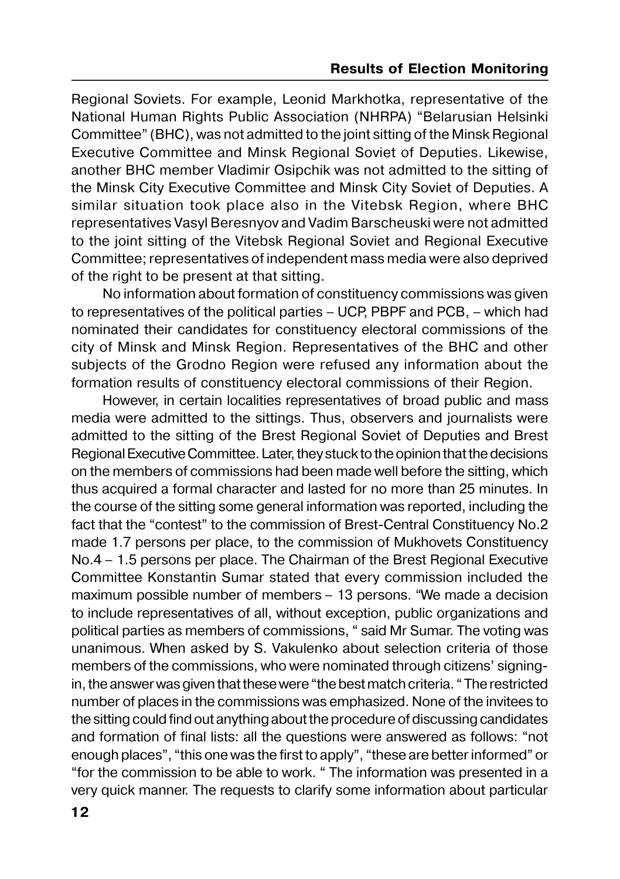Regional Soviets. For example, Leonid Markhotka, representative of the National Human Rights Public Association (NHRPA) "Belarusian Helsinki Committee" (BHC), was not admitted to the joint sitting of the Minsk Regional Executive Committee and Minsk Regional Soviet of Deputies. Likewise, another BHC member Vladimir Osipchik was not admitted to the sitting of the Minsk City Executive Committee and Minsk City Soviet of Deputies. A similar situation took place also in the Vitebsk Region, where BHC representatives Vasyl Beresnyov and Vadim Barscheuski were not admitted to the joint sitting of the Vitebsk Regional Soviet and Regional Executive Committee; representatives of independent mass media were also deprived of the right to be present at that sitting.

No information about formation of constituency commissions was given to representatives of the political parties – UCP, PBPF and PCB, – which had nominated their candidates for constituency electoral commissions of the city of Minsk and Minsk Region. Representatives of the BHC and other subjects of the Grodno Region were refused any information about the formation results of constituency electoral commissions of their Region.

However, in certain localities representatives of broad public and mass media were admitted to the sittings. Thus, observers and journalists were admitted to the sitting of the Brest Regional Soviet of Deputies and Brest Regional Executive Committee. Later, they stuck to the opinion that the decisions on the members of commissions had been made well before the sitting, which thus acquired a formal character and lasted for no more than 25 minutes. In the course of the sitting some general information was reported, including the fact that the "contest" to the commission of Brest-Central Constituency No.2 made 1.7 persons per place, to the commission of Mukhovets Constituency No.4 – 1.5 persons per place. The Chairman of the Brest Regional Executive Committee Konstantin Sumar stated that every commission included the maximum possible number of members – 13 persons. "We made a decision to include representatives of all, without exception, public organizations and political parties as members of commissions, " said Mr Sumar. The voting was unanimous. When asked by S. Vakulenko about selection criteria of those members of the commissions, who were nominated through citizens' signing-in, the answer was given that these were "the best match criteria. " The restricted number of places in the commissions was emphasized. None of the invitees to the sitting could find out anything about the procedure of discussing candidates and formation of final lists: all the questions were answered as follows: "not enough places", "this one was the first to apply", "these are better informed" or "for the commission to be able to work. " The information was presented in a very quick manner. The requests to clarify some information about particular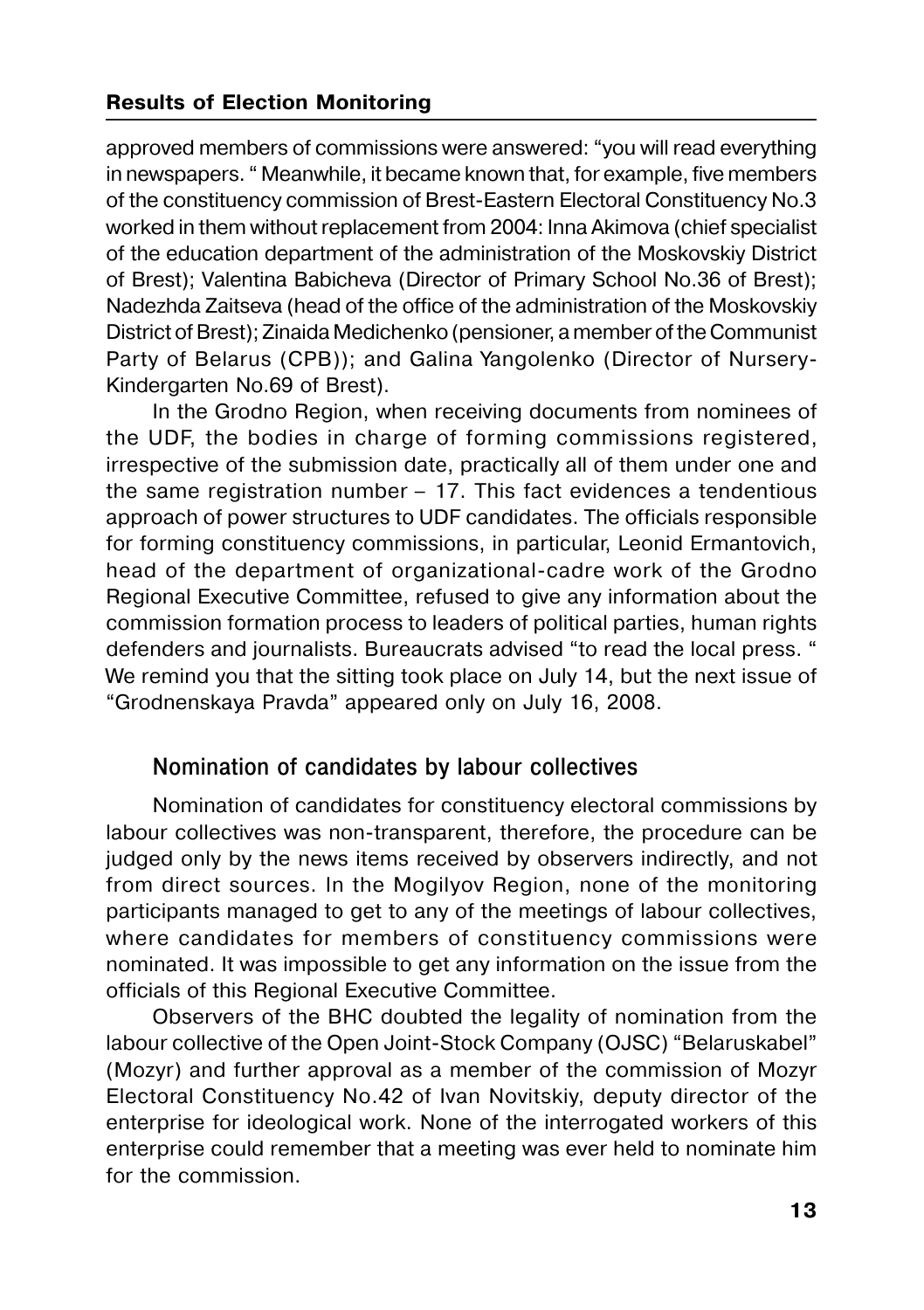approved members of commissions were answered: "you will read everything in newspapers. " Meanwhile, it became known that, for example, five members of the constituency commission of Brest-Eastern Electoral Constituency No.3 worked in them without replacement from 2004: Inna Akimova (chief specialist of the education department of the administration of the Moskovskiy District of Brest); Valentina Babicheva (Director of Primary School No.36 of Brest); Nadezhda Zaitseva (head of the office of the administration of the Moskovskiy District of Brest); Zinaida Medichenko (pensioner, a member of the Communist Party of Belarus (CPB)); and Galina Yangolenko (Director of Nursery-Kindergarten No.69 of Brest).

In the Grodno Region, when receiving documents from nominees of the UDF, the bodies in charge of forming commissions registered, irrespective of the submission date, practically all of them under one and the same registration number – 17. This fact evidences a tendentious approach of power structures to UDF candidates. The officials responsible for forming constituency commissions, in particular, Leonid Ermantovich, head of the department of organizational-cadre work of the Grodno Regional Executive Committee, refused to give any information about the commission formation process to leaders of political parties, human rights defenders and journalists. Bureaucrats advised "to read the local press. " We remind you that the sitting took place on July 14, but the next issue of "Grodnenskaya Pravda" appeared only on July 16, 2008.

### Nomination of candidates by labour collectives

Nomination of candidates for constituency electoral commissions by labour collectives was non-transparent, therefore, the procedure can be judged only by the news items received by observers indirectly, and not from direct sources. In the Mogilyov Region, none of the monitoring participants managed to get to any of the meetings of labour collectives, where candidates for members of constituency commissions were nominated. It was impossible to get any information on the issue from the officials of this Regional Executive Committee.

Observers of the BHC doubted the legality of nomination from the labour collective of the Open Joint-Stock Company (OJSC) "Belaruskabel" (Mozyr) and further approval as a member of the commission of Mozyr Electoral Constituency No.42 of Ivan Novitskiy, deputy director of the enterprise for ideological work. None of the interrogated workers of this enterprise could remember that a meeting was ever held to nominate him for the commission.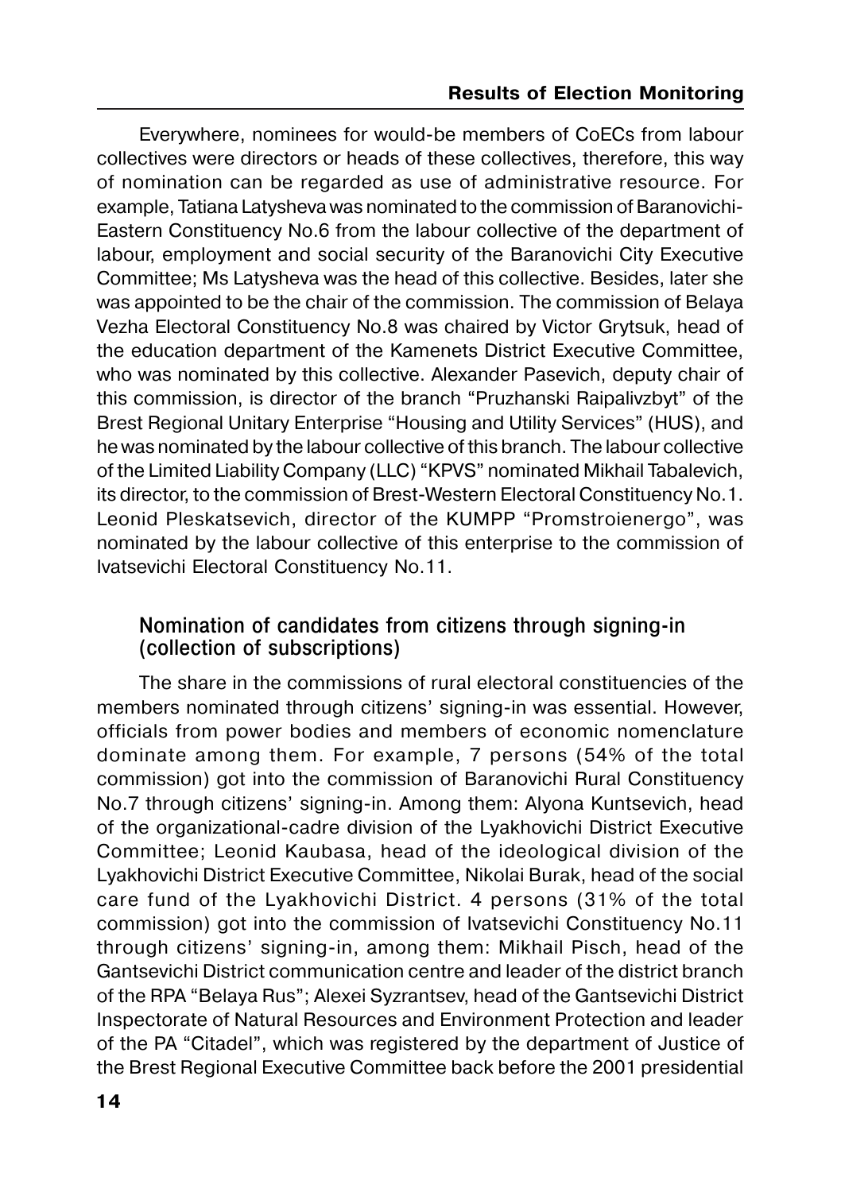Everywhere, nominees for would-be members of CoECs from labour collectives were directors or heads of these collectives, therefore, this way of nomination can be regarded as use of administrative resource. For example, Tatiana Latysheva was nominated to the commission of Baranovichi-Eastern Constituency No.6 from the labour collective of the department of labour, employment and social security of the Baranovichi City Executive Committee; Ms Latysheva was the head of this collective. Besides, later she was appointed to be the chair of the commission. The commission of Belaya Vezha Electoral Constituency No.8 was chaired by Victor Grytsuk, head of the education department of the Kamenets District Executive Committee, who was nominated by this collective. Alexander Pasevich, deputy chair of this commission, is director of the branch "Pruzhanski Raipalivzbyt" of the Brest Regional Unitary Enterprise "Housing and Utility Services" (HUS), and he was nominated by the labour collective of this branch. The labour collective of the Limited Liability Company (LLC) "KPVS" nominated Mikhail Tabalevich, its director, to the commission of Brest-Western Electoral Constituency No.1. Leonid Pleskatsevich, director of the KUMPP "Promstroienergo", was nominated by the labour collective of this enterprise to the commission of Ivatsevichi Electoral Constituency No.11.

### Nomination of candidates from citizens through signing-in (collection of subscriptions)

The share in the commissions of rural electoral constituencies of the members nominated through citizens' signing-in was essential. However, officials from power bodies and members of economic nomenclature dominate among them. For example, 7 persons (54% of the total commission) got into the commission of Baranovichi Rural Constituency No.7 through citizens' signing-in. Among them: Alyona Kuntsevich, head of the organizational-cadre division of the Lyakhovichi District Executive Committee; Leonid Kaubasa, head of the ideological division of the Lyakhovichi District Executive Committee, Nikolai Burak, head of the social care fund of the Lyakhovichi District. 4 persons (31% of the total commission) got into the commission of Ivatsevichi Constituency No.11 through citizens' signing-in, among them: Mikhail Pisch, head of the Gantsevichi District communication centre and leader of the district branch of the RPA "Belaya Rus"; Alexei Syzrantsev, head of the Gantsevichi District Inspectorate of Natural Resources and Environment Protection and leader of the PA "Citadel", which was registered by the department of Justice of the Brest Regional Executive Committee back before the 2001 presidential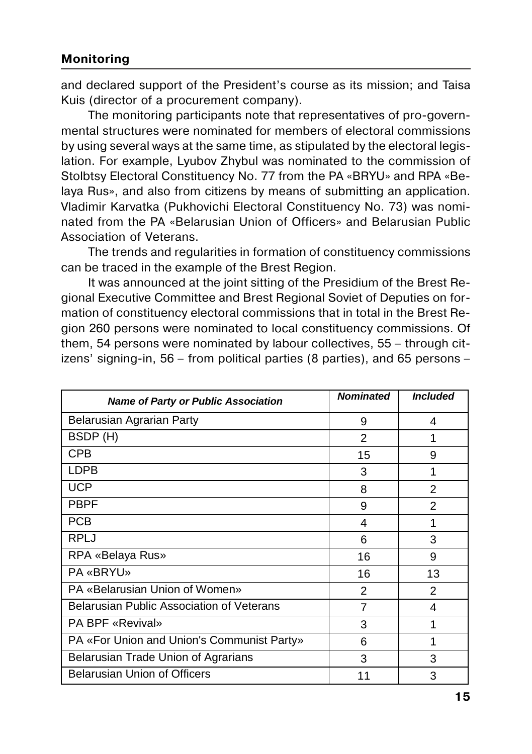and declared support of the President's course as its mission; and Taisa Kuis (director of a procurement company).

The monitoring participants note that representatives of pro-governmental structures were nominated for members of electoral commissions by using several ways at the same time, as stipulated by the electoral legislation. For example, Lyubov Zhybul was nominated to the commission of Stolbtsy Electoral Constituency No. 77 from the PA «BRYU» and RPA «Belaya Rus», and also from citizens by means of submitting an application. Vladimir Karvatka (Pukhovichi Electoral Constituency No. 73) was nominated from the PA «Belarusian Union of Officers» and Belarusian Public Association of Veterans.

The trends and regularities in formation of constituency commissions can be traced in the example of the Brest Region.

It was announced at the joint sitting of the Presidium of the Brest Regional Executive Committee and Brest Regional Soviet of Deputies on formation of constituency electoral commissions that in total in the Brest Region 260 persons were nominated to local constituency commissions. Of them, 54 persons were nominated by labour collectives, 55 – through citizens' signing-in, 56 – from political parties (8 parties), and 65 persons –

| *Name of Party or Public Association* | *Nominated* | *Included* |
|---|---|---|
| Belarusian Agrarian Party | 9 | 4 |
| BSDP (H) | 2 | 1 |
| CPB | 15 | 9 |
| LDPB | 3 | 1 |
| UCP | 8 | 2 |
| PBPF | 9 | 2 |
| PCB | 4 | 1 |
| RPLJ | 6 | 3 |
| RPA «Belaya Rus» | 16 | 9 |
| PA «BRYU» | 16 | 13 |
| PA «Belarusian Union of Women» | 2 | 2 |
| Belarusian Public Association of Veterans | 7 | 4 |
| PA BPF «Revival» | 3 | 1 |
| PA «For Union and Union's Communist Party» | 6 | 1 |
| Belarusian Trade Union of Agrarians | 3 | 3 |
| Belarusian Union of Officers | 11 | 3 |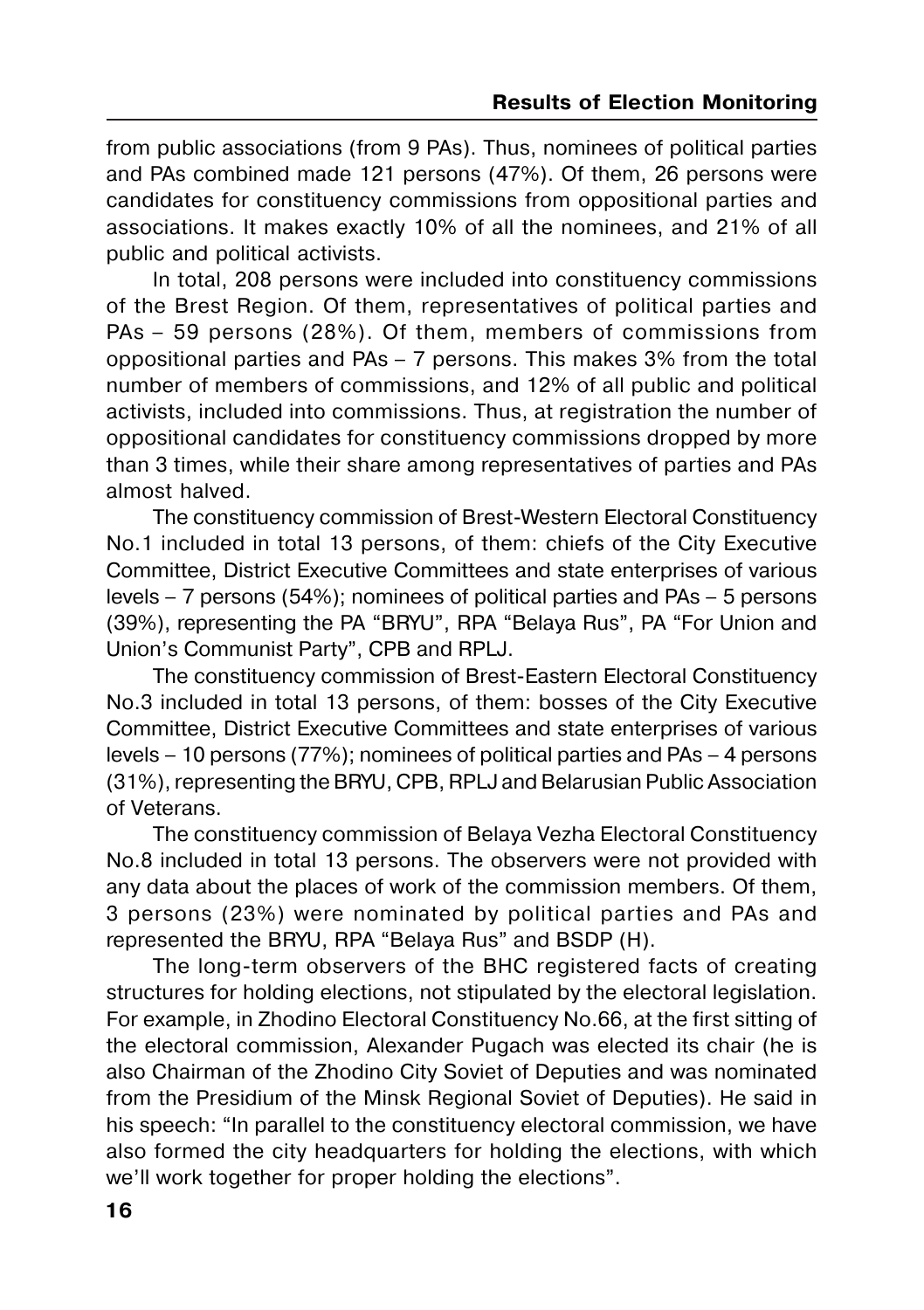from public associations (from 9 PAs). Thus, nominees of political parties and PAs combined made 121 persons (47%). Of them, 26 persons were candidates for constituency commissions from oppositional parties and associations. It makes exactly 10% of all the nominees, and 21% of all public and political activists.

In total, 208 persons were included into constituency commissions of the Brest Region. Of them, representatives of political parties and PAs – 59 persons (28%). Of them, members of commissions from oppositional parties and PAs – 7 persons. This makes 3% from the total number of members of commissions, and 12% of all public and political activists, included into commissions. Thus, at registration the number of oppositional candidates for constituency commissions dropped by more than 3 times, while their share among representatives of parties and PAs almost halved.

The constituency commission of Brest-Western Electoral Constituency No.1 included in total 13 persons, of them: chiefs of the City Executive Committee, District Executive Committees and state enterprises of various levels – 7 persons (54%); nominees of political parties and PAs – 5 persons (39%), representing the PA "BRYU", RPA "Belaya Rus", PA "For Union and Union's Communist Party", CPB and RPLJ.

The constituency commission of Brest-Eastern Electoral Constituency No.3 included in total 13 persons, of them: bosses of the City Executive Committee, District Executive Committees and state enterprises of various levels – 10 persons (77%); nominees of political parties and PAs – 4 persons (31%), representing the BRYU, CPB, RPLJ and Belarusian Public Association of Veterans.

The constituency commission of Belaya Vezha Electoral Constituency No.8 included in total 13 persons. The observers were not provided with any data about the places of work of the commission members. Of them, 3 persons (23%) were nominated by political parties and PAs and represented the BRYU, RPA "Belaya Rus" and BSDP (H).

The long-term observers of the BHC registered facts of creating structures for holding elections, not stipulated by the electoral legislation. For example, in Zhodino Electoral Constituency No.66, at the first sitting of the electoral commission, Alexander Pugach was elected its chair (he is also Chairman of the Zhodino City Soviet of Deputies and was nominated from the Presidium of the Minsk Regional Soviet of Deputies). He said in his speech: "In parallel to the constituency electoral commission, we have also formed the city headquarters for holding the elections, with which we'll work together for proper holding the elections".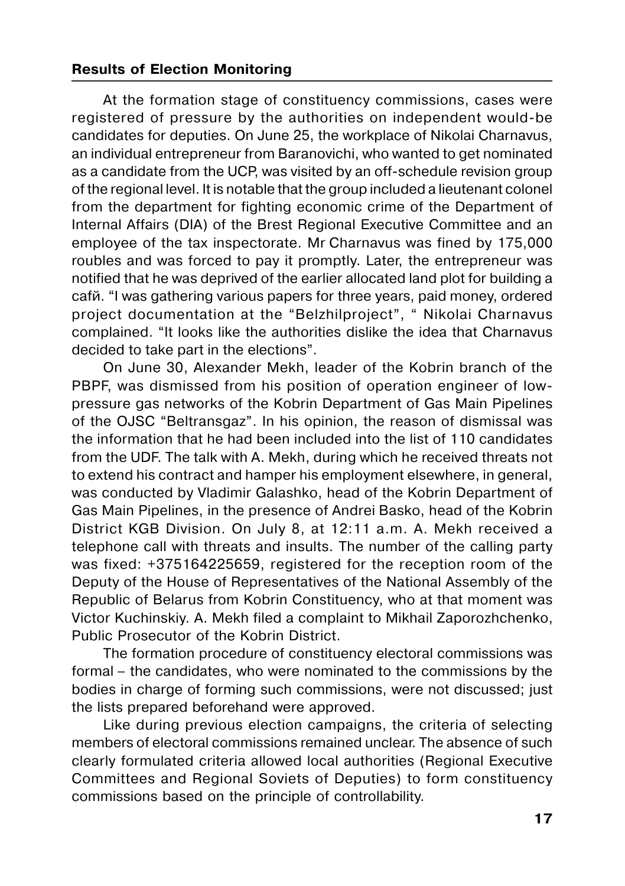At the formation stage of constituency commissions, cases were registered of pressure by the authorities on independent would-be candidates for deputies. On June 25, the workplace of Nikolai Charnavus, an individual entrepreneur from Baranovichi, who wanted to get nominated as a candidate from the UCP, was visited by an off-schedule revision group of the regional level. It is notable that the group included a lieutenant colonel from the department for fighting economic crime of the Department of Internal Affairs (DIA) of the Brest Regional Executive Committee and an employee of the tax inspectorate. Mr Charnavus was fined by 175,000 roubles and was forced to pay it promptly. Later, the entrepreneur was notified that he was deprived of the earlier allocated land plot for building a cafй. "I was gathering various papers for three years, paid money, ordered project documentation at the "Belzhilproject", " Nikolai Charnavus complained. "It looks like the authorities dislike the idea that Charnavus decided to take part in the elections".

On June 30, Alexander Mekh, leader of the Kobrin branch of the PBPF, was dismissed from his position of operation engineer of low-pressure gas networks of the Kobrin Department of Gas Main Pipelines of the OJSC "Beltransgaz". In his opinion, the reason of dismissal was the information that he had been included into the list of 110 candidates from the UDF. The talk with A. Mekh, during which he received threats not to extend his contract and hamper his employment elsewhere, in general, was conducted by Vladimir Galashko, head of the Kobrin Department of Gas Main Pipelines, in the presence of Andrei Basko, head of the Kobrin District KGB Division. On July 8, at 12:11 a.m. A. Mekh received a telephone call with threats and insults. The number of the calling party was fixed: +375164225659, registered for the reception room of the Deputy of the House of Representatives of the National Assembly of the Republic of Belarus from Kobrin Constituency, who at that moment was Victor Kuchinskiy. A. Mekh filed a complaint to Mikhail Zaporozhchenko, Public Prosecutor of the Kobrin District.

The formation procedure of constituency electoral commissions was formal – the candidates, who were nominated to the commissions by the bodies in charge of forming such commissions, were not discussed; just the lists prepared beforehand were approved.

Like during previous election campaigns, the criteria of selecting members of electoral commissions remained unclear. The absence of such clearly formulated criteria allowed local authorities (Regional Executive Committees and Regional Soviets of Deputies) to form constituency commissions based on the principle of controllability.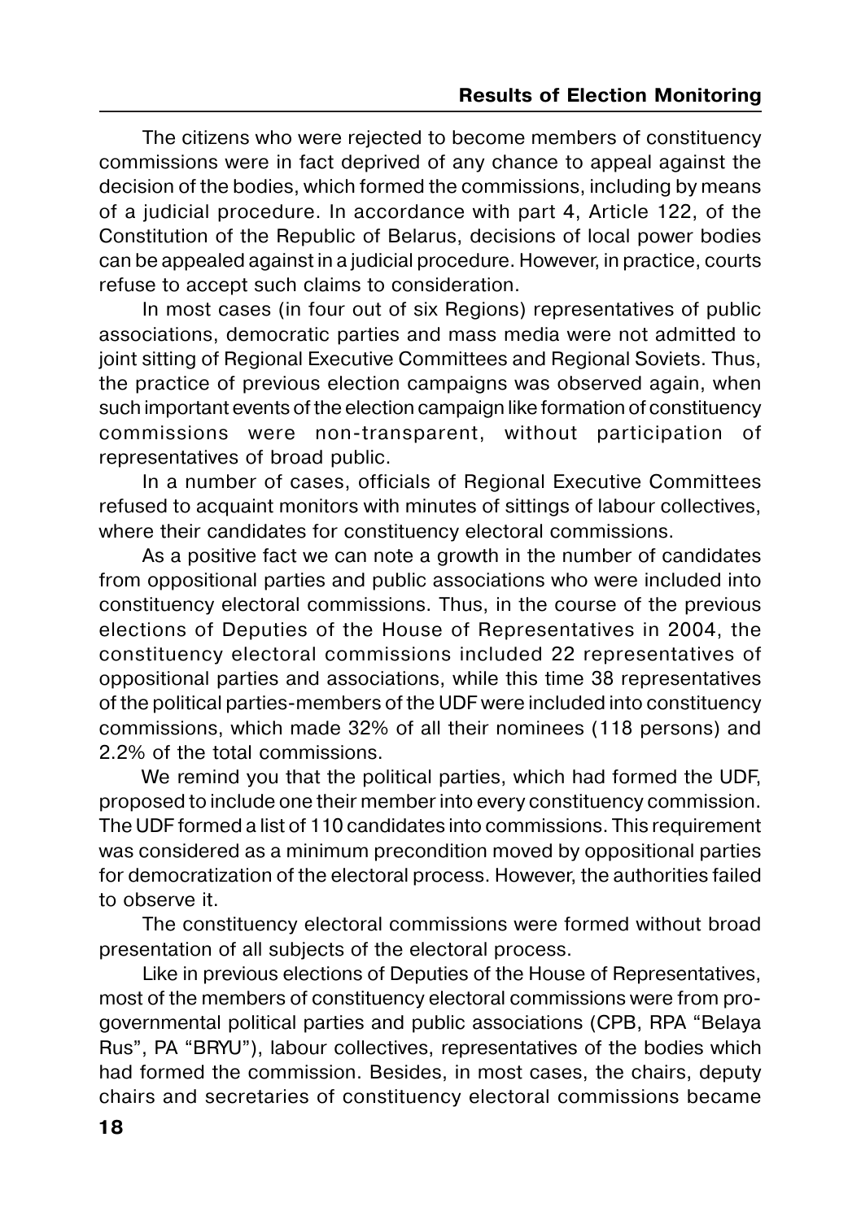The citizens who were rejected to become members of constituency commissions were in fact deprived of any chance to appeal against the decision of the bodies, which formed the commissions, including by means of a judicial procedure. In accordance with part 4, Article 122, of the Constitution of the Republic of Belarus, decisions of local power bodies can be appealed against in a judicial procedure. However, in practice, courts refuse to accept such claims to consideration.

In most cases (in four out of six Regions) representatives of public associations, democratic parties and mass media were not admitted to joint sitting of Regional Executive Committees and Regional Soviets. Thus, the practice of previous election campaigns was observed again, when such important events of the election campaign like formation of constituency commissions were non-transparent, without participation of representatives of broad public.

In a number of cases, officials of Regional Executive Committees refused to acquaint monitors with minutes of sittings of labour collectives, where their candidates for constituency electoral commissions.

As a positive fact we can note a growth in the number of candidates from oppositional parties and public associations who were included into constituency electoral commissions. Thus, in the course of the previous elections of Deputies of the House of Representatives in 2004, the constituency electoral commissions included 22 representatives of oppositional parties and associations, while this time 38 representatives of the political parties-members of the UDF were included into constituency commissions, which made 32% of all their nominees (118 persons) and 2.2% of the total commissions.

We remind you that the political parties, which had formed the UDF, proposed to include one their member into every constituency commission. The UDF formed a list of 110 candidates into commissions. This requirement was considered as a minimum precondition moved by oppositional parties for democratization of the electoral process. However, the authorities failed to observe it.

The constituency electoral commissions were formed without broad presentation of all subjects of the electoral process.

Like in previous elections of Deputies of the House of Representatives, most of the members of constituency electoral commissions were from pro-governmental political parties and public associations (CPB, RPA "Belaya Rus", PA "BRYU"), labour collectives, representatives of the bodies which had formed the commission. Besides, in most cases, the chairs, deputy chairs and secretaries of constituency electoral commissions became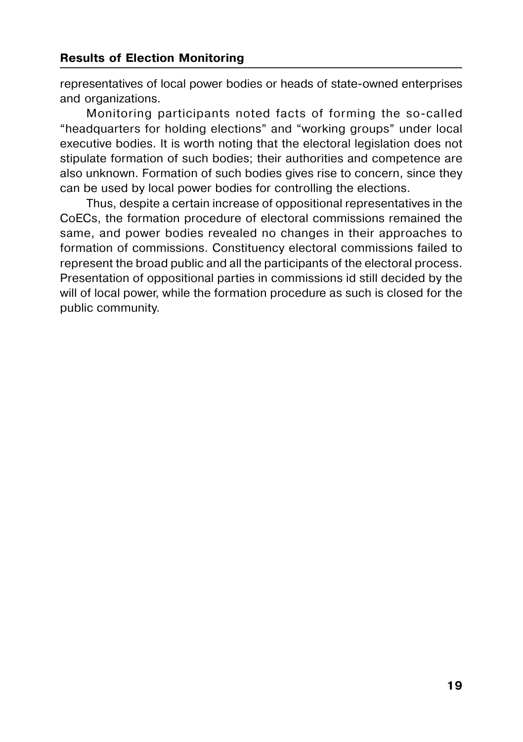representatives of local power bodies or heads of state-owned enterprises and organizations.

Monitoring participants noted facts of forming the so-called "headquarters for holding elections" and "working groups" under local executive bodies. It is worth noting that the electoral legislation does not stipulate formation of such bodies; their authorities and competence are also unknown. Formation of such bodies gives rise to concern, since they can be used by local power bodies for controlling the elections.

Thus, despite a certain increase of oppositional representatives in the CoECs, the formation procedure of electoral commissions remained the same, and power bodies revealed no changes in their approaches to formation of commissions. Constituency electoral commissions failed to represent the broad public and all the participants of the electoral process. Presentation of oppositional parties in commissions id still decided by the will of local power, while the formation procedure as such is closed for the public community.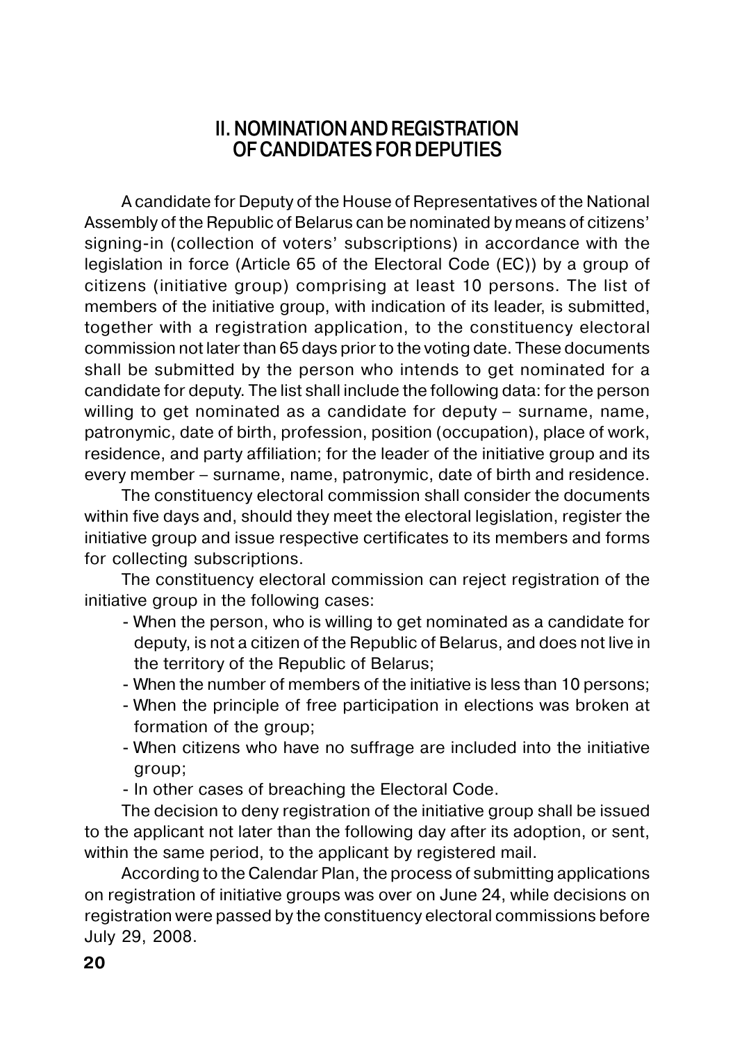## II. NOMINATION AND REGISTRATION OF CANDIDATES FOR DEPUTIES

A candidate for Deputy of the House of Representatives of the National Assembly of the Republic of Belarus can be nominated by means of citizens' signing-in (collection of voters' subscriptions) in accordance with the legislation in force (Article 65 of the Electoral Code (EC)) by a group of citizens (initiative group) comprising at least 10 persons. The list of members of the initiative group, with indication of its leader, is submitted, together with a registration application, to the constituency electoral commission not later than 65 days prior to the voting date. These documents shall be submitted by the person who intends to get nominated for a candidate for deputy. The list shall include the following data: for the person willing to get nominated as a candidate for deputy – surname, name, patronymic, date of birth, profession, position (occupation), place of work, residence, and party affiliation; for the leader of the initiative group and its every member – surname, name, patronymic, date of birth and residence.

The constituency electoral commission shall consider the documents within five days and, should they meet the electoral legislation, register the initiative group and issue respective certificates to its members and forms for collecting subscriptions.

The constituency electoral commission can reject registration of the initiative group in the following cases:

- When the person, who is willing to get nominated as a candidate for deputy, is not a citizen of the Republic of Belarus, and does not live in the territory of the Republic of Belarus;
- When the number of members of the initiative is less than 10 persons;
- When the principle of free participation in elections was broken at formation of the group;
- When citizens who have no suffrage are included into the initiative group;
- In other cases of breaching the Electoral Code.

The decision to deny registration of the initiative group shall be issued to the applicant not later than the following day after its adoption, or sent, within the same period, to the applicant by registered mail.

According to the Calendar Plan, the process of submitting applications on registration of initiative groups was over on June 24, while decisions on registration were passed by the constituency electoral commissions before July 29, 2008.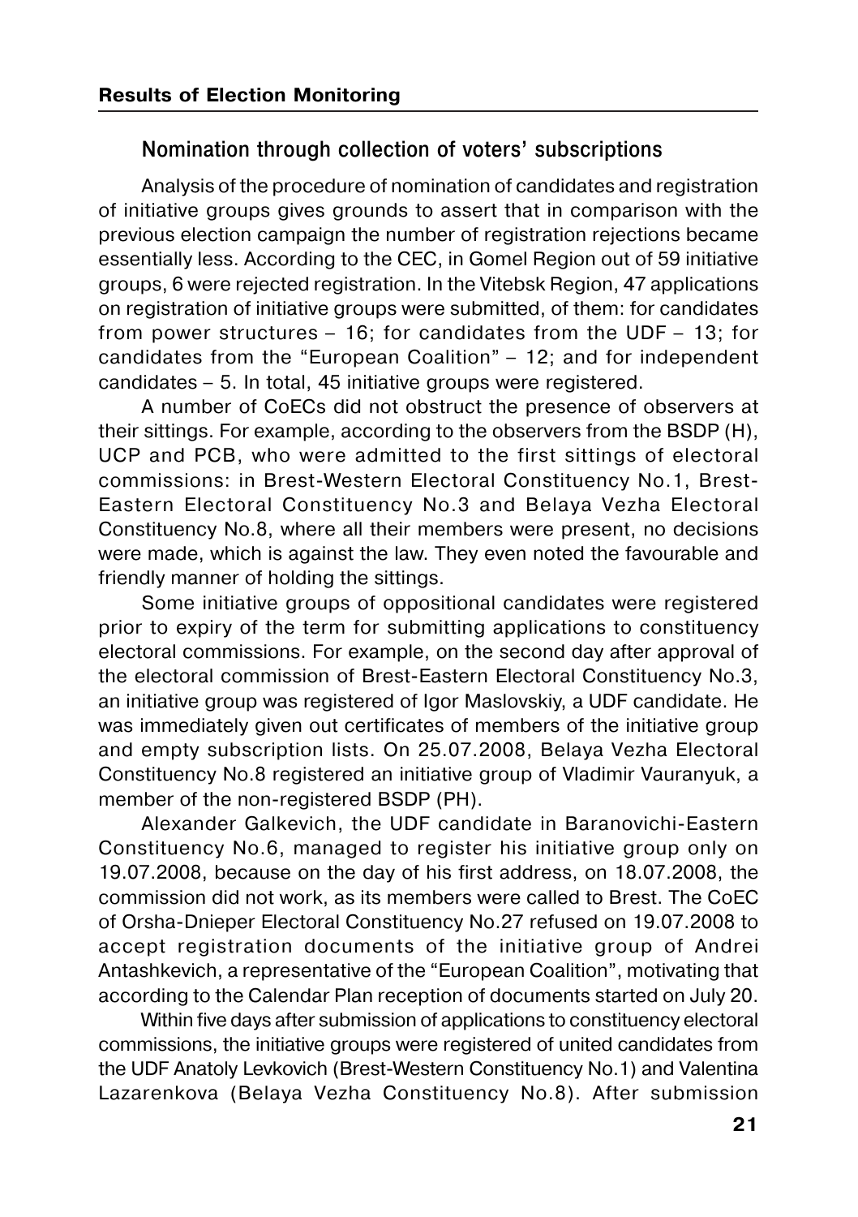## Nomination through collection of voters' subscriptions

Analysis of the procedure of nomination of candidates and registration of initiative groups gives grounds to assert that in comparison with the previous election campaign the number of registration rejections became essentially less. According to the CEC, in Gomel Region out of 59 initiative groups, 6 were rejected registration. In the Vitebsk Region, 47 applications on registration of initiative groups were submitted, of them: for candidates from power structures – 16; for candidates from the UDF – 13; for candidates from the "European Coalition" – 12; and for independent candidates – 5. In total, 45 initiative groups were registered.

A number of CoECs did not obstruct the presence of observers at their sittings. For example, according to the observers from the BSDP (H), UCP and PCB, who were admitted to the first sittings of electoral commissions: in Brest-Western Electoral Constituency No.1, Brest-Eastern Electoral Constituency No.3 and Belaya Vezha Electoral Constituency No.8, where all their members were present, no decisions were made, which is against the law. They even noted the favourable and friendly manner of holding the sittings.

Some initiative groups of oppositional candidates were registered prior to expiry of the term for submitting applications to constituency electoral commissions. For example, on the second day after approval of the electoral commission of Brest-Eastern Electoral Constituency No.3, an initiative group was registered of Igor Maslovskiy, a UDF candidate. He was immediately given out certificates of members of the initiative group and empty subscription lists. On 25.07.2008, Belaya Vezha Electoral Constituency No.8 registered an initiative group of Vladimir Vauranyuk, a member of the non-registered BSDP (PH).

Alexander Galkevich, the UDF candidate in Baranovichi-Eastern Constituency No.6, managed to register his initiative group only on 19.07.2008, because on the day of his first address, on 18.07.2008, the commission did not work, as its members were called to Brest. The CoEC of Orsha-Dnieper Electoral Constituency No.27 refused on 19.07.2008 to accept registration documents of the initiative group of Andrei Antashkevich, a representative of the "European Coalition", motivating that according to the Calendar Plan reception of documents started on July 20.

Within five days after submission of applications to constituency electoral commissions, the initiative groups were registered of united candidates from the UDF Anatoly Levkovich (Brest-Western Constituency No.1) and Valentina Lazarenkova (Belaya Vezha Constituency No.8). After submission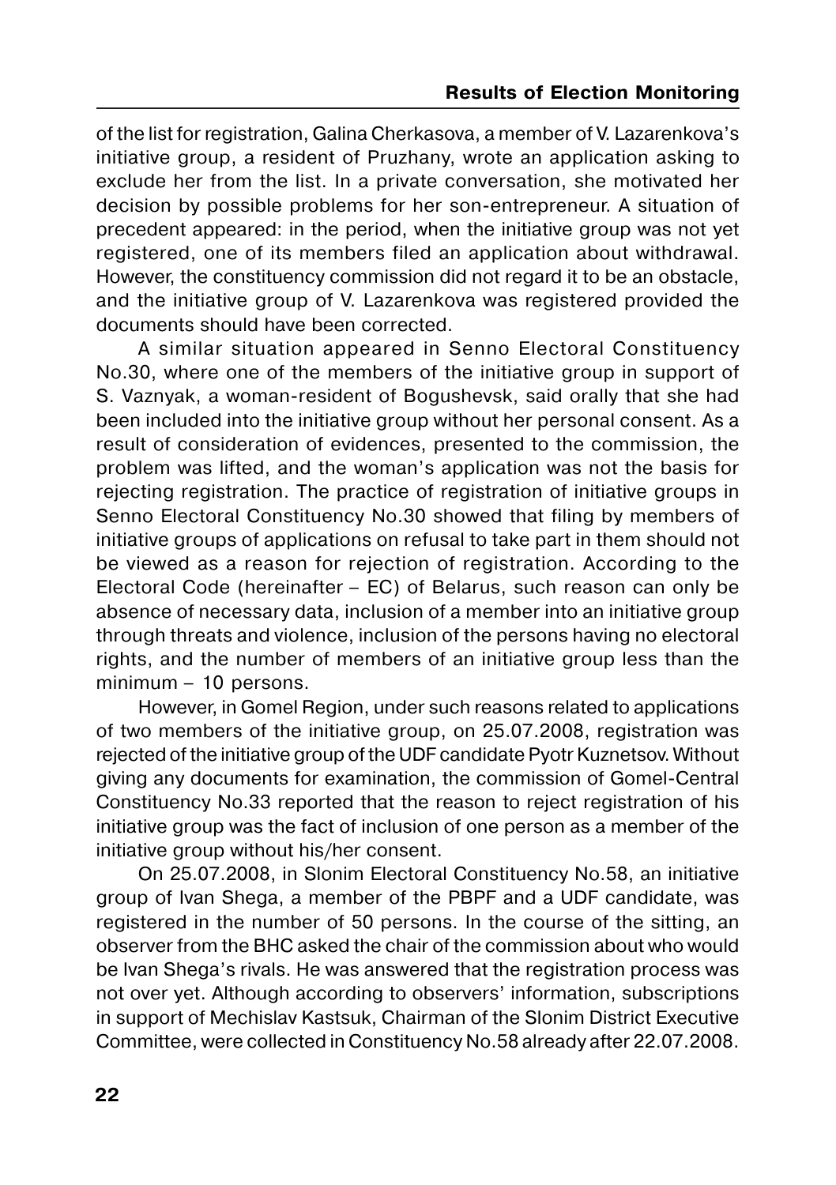of the list for registration, Galina Cherkasova, a member of V. Lazarenkova's initiative group, a resident of Pruzhany, wrote an application asking to exclude her from the list. In a private conversation, she motivated her decision by possible problems for her son-entrepreneur. A situation of precedent appeared: in the period, when the initiative group was not yet registered, one of its members filed an application about withdrawal. However, the constituency commission did not regard it to be an obstacle, and the initiative group of V. Lazarenkova was registered provided the documents should have been corrected.

A similar situation appeared in Senno Electoral Constituency No.30, where one of the members of the initiative group in support of S. Vaznyak, a woman-resident of Bogushevsk, said orally that she had been included into the initiative group without her personal consent. As a result of consideration of evidences, presented to the commission, the problem was lifted, and the woman's application was not the basis for rejecting registration. The practice of registration of initiative groups in Senno Electoral Constituency No.30 showed that filing by members of initiative groups of applications on refusal to take part in them should not be viewed as a reason for rejection of registration. According to the Electoral Code (hereinafter – EC) of Belarus, such reason can only be absence of necessary data, inclusion of a member into an initiative group through threats and violence, inclusion of the persons having no electoral rights, and the number of members of an initiative group less than the minimum – 10 persons.

However, in Gomel Region, under such reasons related to applications of two members of the initiative group, on 25.07.2008, registration was rejected of the initiative group of the UDF candidate Pyotr Kuznetsov. Without giving any documents for examination, the commission of Gomel-Central Constituency No.33 reported that the reason to reject registration of his initiative group was the fact of inclusion of one person as a member of the initiative group without his/her consent.

On 25.07.2008, in Slonim Electoral Constituency No.58, an initiative group of Ivan Shega, a member of the PBPF and a UDF candidate, was registered in the number of 50 persons. In the course of the sitting, an observer from the BHC asked the chair of the commission about who would be Ivan Shega's rivals. He was answered that the registration process was not over yet. Although according to observers' information, subscriptions in support of Mechislav Kastsuk, Chairman of the Slonim District Executive Committee, were collected in Constituency No.58 already after 22.07.2008.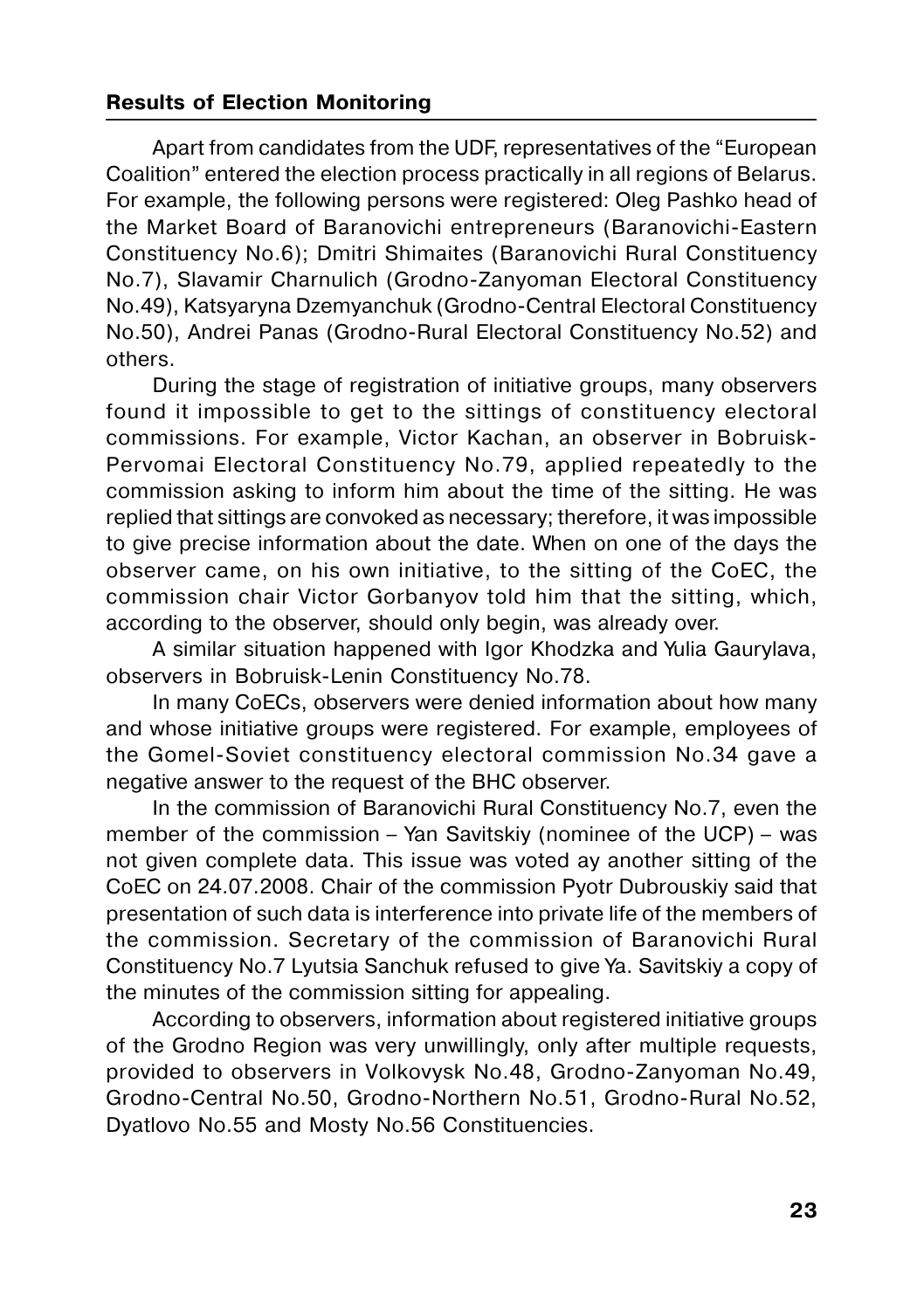Apart from candidates from the UDF, representatives of the "European Coalition" entered the election process practically in all regions of Belarus. For example, the following persons were registered: Oleg Pashko head of the Market Board of Baranovichi entrepreneurs (Baranovichi-Eastern Constituency No.6); Dmitri Shimaites (Baranovichi Rural Constituency No.7), Slavamir Charnulich (Grodno-Zanyoman Electoral Constituency No.49), Katsyaryna Dzemyanchuk (Grodno-Central Electoral Constituency No.50), Andrei Panas (Grodno-Rural Electoral Constituency No.52) and others.

During the stage of registration of initiative groups, many observers found it impossible to get to the sittings of constituency electoral commissions. For example, Victor Kachan, an observer in Bobruisk-Pervomai Electoral Constituency No.79, applied repeatedly to the commission asking to inform him about the time of the sitting. He was replied that sittings are convoked as necessary; therefore, it was impossible to give precise information about the date. When on one of the days the observer came, on his own initiative, to the sitting of the CoEC, the commission chair Victor Gorbanyov told him that the sitting, which, according to the observer, should only begin, was already over.

A similar situation happened with Igor Khodzka and Yulia Gaurylava, observers in Bobruisk-Lenin Constituency No.78.

In many CoECs, observers were denied information about how many and whose initiative groups were registered. For example, employees of the Gomel-Soviet constituency electoral commission No.34 gave a negative answer to the request of the BHC observer.

In the commission of Baranovichi Rural Constituency No.7, even the member of the commission – Yan Savitskiy (nominee of the UCP) – was not given complete data. This issue was voted ay another sitting of the CoEC on 24.07.2008. Chair of the commission Pyotr Dubrouskiy said that presentation of such data is interference into private life of the members of the commission. Secretary of the commission of Baranovichi Rural Constituency No.7 Lyutsia Sanchuk refused to give Ya. Savitskiy a copy of the minutes of the commission sitting for appealing.

According to observers, information about registered initiative groups of the Grodno Region was very unwillingly, only after multiple requests, provided to observers in Volkovysk No.48, Grodno-Zanyoman No.49, Grodno-Central No.50, Grodno-Northern No.51, Grodno-Rural No.52, Dyatlovo No.55 and Mosty No.56 Constituencies.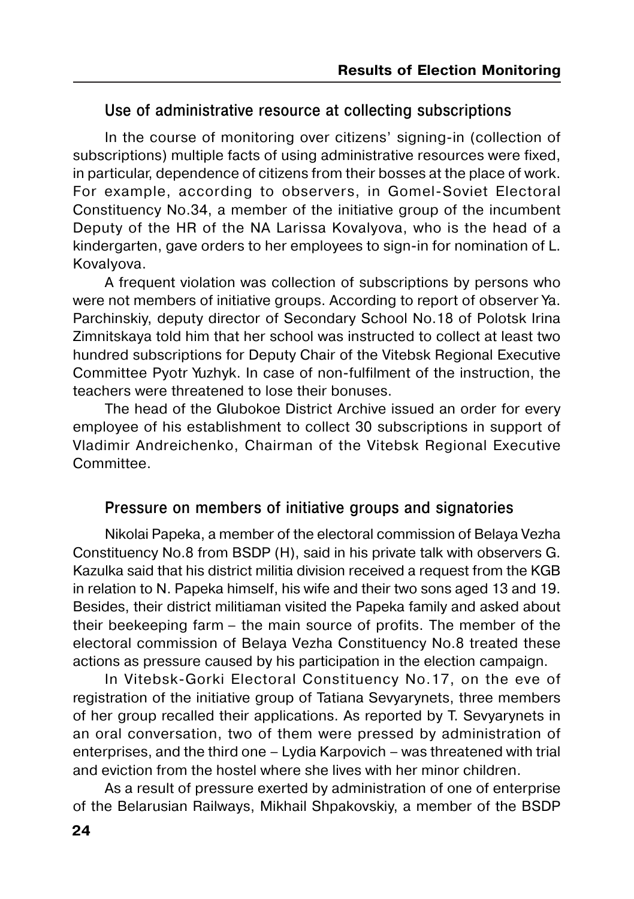## Use of administrative resource at collecting subscriptions

In the course of monitoring over citizens' signing-in (collection of subscriptions) multiple facts of using administrative resources were fixed, in particular, dependence of citizens from their bosses at the place of work. For example, according to observers, in Gomel-Soviet Electoral Constituency No.34, a member of the initiative group of the incumbent Deputy of the HR of the NA Larissa Kovalyova, who is the head of a kindergarten, gave orders to her employees to sign-in for nomination of L. Kovalyova.

A frequent violation was collection of subscriptions by persons who were not members of initiative groups. According to report of observer Ya. Parchinskiy, deputy director of Secondary School No.18 of Polotsk Irina Zimnitskaya told him that her school was instructed to collect at least two hundred subscriptions for Deputy Chair of the Vitebsk Regional Executive Committee Pyotr Yuzhyk. In case of non-fulfilment of the instruction, the teachers were threatened to lose their bonuses.

The head of the Glubokoe District Archive issued an order for every employee of his establishment to collect 30 subscriptions in support of Vladimir Andreichenko, Chairman of the Vitebsk Regional Executive Committee.

## Pressure on members of initiative groups and signatories

Nikolai Papeka, a member of the electoral commission of Belaya Vezha Constituency No.8 from BSDP (H), said in his private talk with observers G. Kazulka said that his district militia division received a request from the KGB in relation to N. Papeka himself, his wife and their two sons aged 13 and 19. Besides, their district militiaman visited the Papeka family and asked about their beekeeping farm – the main source of profits. The member of the electoral commission of Belaya Vezha Constituency No.8 treated these actions as pressure caused by his participation in the election campaign.

In Vitebsk-Gorki Electoral Constituency No.17, on the eve of registration of the initiative group of Tatiana Sevyarynets, three members of her group recalled their applications. As reported by T. Sevyarynets in an oral conversation, two of them were pressed by administration of enterprises, and the third one – Lydia Karpovich – was threatened with trial and eviction from the hostel where she lives with her minor children.

As a result of pressure exerted by administration of one of enterprise of the Belarusian Railways, Mikhail Shpakovskiy, a member of the BSDP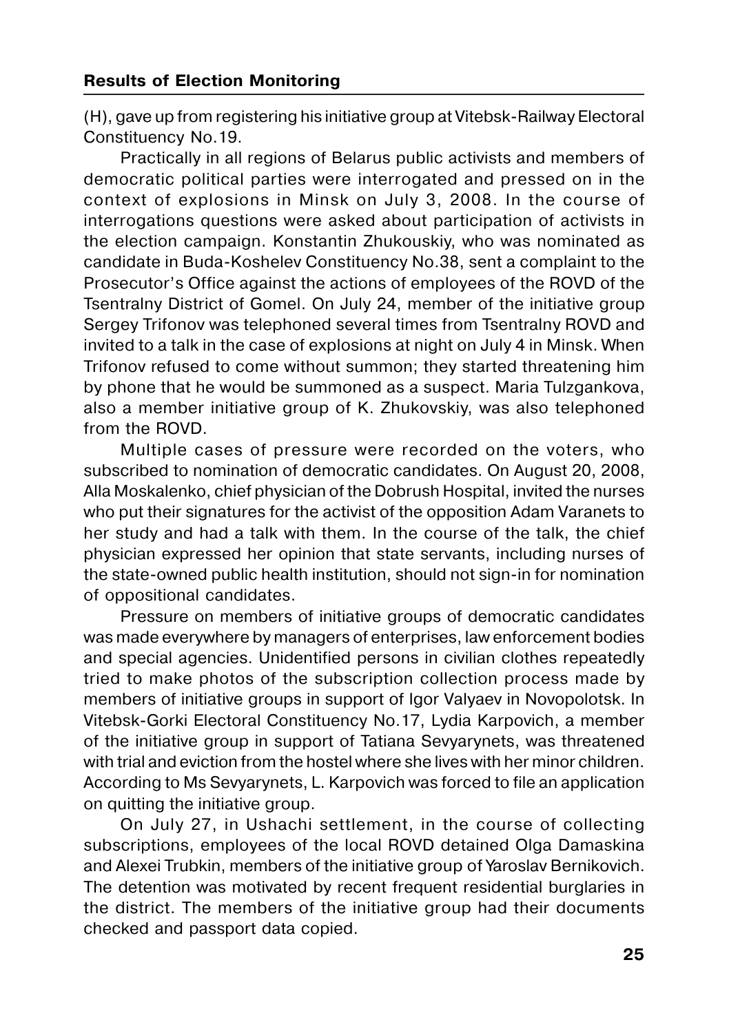(H), gave up from registering his initiative group at Vitebsk-Railway Electoral Constituency No.19.

Practically in all regions of Belarus public activists and members of democratic political parties were interrogated and pressed on in the context of explosions in Minsk on July 3, 2008. In the course of interrogations questions were asked about participation of activists in the election campaign. Konstantin Zhukouskiy, who was nominated as candidate in Buda-Koshelev Constituency No.38, sent a complaint to the Prosecutor's Office against the actions of employees of the ROVD of the Tsentralny District of Gomel. On July 24, member of the initiative group Sergey Trifonov was telephoned several times from Tsentralny ROVD and invited to a talk in the case of explosions at night on July 4 in Minsk. When Trifonov refused to come without summon; they started threatening him by phone that he would be summoned as a suspect. Maria Tulzgankova, also a member initiative group of K. Zhukovskiy, was also telephoned from the ROVD.

Multiple cases of pressure were recorded on the voters, who subscribed to nomination of democratic candidates. On August 20, 2008, Alla Moskalenko, chief physician of the Dobrush Hospital, invited the nurses who put their signatures for the activist of the opposition Adam Varanets to her study and had a talk with them. In the course of the talk, the chief physician expressed her opinion that state servants, including nurses of the state-owned public health institution, should not sign-in for nomination of oppositional candidates.

Pressure on members of initiative groups of democratic candidates was made everywhere by managers of enterprises, law enforcement bodies and special agencies. Unidentified persons in civilian clothes repeatedly tried to make photos of the subscription collection process made by members of initiative groups in support of Igor Valyaev in Novopolotsk. In Vitebsk-Gorki Electoral Constituency No.17, Lydia Karpovich, a member of the initiative group in support of Tatiana Sevyarynets, was threatened with trial and eviction from the hostel where she lives with her minor children. According to Ms Sevyarynets, L. Karpovich was forced to file an application on quitting the initiative group.

On July 27, in Ushachi settlement, in the course of collecting subscriptions, employees of the local ROVD detained Olga Damaskina and Alexei Trubkin, members of the initiative group of Yaroslav Bernikovich. The detention was motivated by recent frequent residential burglaries in the district. The members of the initiative group had their documents checked and passport data copied.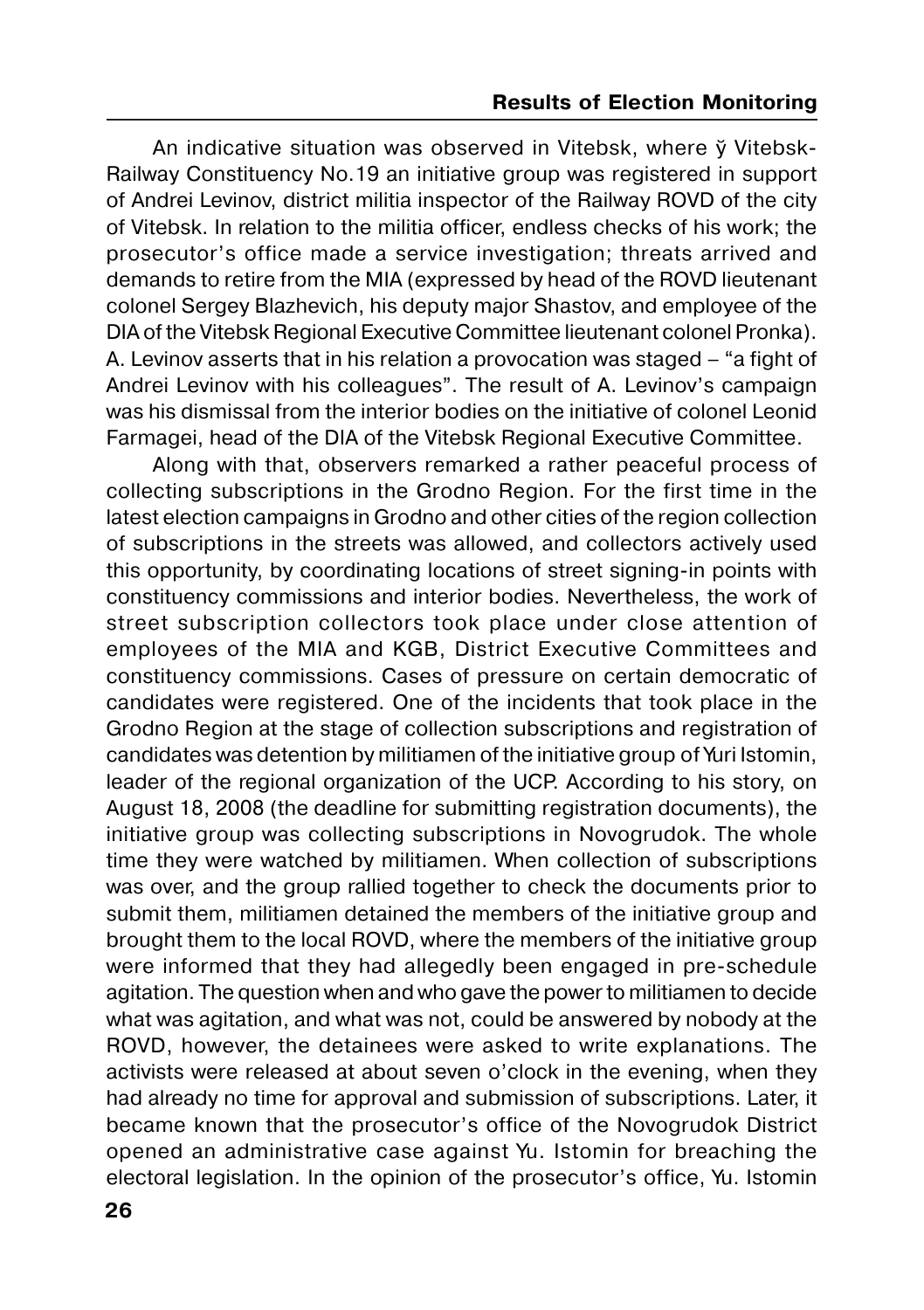An indicative situation was observed in Vitebsk, where ў Vitebsk-Railway Constituency No.19 an initiative group was registered in support of Andrei Levinov, district militia inspector of the Railway ROVD of the city of Vitebsk. In relation to the militia officer, endless checks of his work; the prosecutor's office made a service investigation; threats arrived and demands to retire from the MIA (expressed by head of the ROVD lieutenant colonel Sergey Blazhevich, his deputy major Shastov, and employee of the DIA of the Vitebsk Regional Executive Committee lieutenant colonel Pronka). A. Levinov asserts that in his relation a provocation was staged – "a fight of Andrei Levinov with his colleagues". The result of A. Levinov's campaign was his dismissal from the interior bodies on the initiative of colonel Leonid Farmagei, head of the DIA of the Vitebsk Regional Executive Committee.

Along with that, observers remarked a rather peaceful process of collecting subscriptions in the Grodno Region. For the first time in the latest election campaigns in Grodno and other cities of the region collection of subscriptions in the streets was allowed, and collectors actively used this opportunity, by coordinating locations of street signing-in points with constituency commissions and interior bodies. Nevertheless, the work of street subscription collectors took place under close attention of employees of the MIA and KGB, District Executive Committees and constituency commissions. Cases of pressure on certain democratic of candidates were registered. One of the incidents that took place in the Grodno Region at the stage of collection subscriptions and registration of candidates was detention by militiamen of the initiative group of Yuri Istomin, leader of the regional organization of the UCP. According to his story, on August 18, 2008 (the deadline for submitting registration documents), the initiative group was collecting subscriptions in Novogrudok. The whole time they were watched by militiamen. When collection of subscriptions was over, and the group rallied together to check the documents prior to submit them, militiamen detained the members of the initiative group and brought them to the local ROVD, where the members of the initiative group were informed that they had allegedly been engaged in pre-schedule agitation. The question when and who gave the power to militiamen to decide what was agitation, and what was not, could be answered by nobody at the ROVD, however, the detainees were asked to write explanations. The activists were released at about seven o'clock in the evening, when they had already no time for approval and submission of subscriptions. Later, it became known that the prosecutor's office of the Novogrudok District opened an administrative case against Yu. Istomin for breaching the electoral legislation. In the opinion of the prosecutor's office, Yu. Istomin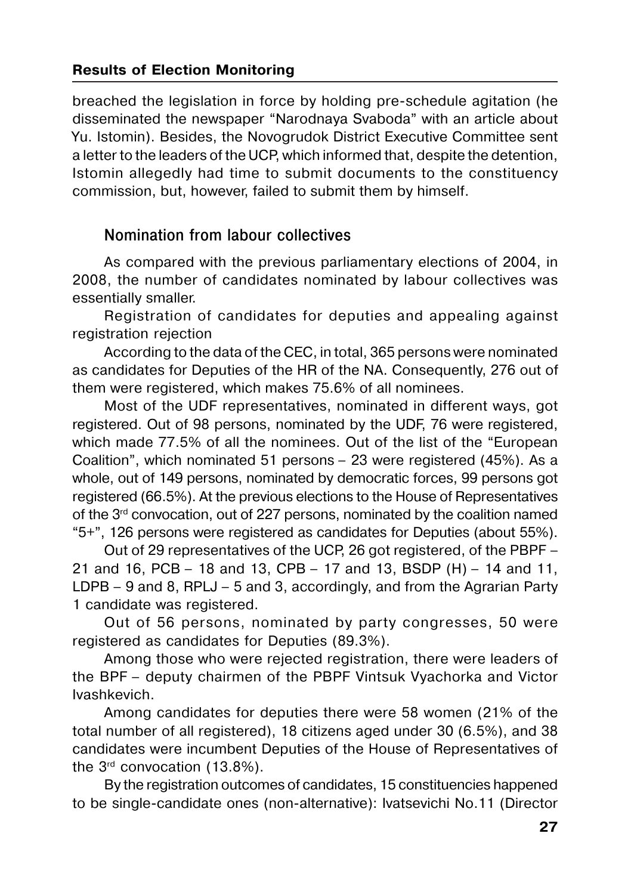breached the legislation in force by holding pre-schedule agitation (he disseminated the newspaper "Narodnaya Svaboda" with an article about Yu. Istomin). Besides, the Novogrudok District Executive Committee sent a letter to the leaders of the UCP, which informed that, despite the detention, Istomin allegedly had time to submit documents to the constituency commission, but, however, failed to submit them by himself.

### Nomination from labour collectives

As compared with the previous parliamentary elections of 2004, in 2008, the number of candidates nominated by labour collectives was essentially smaller.

Registration of candidates for deputies and appealing against registration rejection

According to the data of the CEC, in total, 365 persons were nominated as candidates for Deputies of the HR of the NA. Consequently, 276 out of them were registered, which makes 75.6% of all nominees.

Most of the UDF representatives, nominated in different ways, got registered. Out of 98 persons, nominated by the UDF, 76 were registered, which made 77.5% of all the nominees. Out of the list of the "European Coalition", which nominated 51 persons – 23 were registered (45%). As a whole, out of 149 persons, nominated by democratic forces, 99 persons got registered (66.5%). At the previous elections to the House of Representatives of the 3rd convocation, out of 227 persons, nominated by the coalition named "5+", 126 persons were registered as candidates for Deputies (about 55%).

Out of 29 representatives of the UCP, 26 got registered, of the PBPF – 21 and 16, PCB – 18 and 13, CPB – 17 and 13, BSDP (H) – 14 and 11, LDPB – 9 and 8, RPLJ – 5 and 3, accordingly, and from the Agrarian Party 1 candidate was registered.

Out of 56 persons, nominated by party congresses, 50 were registered as candidates for Deputies (89.3%).

Among those who were rejected registration, there were leaders of the BPF – deputy chairmen of the PBPF Vintsuk Vyachorka and Victor Ivashkevich.

Among candidates for deputies there were 58 women (21% of the total number of all registered), 18 citizens aged under 30 (6.5%), and 38 candidates were incumbent Deputies of the House of Representatives of the 3rd convocation (13.8%).

By the registration outcomes of candidates, 15 constituencies happened to be single-candidate ones (non-alternative): Ivatsevichi No.11 (Director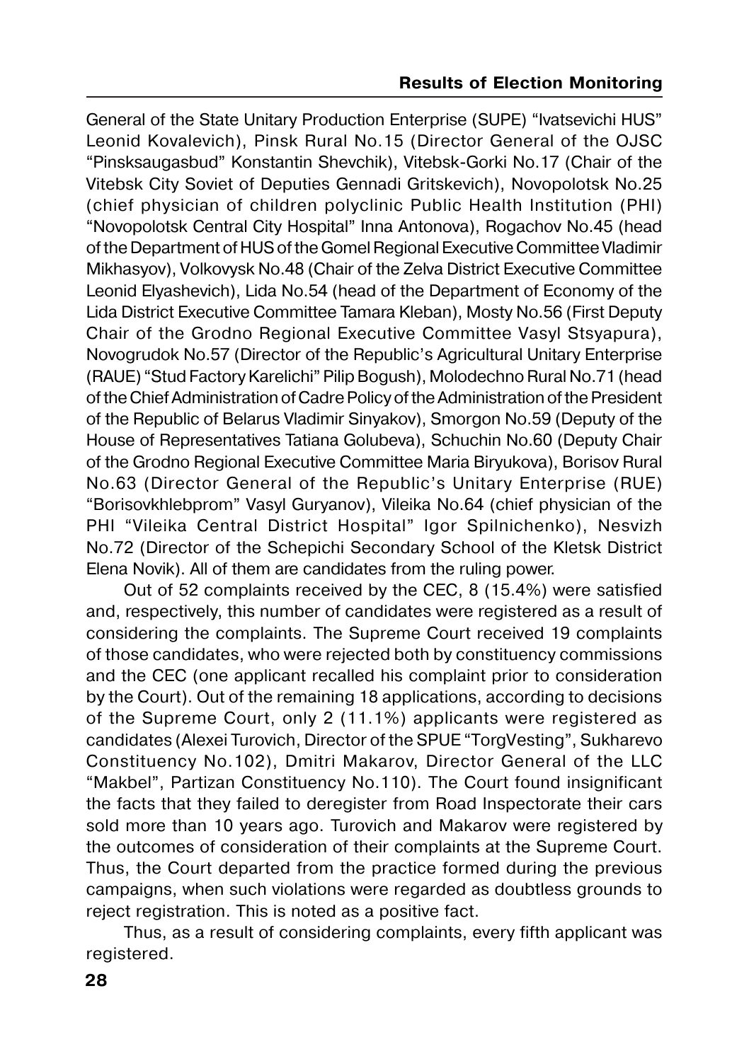General of the State Unitary Production Enterprise (SUPE) “Ivatsevichi HUS” Leonid Kovalevich), Pinsk Rural No.15 (Director General of the OJSC “Pinsksaugasbud” Konstantin Shevchik), Vitebsk-Gorki No.17 (Chair of the Vitebsk City Soviet of Deputies Gennadi Gritskevich), Novopolotsk No.25 (chief physician of children polyclinic Public Health Institution (PHI) “Novopolotsk Central City Hospital” Inna Antonova), Rogachov No.45 (head of the Department of HUS of the Gomel Regional Executive Committee Vladimir Mikhasyov), Volkovysk No.48 (Chair of the Zelva District Executive Committee Leonid Elyashevich), Lida No.54 (head of the Department of Economy of the Lida District Executive Committee Tamara Kleban), Mosty No.56 (First Deputy Chair of the Grodno Regional Executive Committee Vasyl Stsyapura), Novogrudok No.57 (Director of the Republic’s Agricultural Unitary Enterprise (RAUE) “Stud Factory Karelichi” Pilip Bogush), Molodechno Rural No.71 (head of the Chief Administration of Cadre Policy of the Administration of the President of the Republic of Belarus Vladimir Sinyakov), Smorgon No.59 (Deputy of the House of Representatives Tatiana Golubeva), Schuchin No.60 (Deputy Chair of the Grodno Regional Executive Committee Maria Biryukova), Borisov Rural No.63 (Director General of the Republic’s Unitary Enterprise (RUE) “Borisovkhlebprom” Vasyl Guryanov), Vileika No.64 (chief physician of the PHI “Vileika Central District Hospital” Igor Spilnichenko), Nesvizh No.72 (Director of the Schepichi Secondary School of the Kletsk District Elena Novik). All of them are candidates from the ruling power.

Out of 52 complaints received by the CEC, 8 (15.4%) were satisfied and, respectively, this number of candidates were registered as a result of considering the complaints. The Supreme Court received 19 complaints of those candidates, who were rejected both by constituency commissions and the CEC (one applicant recalled his complaint prior to consideration by the Court). Out of the remaining 18 applications, according to decisions of the Supreme Court, only 2 (11.1%) applicants were registered as candidates (Alexei Turovich, Director of the SPUE “TorgVesting”, Sukharevo Constituency No.102), Dmitri Makarov, Director General of the LLC “Makbel”, Partizan Constituency No.110). The Court found insignificant the facts that they failed to deregister from Road Inspectorate their cars sold more than 10 years ago. Turovich and Makarov were registered by the outcomes of consideration of their complaints at the Supreme Court. Thus, the Court departed from the practice formed during the previous campaigns, when such violations were regarded as doubtless grounds to reject registration. This is noted as a positive fact.

Thus, as a result of considering complaints, every fifth applicant was registered.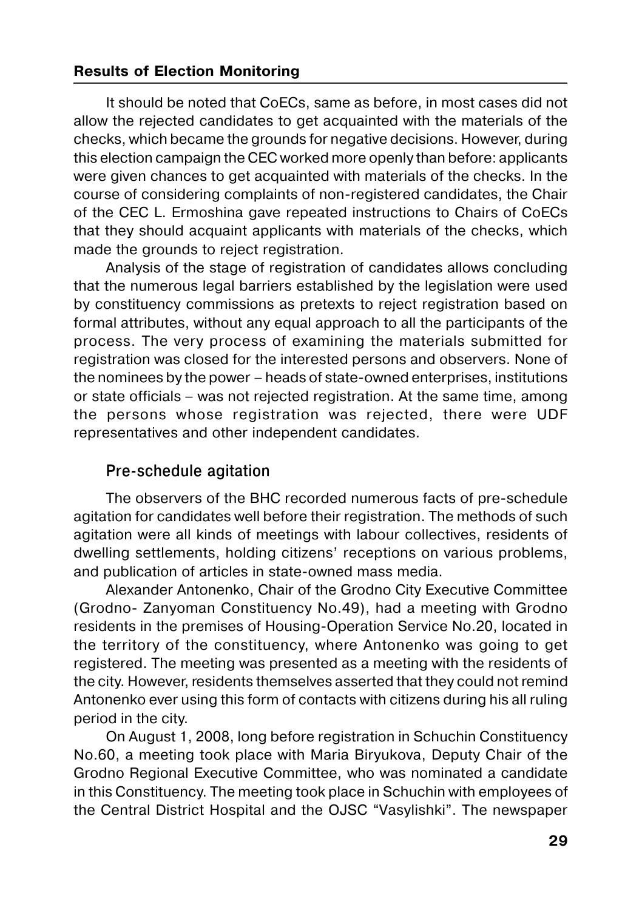It should be noted that CoECs, same as before, in most cases did not allow the rejected candidates to get acquainted with the materials of the checks, which became the grounds for negative decisions. However, during this election campaign the CEC worked more openly than before: applicants were given chances to get acquainted with materials of the checks. In the course of considering complaints of non-registered candidates, the Chair of the CEC L. Ermoshina gave repeated instructions to Chairs of CoECs that they should acquaint applicants with materials of the checks, which made the grounds to reject registration.

Analysis of the stage of registration of candidates allows concluding that the numerous legal barriers established by the legislation were used by constituency commissions as pretexts to reject registration based on formal attributes, without any equal approach to all the participants of the process. The very process of examining the materials submitted for registration was closed for the interested persons and observers. None of the nominees by the power – heads of state-owned enterprises, institutions or state officials – was not rejected registration. At the same time, among the persons whose registration was rejected, there were UDF representatives and other independent candidates.

### Pre-schedule agitation

The observers of the BHC recorded numerous facts of pre-schedule agitation for candidates well before their registration. The methods of such agitation were all kinds of meetings with labour collectives, residents of dwelling settlements, holding citizens' receptions on various problems, and publication of articles in state-owned mass media.

Alexander Antonenko, Chair of the Grodno City Executive Committee (Grodno- Zanyoman Constituency No.49), had a meeting with Grodno residents in the premises of Housing-Operation Service No.20, located in the territory of the constituency, where Antonenko was going to get registered. The meeting was presented as a meeting with the residents of the city. However, residents themselves asserted that they could not remind Antonenko ever using this form of contacts with citizens during his all ruling period in the city.

On August 1, 2008, long before registration in Schuchin Constituency No.60, a meeting took place with Maria Biryukova, Deputy Chair of the Grodno Regional Executive Committee, who was nominated a candidate in this Constituency. The meeting took place in Schuchin with employees of the Central District Hospital and the OJSC "Vasylishki". The newspaper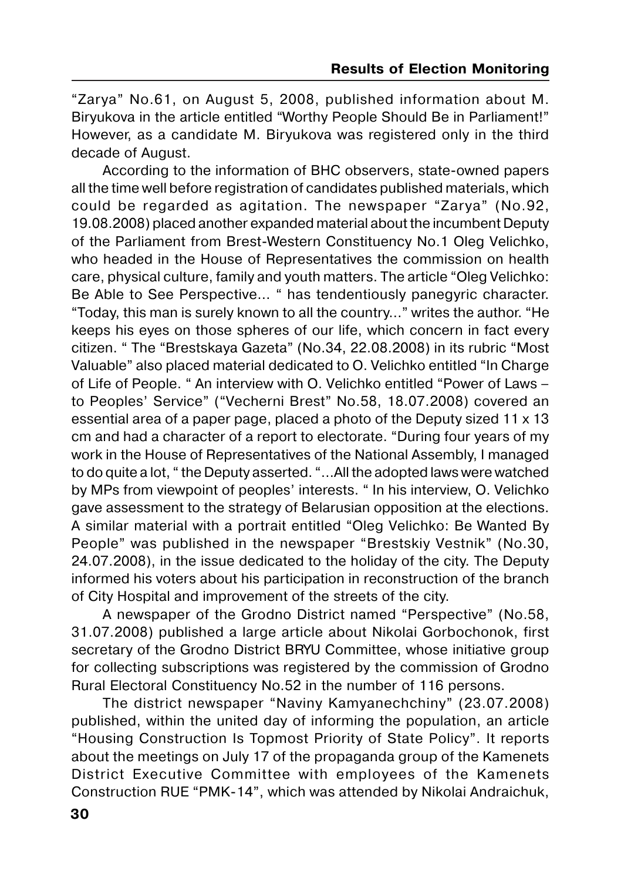"Zarya" No.61, on August 5, 2008, published information about M. Biryukova in the article entitled "Worthy People Should Be in Parliament!" However, as a candidate M. Biryukova was registered only in the third decade of August.

According to the information of BHC observers, state-owned papers all the time well before registration of candidates published materials, which could be regarded as agitation. The newspaper "Zarya" (No.92, 19.08.2008) placed another expanded material about the incumbent Deputy of the Parliament from Brest-Western Constituency No.1 Oleg Velichko, who headed in the House of Representatives the commission on health care, physical culture, family and youth matters. The article "Oleg Velichko: Be Able to See Perspective... " has tendentiously panegyric character. "Today, this man is surely known to all the country..." writes the author. "He keeps his eyes on those spheres of our life, which concern in fact every citizen. " The "Brestskaya Gazeta" (No.34, 22.08.2008) in its rubric "Most Valuable" also placed material dedicated to O. Velichko entitled "In Charge of Life of People. " An interview with O. Velichko entitled "Power of Laws – to Peoples' Service" ("Vecherni Brest" No.58, 18.07.2008) covered an essential area of a paper page, placed a photo of the Deputy sized 11 x 13 cm and had a character of a report to electorate. "During four years of my work in the House of Representatives of the National Assembly, I managed to do quite a lot, " the Deputy asserted. "...All the adopted laws were watched by MPs from viewpoint of peoples' interests. " In his interview, O. Velichko gave assessment to the strategy of Belarusian opposition at the elections. A similar material with a portrait entitled "Oleg Velichko: Be Wanted By People" was published in the newspaper "Brestskiy Vestnik" (No.30, 24.07.2008), in the issue dedicated to the holiday of the city. The Deputy informed his voters about his participation in reconstruction of the branch of City Hospital and improvement of the streets of the city.

A newspaper of the Grodno District named "Perspective" (No.58, 31.07.2008) published a large article about Nikolai Gorbochonok, first secretary of the Grodno District BRYU Committee, whose initiative group for collecting subscriptions was registered by the commission of Grodno Rural Electoral Constituency No.52 in the number of 116 persons.

The district newspaper "Naviny Kamyanechchiny" (23.07.2008) published, within the united day of informing the population, an article "Housing Construction Is Topmost Priority of State Policy". It reports about the meetings on July 17 of the propaganda group of the Kamenets District Executive Committee with employees of the Kamenets Construction RUE "PMK-14", which was attended by Nikolai Andraichuk,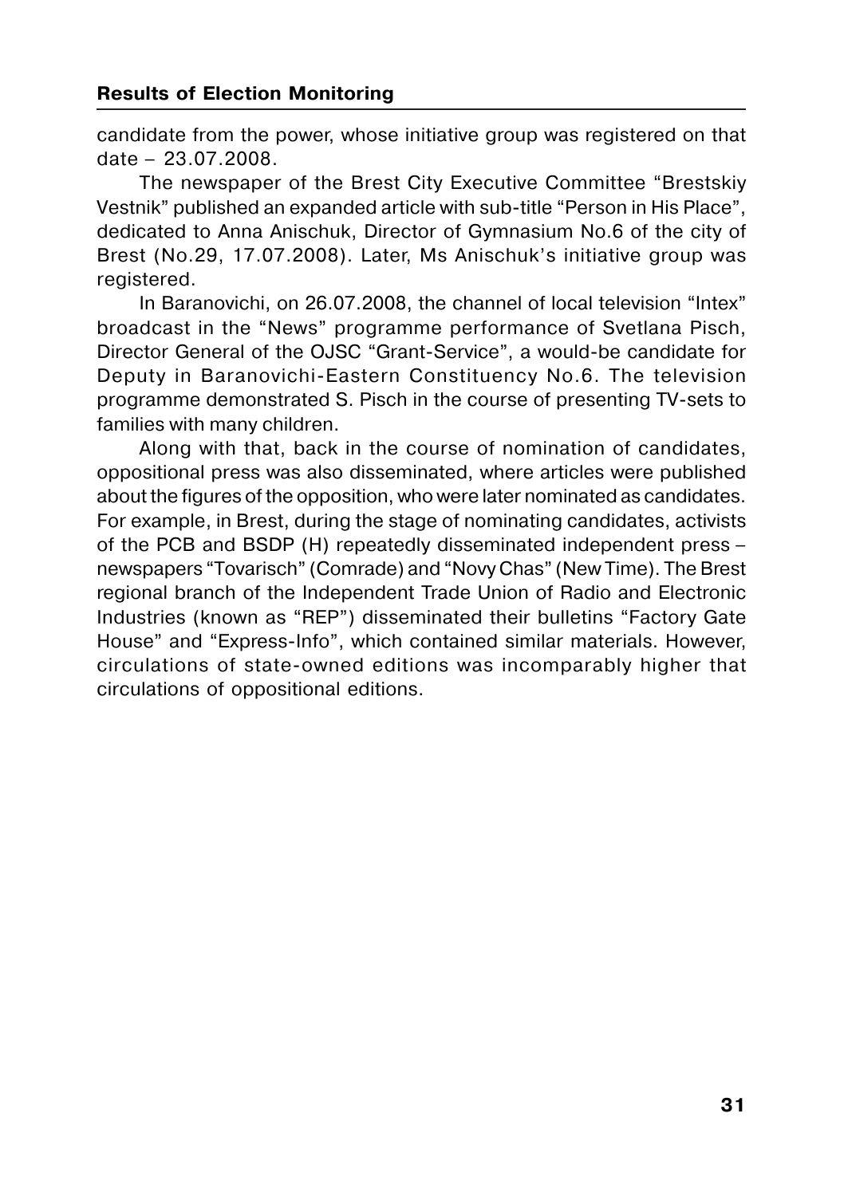candidate from the power, whose initiative group was registered on that date – 23.07.2008.

The newspaper of the Brest City Executive Committee "Brestskiy Vestnik" published an expanded article with sub-title "Person in His Place", dedicated to Anna Anischuk, Director of Gymnasium No.6 of the city of Brest (No.29, 17.07.2008). Later, Ms Anischuk's initiative group was registered.

In Baranovichi, on 26.07.2008, the channel of local television "Intex" broadcast in the "News" programme performance of Svetlana Pisch, Director General of the OJSC "Grant-Service", a would-be candidate for Deputy in Baranovichi-Eastern Constituency No.6. The television programme demonstrated S. Pisch in the course of presenting TV-sets to families with many children.

Along with that, back in the course of nomination of candidates, oppositional press was also disseminated, where articles were published about the figures of the opposition, who were later nominated as candidates. For example, in Brest, during the stage of nominating candidates, activists of the PCB and BSDP (H) repeatedly disseminated independent press – newspapers "Tovarisch" (Comrade) and "Novy Chas" (New Time). The Brest regional branch of the Independent Trade Union of Radio and Electronic Industries (known as "REP") disseminated their bulletins "Factory Gate House" and "Express-Info", which contained similar materials. However, circulations of state-owned editions was incomparably higher that circulations of oppositional editions.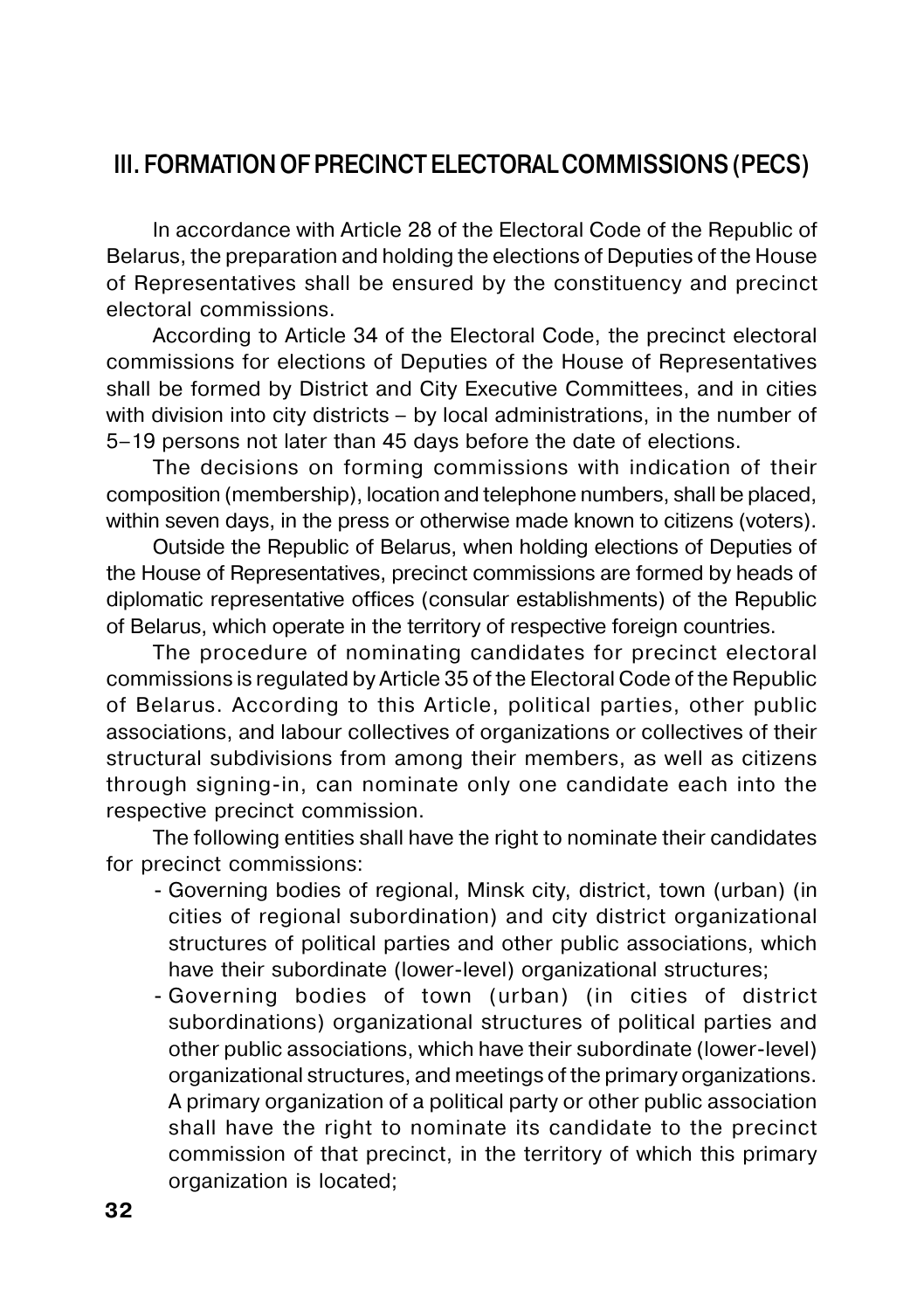## III. FORMATION OF PRECINCT ELECTORAL COMMISSIONS (PECS)

In accordance with Article 28 of the Electoral Code of the Republic of Belarus, the preparation and holding the elections of Deputies of the House of Representatives shall be ensured by the constituency and precinct electoral commissions.

According to Article 34 of the Electoral Code, the precinct electoral commissions for elections of Deputies of the House of Representatives shall be formed by District and City Executive Committees, and in cities with division into city districts – by local administrations, in the number of 5–19 persons not later than 45 days before the date of elections.

The decisions on forming commissions with indication of their composition (membership), location and telephone numbers, shall be placed, within seven days, in the press or otherwise made known to citizens (voters).

Outside the Republic of Belarus, when holding elections of Deputies of the House of Representatives, precinct commissions are formed by heads of diplomatic representative offices (consular establishments) of the Republic of Belarus, which operate in the territory of respective foreign countries.

The procedure of nominating candidates for precinct electoral commissions is regulated by Article 35 of the Electoral Code of the Republic of Belarus. According to this Article, political parties, other public associations, and labour collectives of organizations or collectives of their structural subdivisions from among their members, as well as citizens through signing-in, can nominate only one candidate each into the respective precinct commission.

The following entities shall have the right to nominate their candidates for precinct commissions:

- Governing bodies of regional, Minsk city, district, town (urban) (in cities of regional subordination) and city district organizational structures of political parties and other public associations, which have their subordinate (lower-level) organizational structures;
- Governing bodies of town (urban) (in cities of district subordinations) organizational structures of political parties and other public associations, which have their subordinate (lower-level) organizational structures, and meetings of the primary organizations. A primary organization of a political party or other public association shall have the right to nominate its candidate to the precinct commission of that precinct, in the territory of which this primary organization is located;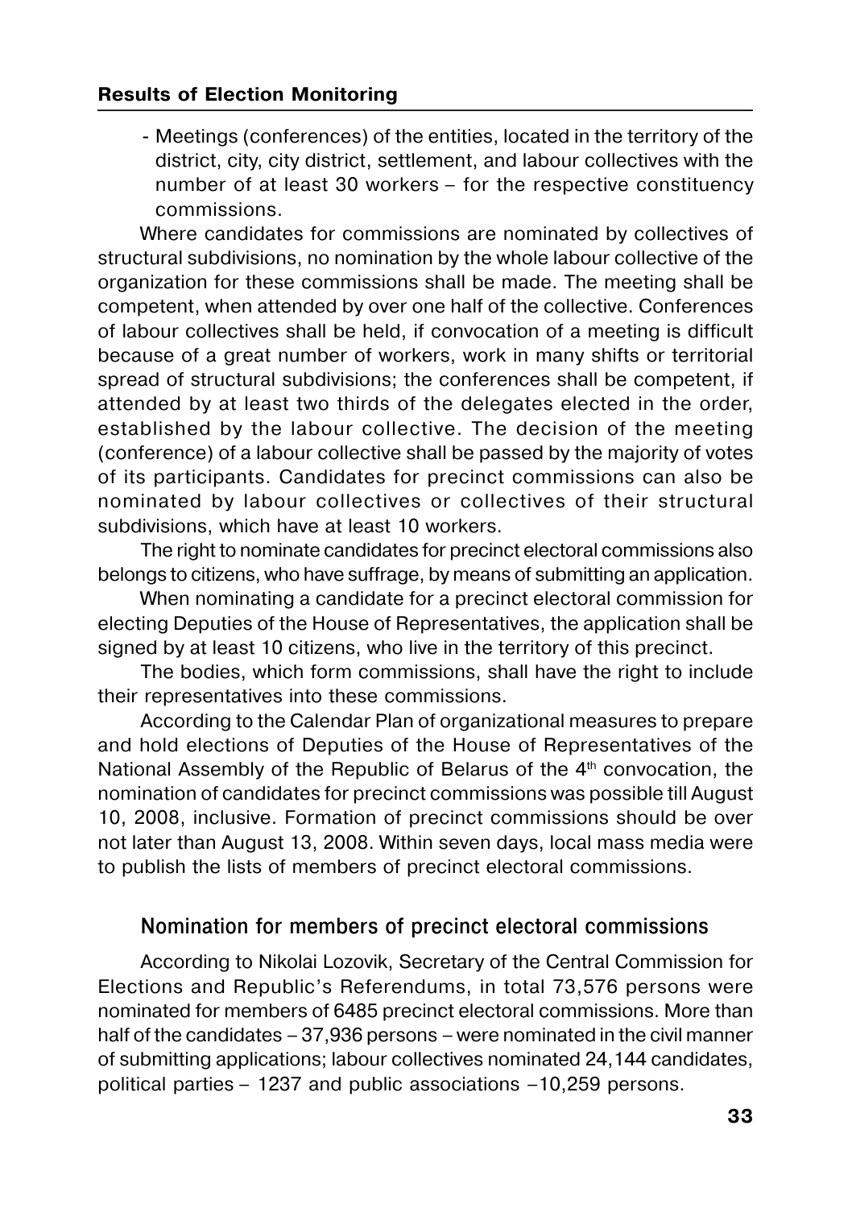- Meetings (conferences) of the entities, located in the territory of the district, city, city district, settlement, and labour collectives with the number of at least 30 workers – for the respective constituency commissions.

Where candidates for commissions are nominated by collectives of structural subdivisions, no nomination by the whole labour collective of the organization for these commissions shall be made. The meeting shall be competent, when attended by over one half of the collective. Conferences of labour collectives shall be held, if convocation of a meeting is difficult because of a great number of workers, work in many shifts or territorial spread of structural subdivisions; the conferences shall be competent, if attended by at least two thirds of the delegates elected in the order, established by the labour collective. The decision of the meeting (conference) of a labour collective shall be passed by the majority of votes of its participants. Candidates for precinct commissions can also be nominated by labour collectives or collectives of their structural subdivisions, which have at least 10 workers.

The right to nominate candidates for precinct electoral commissions also belongs to citizens, who have suffrage, by means of submitting an application.

When nominating a candidate for a precinct electoral commission for electing Deputies of the House of Representatives, the application shall be signed by at least 10 citizens, who live in the territory of this precinct.

The bodies, which form commissions, shall have the right to include their representatives into these commissions.

According to the Calendar Plan of organizational measures to prepare and hold elections of Deputies of the House of Representatives of the National Assembly of the Republic of Belarus of the 4th convocation, the nomination of candidates for precinct commissions was possible till August 10, 2008, inclusive. Formation of precinct commissions should be over not later than August 13, 2008. Within seven days, local mass media were to publish the lists of members of precinct electoral commissions.

## Nomination for members of precinct electoral commissions

According to Nikolai Lozovik, Secretary of the Central Commission for Elections and Republic's Referendums, in total 73,576 persons were nominated for members of 6485 precinct electoral commissions. More than half of the candidates – 37,936 persons – were nominated in the civil manner of submitting applications; labour collectives nominated 24,144 candidates, political parties – 1237 and public associations –10,259 persons.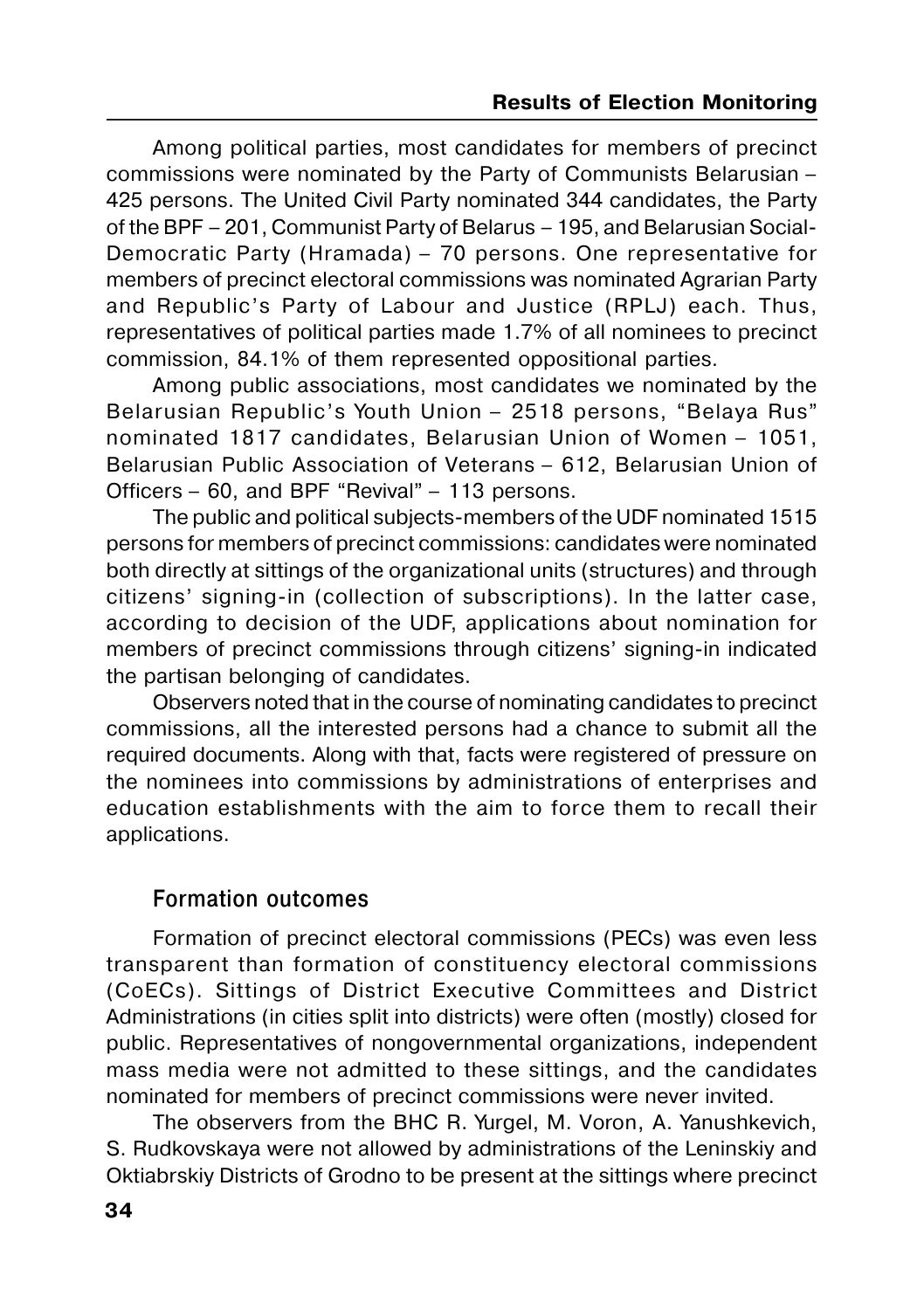Among political parties, most candidates for members of precinct commissions were nominated by the Party of Communists Belarusian – 425 persons. The United Civil Party nominated 344 candidates, the Party of the BPF – 201, Communist Party of Belarus – 195, and Belarusian Social-Democratic Party (Hramada) – 70 persons. One representative for members of precinct electoral commissions was nominated Agrarian Party and Republic's Party of Labour and Justice (RPLJ) each. Thus, representatives of political parties made 1.7% of all nominees to precinct commission, 84.1% of them represented oppositional parties.

Among public associations, most candidates we nominated by the Belarusian Republic's Youth Union – 2518 persons, "Belaya Rus" nominated 1817 candidates, Belarusian Union of Women – 1051, Belarusian Public Association of Veterans – 612, Belarusian Union of Officers – 60, and BPF "Revival" – 113 persons.

The public and political subjects-members of the UDF nominated 1515 persons for members of precinct commissions: candidates were nominated both directly at sittings of the organizational units (structures) and through citizens' signing-in (collection of subscriptions). In the latter case, according to decision of the UDF, applications about nomination for members of precinct commissions through citizens' signing-in indicated the partisan belonging of candidates.

Observers noted that in the course of nominating candidates to precinct commissions, all the interested persons had a chance to submit all the required documents. Along with that, facts were registered of pressure on the nominees into commissions by administrations of enterprises and education establishments with the aim to force them to recall their applications.

## Formation outcomes

Formation of precinct electoral commissions (PECs) was even less transparent than formation of constituency electoral commissions (CoECs). Sittings of District Executive Committees and District Administrations (in cities split into districts) were often (mostly) closed for public. Representatives of nongovernmental organizations, independent mass media were not admitted to these sittings, and the candidates nominated for members of precinct commissions were never invited.

The observers from the BHC R. Yurgel, M. Voron, A. Yanushkevich, S. Rudkovskaya were not allowed by administrations of the Leninskiy and Oktiabrskiy Districts of Grodno to be present at the sittings where precinct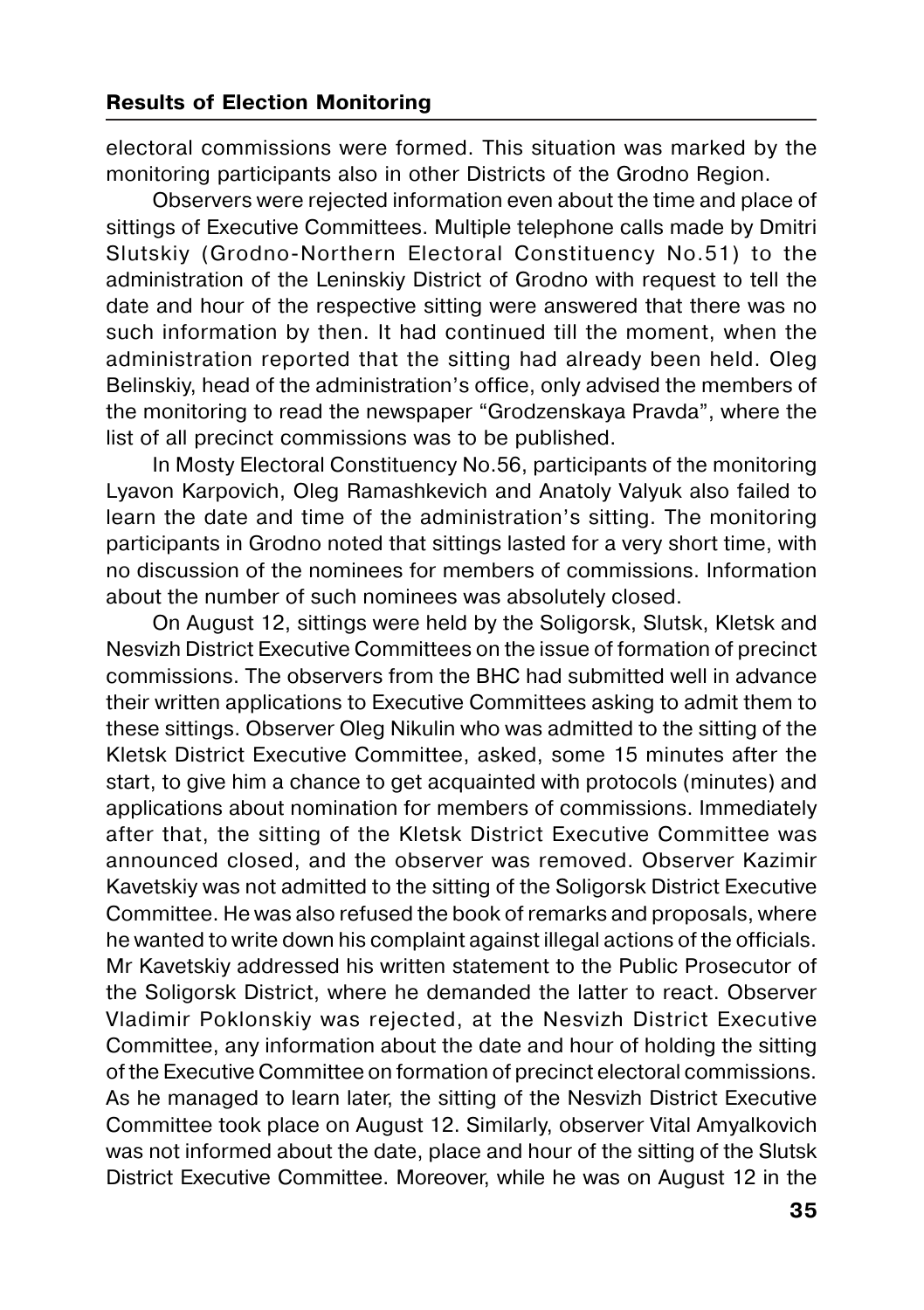electoral commissions were formed. This situation was marked by the monitoring participants also in other Districts of the Grodno Region.

Observers were rejected information even about the time and place of sittings of Executive Committees. Multiple telephone calls made by Dmitri Slutskiy (Grodno-Northern Electoral Constituency No.51) to the administration of the Leninskiy District of Grodno with request to tell the date and hour of the respective sitting were answered that there was no such information by then. It had continued till the moment, when the administration reported that the sitting had already been held. Oleg Belinskiy, head of the administration's office, only advised the members of the monitoring to read the newspaper "Grodzenskaya Pravda", where the list of all precinct commissions was to be published.

In Mosty Electoral Constituency No.56, participants of the monitoring Lyavon Karpovich, Oleg Ramashkevich and Anatoly Valyuk also failed to learn the date and time of the administration's sitting. The monitoring participants in Grodno noted that sittings lasted for a very short time, with no discussion of the nominees for members of commissions. Information about the number of such nominees was absolutely closed.

On August 12, sittings were held by the Soligorsk, Slutsk, Kletsk and Nesvizh District Executive Committees on the issue of formation of precinct commissions. The observers from the BHC had submitted well in advance their written applications to Executive Committees asking to admit them to these sittings. Observer Oleg Nikulin who was admitted to the sitting of the Kletsk District Executive Committee, asked, some 15 minutes after the start, to give him a chance to get acquainted with protocols (minutes) and applications about nomination for members of commissions. Immediately after that, the sitting of the Kletsk District Executive Committee was announced closed, and the observer was removed. Observer Kazimir Kavetskiy was not admitted to the sitting of the Soligorsk District Executive Committee. He was also refused the book of remarks and proposals, where he wanted to write down his complaint against illegal actions of the officials. Mr Kavetskiy addressed his written statement to the Public Prosecutor of the Soligorsk District, where he demanded the latter to react. Observer Vladimir Poklonskiy was rejected, at the Nesvizh District Executive Committee, any information about the date and hour of holding the sitting of the Executive Committee on formation of precinct electoral commissions. As he managed to learn later, the sitting of the Nesvizh District Executive Committee took place on August 12. Similarly, observer Vital Amyalkovich was not informed about the date, place and hour of the sitting of the Slutsk District Executive Committee. Moreover, while he was on August 12 in the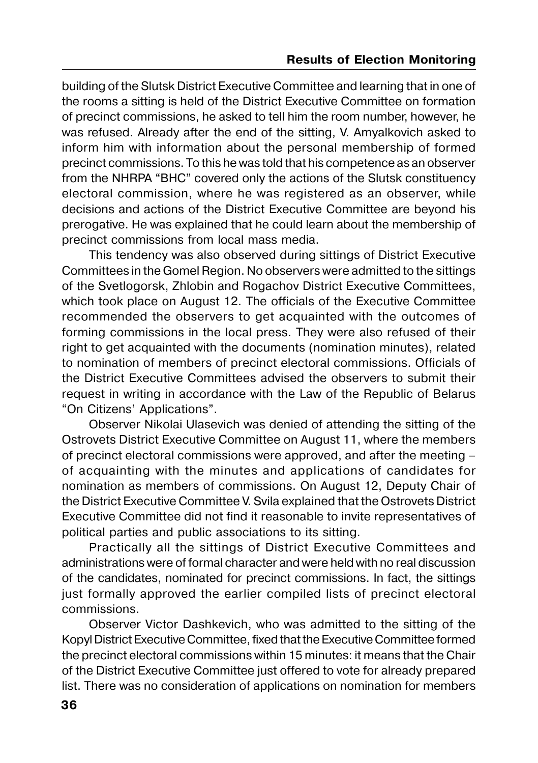building of the Slutsk District Executive Committee and learning that in one of the rooms a sitting is held of the District Executive Committee on formation of precinct commissions, he asked to tell him the room number, however, he was refused. Already after the end of the sitting, V. Amyalkovich asked to inform him with information about the personal membership of formed precinct commissions. To this he was told that his competence as an observer from the NHRPA "BHC" covered only the actions of the Slutsk constituency electoral commission, where he was registered as an observer, while decisions and actions of the District Executive Committee are beyond his prerogative. He was explained that he could learn about the membership of precinct commissions from local mass media.

This tendency was also observed during sittings of District Executive Committees in the Gomel Region. No observers were admitted to the sittings of the Svetlogorsk, Zhlobin and Rogachov District Executive Committees, which took place on August 12. The officials of the Executive Committee recommended the observers to get acquainted with the outcomes of forming commissions in the local press. They were also refused of their right to get acquainted with the documents (nomination minutes), related to nomination of members of precinct electoral commissions. Officials of the District Executive Committees advised the observers to submit their request in writing in accordance with the Law of the Republic of Belarus "On Citizens' Applications".

Observer Nikolai Ulasevich was denied of attending the sitting of the Ostrovets District Executive Committee on August 11, where the members of precinct electoral commissions were approved, and after the meeting – of acquainting with the minutes and applications of candidates for nomination as members of commissions. On August 12, Deputy Chair of the District Executive Committee V. Svila explained that the Ostrovets District Executive Committee did not find it reasonable to invite representatives of political parties and public associations to its sitting.

Practically all the sittings of District Executive Committees and administrations were of formal character and were held with no real discussion of the candidates, nominated for precinct commissions. In fact, the sittings just formally approved the earlier compiled lists of precinct electoral commissions.

Observer Victor Dashkevich, who was admitted to the sitting of the Kopyl District Executive Committee, fixed that the Executive Committee formed the precinct electoral commissions within 15 minutes: it means that the Chair of the District Executive Committee just offered to vote for already prepared list. There was no consideration of applications on nomination for members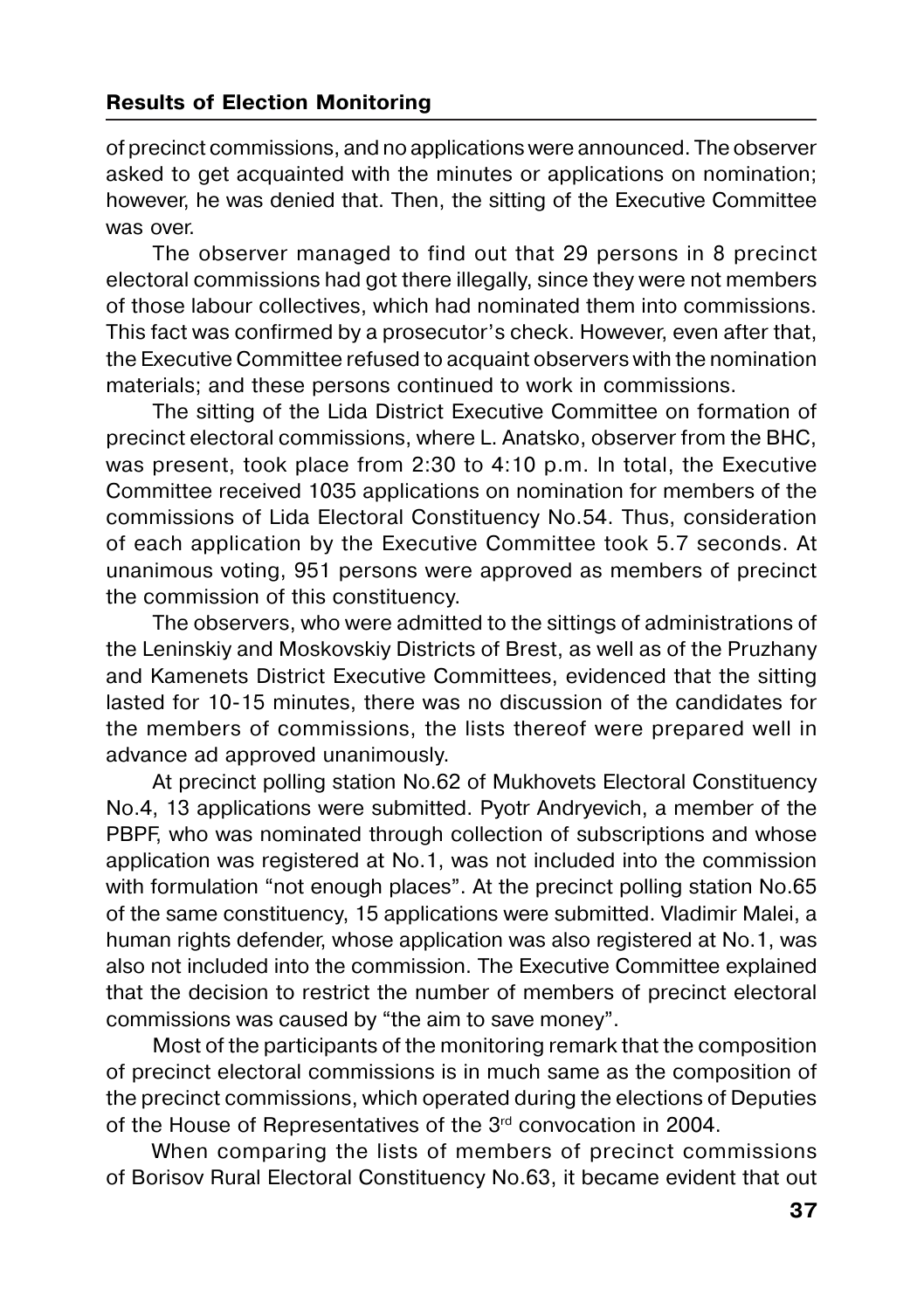of precinct commissions, and no applications were announced. The observer asked to get acquainted with the minutes or applications on nomination; however, he was denied that. Then, the sitting of the Executive Committee was over.

The observer managed to find out that 29 persons in 8 precinct electoral commissions had got there illegally, since they were not members of those labour collectives, which had nominated them into commissions. This fact was confirmed by a prosecutor's check. However, even after that, the Executive Committee refused to acquaint observers with the nomination materials; and these persons continued to work in commissions.

The sitting of the Lida District Executive Committee on formation of precinct electoral commissions, where L. Anatsko, observer from the BHC, was present, took place from 2:30 to 4:10 p.m. In total, the Executive Committee received 1035 applications on nomination for members of the commissions of Lida Electoral Constituency No.54. Thus, consideration of each application by the Executive Committee took 5.7 seconds. At unanimous voting, 951 persons were approved as members of precinct the commission of this constituency.

The observers, who were admitted to the sittings of administrations of the Leninskiy and Moskovskiy Districts of Brest, as well as of the Pruzhany and Kamenets District Executive Committees, evidenced that the sitting lasted for 10-15 minutes, there was no discussion of the candidates for the members of commissions, the lists thereof were prepared well in advance ad approved unanimously.

At precinct polling station No.62 of Mukhovets Electoral Constituency No.4, 13 applications were submitted. Pyotr Andryevich, a member of the PBPF, who was nominated through collection of subscriptions and whose application was registered at No.1, was not included into the commission with formulation "not enough places". At the precinct polling station No.65 of the same constituency, 15 applications were submitted. Vladimir Malei, a human rights defender, whose application was also registered at No.1, was also not included into the commission. The Executive Committee explained that the decision to restrict the number of members of precinct electoral commissions was caused by "the aim to save money".

Most of the participants of the monitoring remark that the composition of precinct electoral commissions is in much same as the composition of the precinct commissions, which operated during the elections of Deputies of the House of Representatives of the 3rd convocation in 2004.

When comparing the lists of members of precinct commissions of Borisov Rural Electoral Constituency No.63, it became evident that out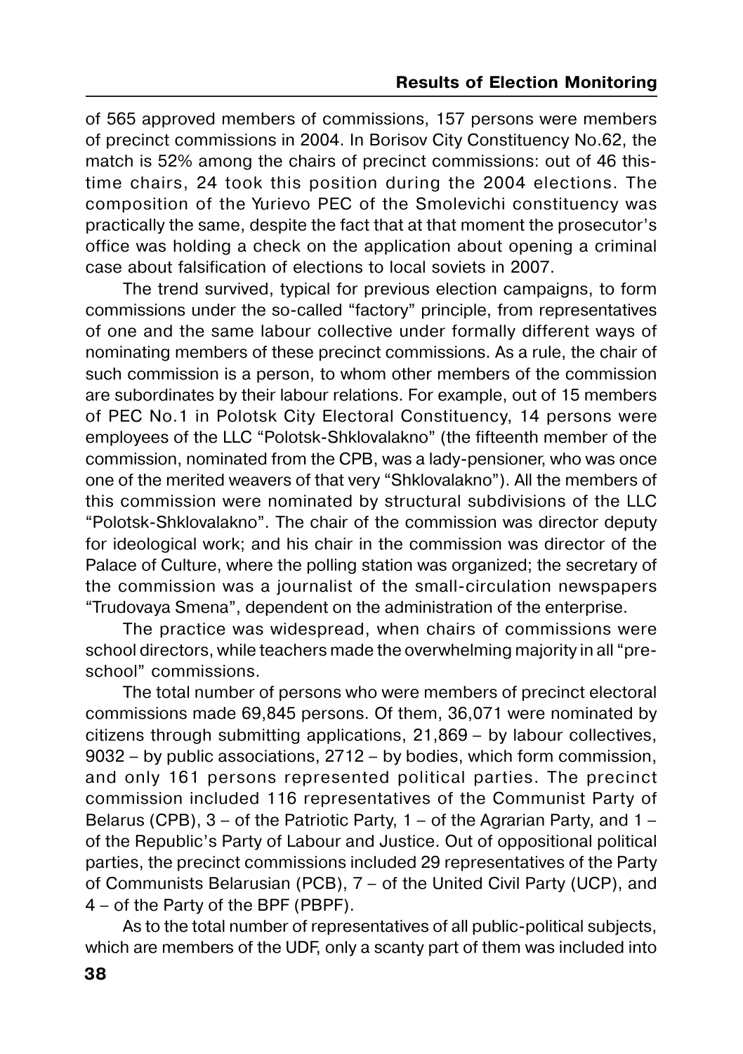of 565 approved members of commissions, 157 persons were members of precinct commissions in 2004. In Borisov City Constituency No.62, the match is 52% among the chairs of precinct commissions: out of 46 this-time chairs, 24 took this position during the 2004 elections. The composition of the Yurievo PEC of the Smolevichi constituency was practically the same, despite the fact that at that moment the prosecutor's office was holding a check on the application about opening a criminal case about falsification of elections to local soviets in 2007.

The trend survived, typical for previous election campaigns, to form commissions under the so-called "factory" principle, from representatives of one and the same labour collective under formally different ways of nominating members of these precinct commissions. As a rule, the chair of such commission is a person, to whom other members of the commission are subordinates by their labour relations. For example, out of 15 members of PEC No.1 in Polotsk City Electoral Constituency, 14 persons were employees of the LLC "Polotsk-Shklovalakno" (the fifteenth member of the commission, nominated from the CPB, was a lady-pensioner, who was once one of the merited weavers of that very "Shklovalakno"). All the members of this commission were nominated by structural subdivisions of the LLC "Polotsk-Shklovalakno". The chair of the commission was director deputy for ideological work; and his chair in the commission was director of the Palace of Culture, where the polling station was organized; the secretary of the commission was a journalist of the small-circulation newspapers "Trudovaya Smena", dependent on the administration of the enterprise.

The practice was widespread, when chairs of commissions were school directors, while teachers made the overwhelming majority in all "pre-school" commissions.

The total number of persons who were members of precinct electoral commissions made 69,845 persons. Of them, 36,071 were nominated by citizens through submitting applications, 21,869 – by labour collectives, 9032 – by public associations, 2712 – by bodies, which form commission, and only 161 persons represented political parties. The precinct commission included 116 representatives of the Communist Party of Belarus (CPB), 3 – of the Patriotic Party, 1 – of the Agrarian Party, and 1 – of the Republic's Party of Labour and Justice. Out of oppositional political parties, the precinct commissions included 29 representatives of the Party of Communists Belarusian (PCB), 7 – of the United Civil Party (UCP), and 4 – of the Party of the BPF (PBPF).

As to the total number of representatives of all public-political subjects, which are members of the UDF, only a scanty part of them was included into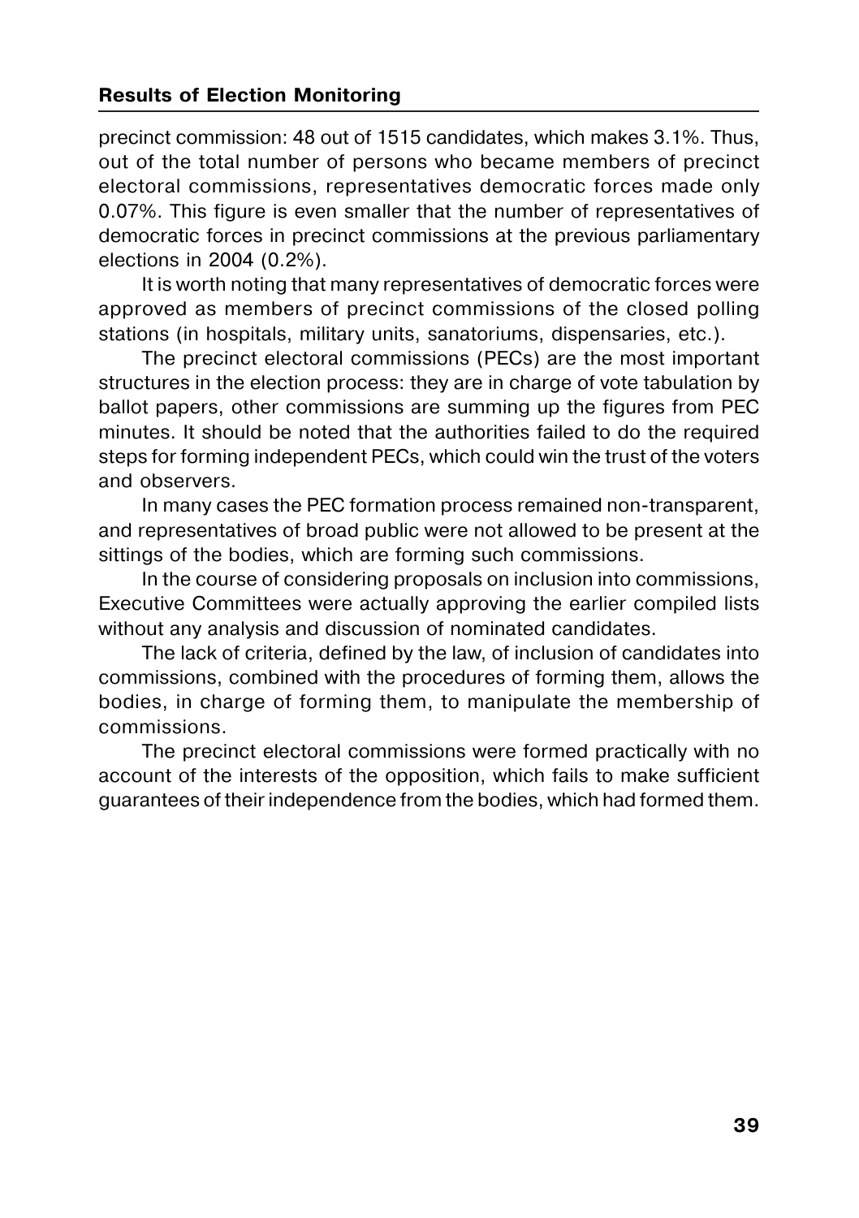precinct commission: 48 out of 1515 candidates, which makes 3.1%. Thus, out of the total number of persons who became members of precinct electoral commissions, representatives democratic forces made only 0.07%. This figure is even smaller that the number of representatives of democratic forces in precinct commissions at the previous parliamentary elections in 2004 (0.2%).

It is worth noting that many representatives of democratic forces were approved as members of precinct commissions of the closed polling stations (in hospitals, military units, sanatoriums, dispensaries, etc.).

The precinct electoral commissions (PECs) are the most important structures in the election process: they are in charge of vote tabulation by ballot papers, other commissions are summing up the figures from PEC minutes. It should be noted that the authorities failed to do the required steps for forming independent PECs, which could win the trust of the voters and observers.

In many cases the PEC formation process remained non-transparent, and representatives of broad public were not allowed to be present at the sittings of the bodies, which are forming such commissions.

In the course of considering proposals on inclusion into commissions, Executive Committees were actually approving the earlier compiled lists without any analysis and discussion of nominated candidates.

The lack of criteria, defined by the law, of inclusion of candidates into commissions, combined with the procedures of forming them, allows the bodies, in charge of forming them, to manipulate the membership of commissions.

The precinct electoral commissions were formed practically with no account of the interests of the opposition, which fails to make sufficient guarantees of their independence from the bodies, which had formed them.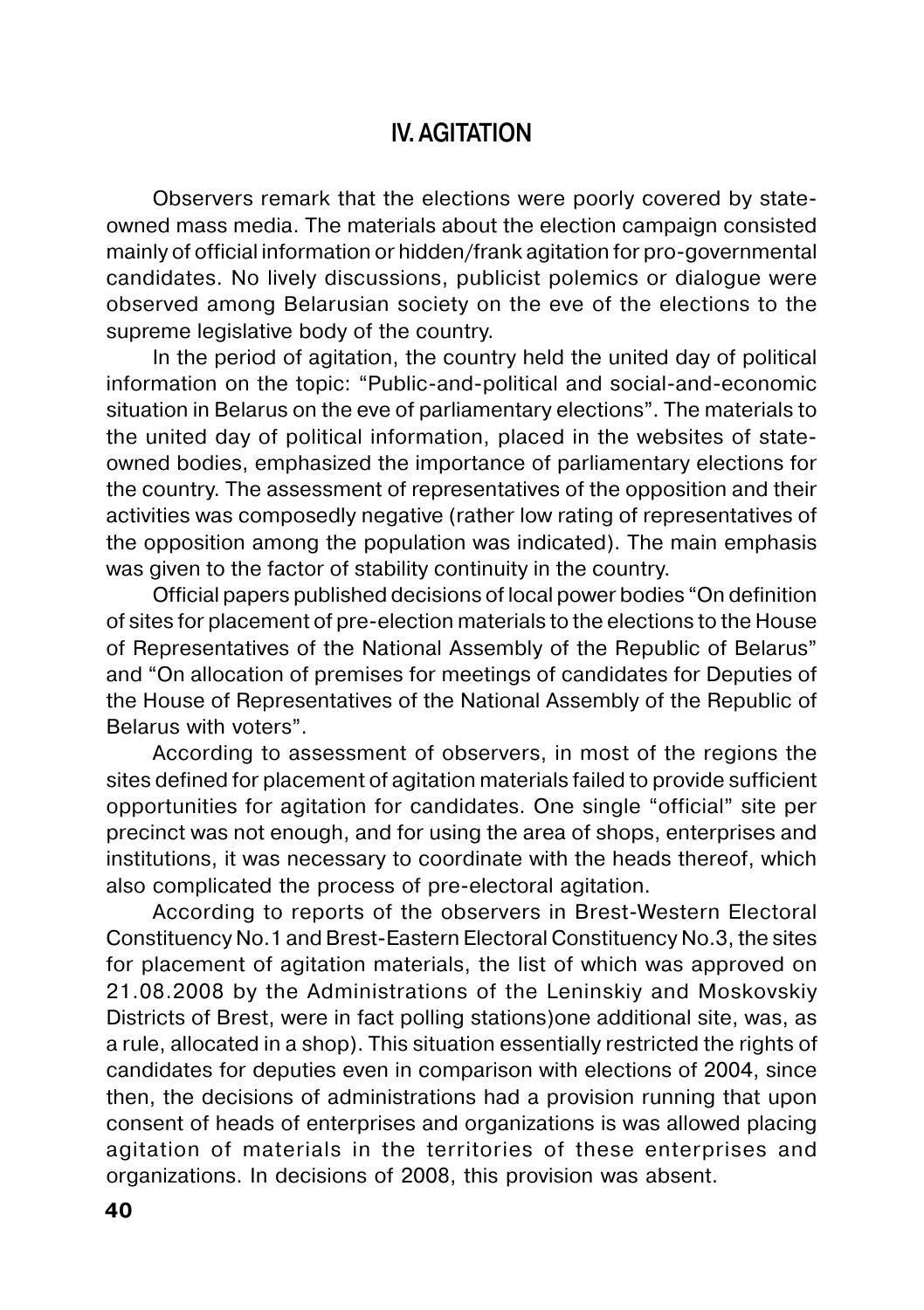## IV. AGITATION

Observers remark that the elections were poorly covered by state-owned mass media. The materials about the election campaign consisted mainly of official information or hidden/frank agitation for pro-governmental candidates. No lively discussions, publicist polemics or dialogue were observed among Belarusian society on the eve of the elections to the supreme legislative body of the country.

In the period of agitation, the country held the united day of political information on the topic: "Public-and-political and social-and-economic situation in Belarus on the eve of parliamentary elections". The materials to the united day of political information, placed in the websites of state-owned bodies, emphasized the importance of parliamentary elections for the country. The assessment of representatives of the opposition and their activities was composedly negative (rather low rating of representatives of the opposition among the population was indicated). The main emphasis was given to the factor of stability continuity in the country.

Official papers published decisions of local power bodies "On definition of sites for placement of pre-election materials to the elections to the House of Representatives of the National Assembly of the Republic of Belarus" and "On allocation of premises for meetings of candidates for Deputies of the House of Representatives of the National Assembly of the Republic of Belarus with voters".

According to assessment of observers, in most of the regions the sites defined for placement of agitation materials failed to provide sufficient opportunities for agitation for candidates. One single "official" site per precinct was not enough, and for using the area of shops, enterprises and institutions, it was necessary to coordinate with the heads thereof, which also complicated the process of pre-electoral agitation.

According to reports of the observers in Brest-Western Electoral Constituency No.1 and Brest-Eastern Electoral Constituency No.3, the sites for placement of agitation materials, the list of which was approved on 21.08.2008 by the Administrations of the Leninskiy and Moskovskiy Districts of Brest, were in fact polling stations)one additional site, was, as a rule, allocated in a shop). This situation essentially restricted the rights of candidates for deputies even in comparison with elections of 2004, since then, the decisions of administrations had a provision running that upon consent of heads of enterprises and organizations is was allowed placing agitation of materials in the territories of these enterprises and organizations. In decisions of 2008, this provision was absent.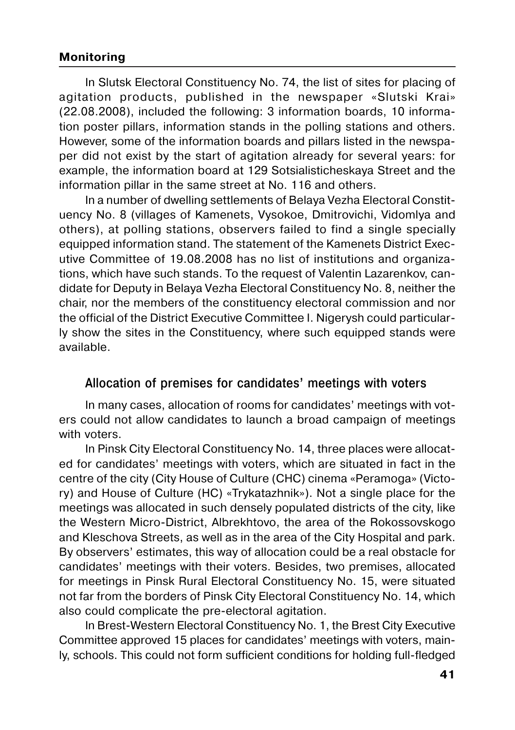In Slutsk Electoral Constituency No. 74, the list of sites for placing of agitation products, published in the newspaper «Slutski Krai» (22.08.2008), included the following: 3 information boards, 10 information poster pillars, information stands in the polling stations and others. However, some of the information boards and pillars listed in the newspaper did not exist by the start of agitation already for several years: for example, the information board at 129 Sotsialisticheskaya Street and the information pillar in the same street at No. 116 and others.

In a number of dwelling settlements of Belaya Vezha Electoral Constituency No. 8 (villages of Kamenets, Vysokoe, Dmitrovichi, Vidomlya and others), at polling stations, observers failed to find a single specially equipped information stand. The statement of the Kamenets District Executive Committee of 19.08.2008 has no list of institutions and organizations, which have such stands. To the request of Valentin Lazarenkov, candidate for Deputy in Belaya Vezha Electoral Constituency No. 8, neither the chair, nor the members of the constituency electoral commission and nor the official of the District Executive Committee I. Nigerysh could particularly show the sites in the Constituency, where such equipped stands were available.

### Allocation of premises for candidates' meetings with voters

In many cases, allocation of rooms for candidates' meetings with voters could not allow candidates to launch a broad campaign of meetings with voters.

In Pinsk City Electoral Constituency No. 14, three places were allocated for candidates' meetings with voters, which are situated in fact in the centre of the city (City House of Culture (CHC) cinema «Peramoga» (Victory) and House of Culture (HC) «Trykatazhnik»). Not a single place for the meetings was allocated in such densely populated districts of the city, like the Western Micro-District, Albrekhtovo, the area of the Rokossovskogo and Kleschova Streets, as well as in the area of the City Hospital and park. By observers' estimates, this way of allocation could be a real obstacle for candidates' meetings with their voters. Besides, two premises, allocated for meetings in Pinsk Rural Electoral Constituency No. 15, were situated not far from the borders of Pinsk City Electoral Constituency No. 14, which also could complicate the pre-electoral agitation.

In Brest-Western Electoral Constituency No. 1, the Brest City Executive Committee approved 15 places for candidates' meetings with voters, mainly, schools. This could not form sufficient conditions for holding full-fledged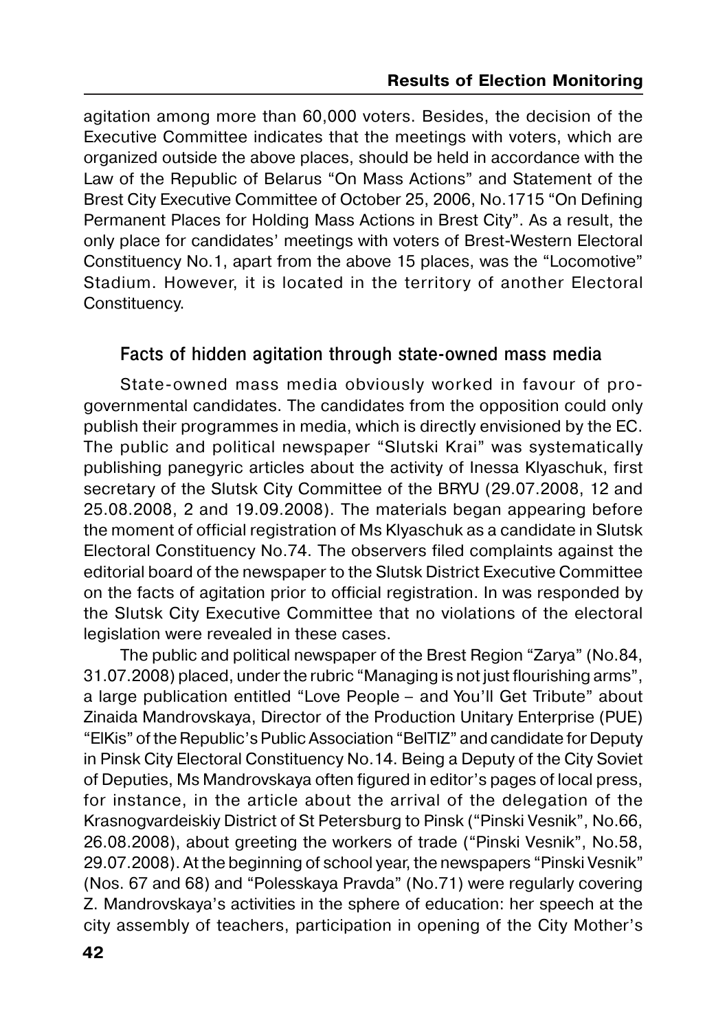agitation among more than 60,000 voters. Besides, the decision of the Executive Committee indicates that the meetings with voters, which are organized outside the above places, should be held in accordance with the Law of the Republic of Belarus "On Mass Actions" and Statement of the Brest City Executive Committee of October 25, 2006, No.1715 "On Defining Permanent Places for Holding Mass Actions in Brest City". As a result, the only place for candidates' meetings with voters of Brest-Western Electoral Constituency No.1, apart from the above 15 places, was the "Locomotive" Stadium. However, it is located in the territory of another Electoral Constituency.

### Facts of hidden agitation through state-owned mass media

State-owned mass media obviously worked in favour of pro-governmental candidates. The candidates from the opposition could only publish their programmes in media, which is directly envisioned by the EC. The public and political newspaper "Slutski Krai" was systematically publishing panegyric articles about the activity of Inessa Klyaschuk, first secretary of the Slutsk City Committee of the BRYU (29.07.2008, 12 and 25.08.2008, 2 and 19.09.2008). The materials began appearing before the moment of official registration of Ms Klyaschuk as a candidate in Slutsk Electoral Constituency No.74. The observers filed complaints against the editorial board of the newspaper to the Slutsk District Executive Committee on the facts of agitation prior to official registration. In was responded by the Slutsk City Executive Committee that no violations of the electoral legislation were revealed in these cases.

The public and political newspaper of the Brest Region "Zarya" (No.84, 31.07.2008) placed, under the rubric "Managing is not just flourishing arms", a large publication entitled "Love People – and You'll Get Tribute" about Zinaida Mandrovskaya, Director of the Production Unitary Enterprise (PUE) "ElKis" of the Republic's Public Association "BelTIZ" and candidate for Deputy in Pinsk City Electoral Constituency No.14. Being a Deputy of the City Soviet of Deputies, Ms Mandrovskaya often figured in editor's pages of local press, for instance, in the article about the arrival of the delegation of the Krasnogvardeiskiy District of St Petersburg to Pinsk ("Pinski Vesnik", No.66, 26.08.2008), about greeting the workers of trade ("Pinski Vesnik", No.58, 29.07.2008). At the beginning of school year, the newspapers "Pinski Vesnik" (Nos. 67 and 68) and "Polesskaya Pravda" (No.71) were regularly covering Z. Mandrovskaya's activities in the sphere of education: her speech at the city assembly of teachers, participation in opening of the City Mother's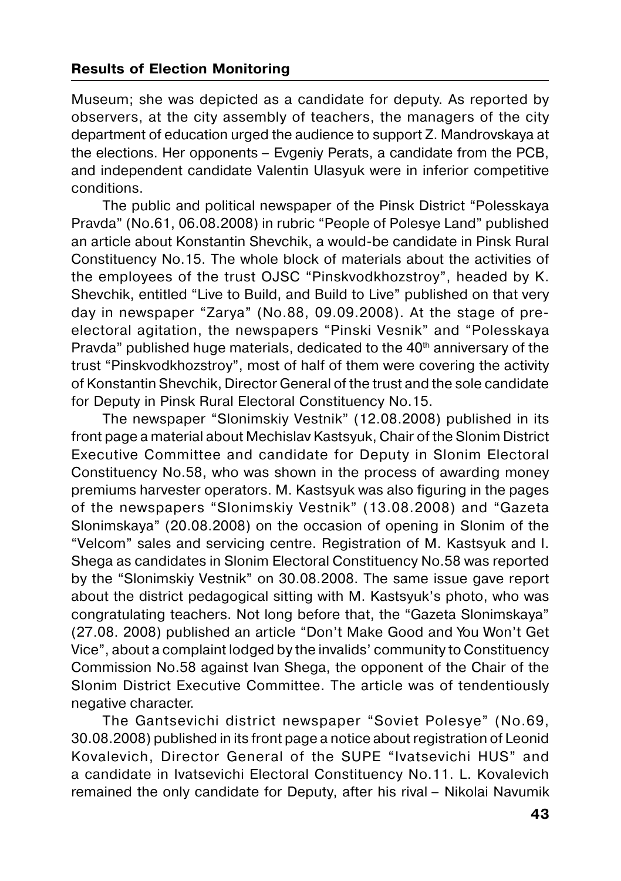Museum; she was depicted as a candidate for deputy. As reported by observers, at the city assembly of teachers, the managers of the city department of education urged the audience to support Z. Mandrovskaya at the elections. Her opponents – Evgeniy Perats, a candidate from the PCB, and independent candidate Valentin Ulasyuk were in inferior competitive conditions.

The public and political newspaper of the Pinsk District "Polesskaya Pravda" (No.61, 06.08.2008) in rubric "People of Polesye Land" published an article about Konstantin Shevchik, a would-be candidate in Pinsk Rural Constituency No.15. The whole block of materials about the activities of the employees of the trust OJSC "Pinskvodkhozstroy", headed by K. Shevchik, entitled "Live to Build, and Build to Live" published on that very day in newspaper "Zarya" (No.88, 09.09.2008). At the stage of pre-electoral agitation, the newspapers "Pinski Vesnik" and "Polesskaya Pravda" published huge materials, dedicated to the 40th anniversary of the trust "Pinskvodkhozstroy", most of half of them were covering the activity of Konstantin Shevchik, Director General of the trust and the sole candidate for Deputy in Pinsk Rural Electoral Constituency No.15.

The newspaper "Slonimskiy Vestnik" (12.08.2008) published in its front page a material about Mechislav Kastsyuk, Chair of the Slonim District Executive Committee and candidate for Deputy in Slonim Electoral Constituency No.58, who was shown in the process of awarding money premiums harvester operators. M. Kastsyuk was also figuring in the pages of the newspapers "Slonimskiy Vestnik" (13.08.2008) and "Gazeta Slonimskaya" (20.08.2008) on the occasion of opening in Slonim of the "Velcom" sales and servicing centre. Registration of M. Kastsyuk and I. Shega as candidates in Slonim Electoral Constituency No.58 was reported by the "Slonimskiy Vestnik" on 30.08.2008. The same issue gave report about the district pedagogical sitting with M. Kastsyuk's photo, who was congratulating teachers. Not long before that, the "Gazeta Slonimskaya" (27.08. 2008) published an article "Don't Make Good and You Won't Get Vice", about a complaint lodged by the invalids' community to Constituency Commission No.58 against Ivan Shega, the opponent of the Chair of the Slonim District Executive Committee. The article was of tendentiously negative character.

The Gantsevichi district newspaper "Soviet Polesye" (No.69, 30.08.2008) published in its front page a notice about registration of Leonid Kovalevich, Director General of the SUPE "Ivatsevichi HUS" and a candidate in Ivatsevichi Electoral Constituency No.11. L. Kovalevich remained the only candidate for Deputy, after his rival – Nikolai Navumik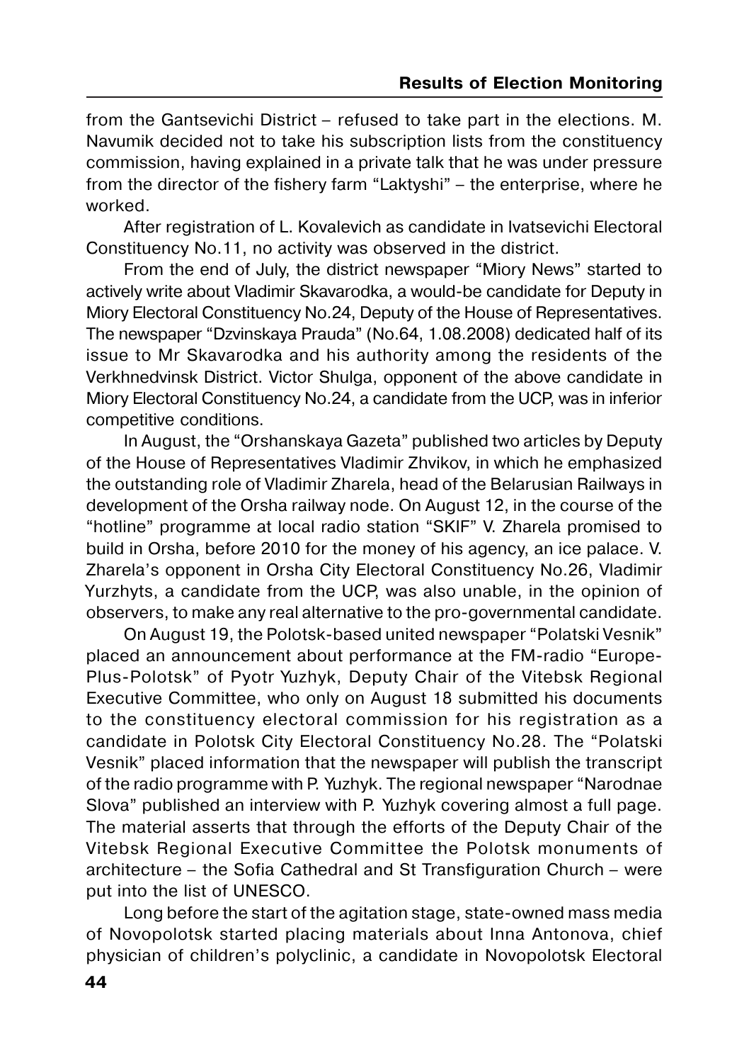from the Gantsevichi District – refused to take part in the elections. M. Navumik decided not to take his subscription lists from the constituency commission, having explained in a private talk that he was under pressure from the director of the fishery farm "Laktyshi" – the enterprise, where he worked.

After registration of L. Kovalevich as candidate in Ivatsevichi Electoral Constituency No.11, no activity was observed in the district.

From the end of July, the district newspaper "Miory News" started to actively write about Vladimir Skavarodka, a would-be candidate for Deputy in Miory Electoral Constituency No.24, Deputy of the House of Representatives. The newspaper "Dzvinskaya Prauda" (No.64, 1.08.2008) dedicated half of its issue to Mr Skavarodka and his authority among the residents of the Verkhnedvinsk District. Victor Shulga, opponent of the above candidate in Miory Electoral Constituency No.24, a candidate from the UCP, was in inferior competitive conditions.

In August, the "Orshanskaya Gazeta" published two articles by Deputy of the House of Representatives Vladimir Zhvikov, in which he emphasized the outstanding role of Vladimir Zharela, head of the Belarusian Railways in development of the Orsha railway node. On August 12, in the course of the "hotline" programme at local radio station "SKIF" V. Zharela promised to build in Orsha, before 2010 for the money of his agency, an ice palace. V. Zharela's opponent in Orsha City Electoral Constituency No.26, Vladimir Yurzhyts, a candidate from the UCP, was also unable, in the opinion of observers, to make any real alternative to the pro-governmental candidate.

On August 19, the Polotsk-based united newspaper "Polatski Vesnik" placed an announcement about performance at the FM-radio "Europe-Plus-Polotsk" of Pyotr Yuzhyk, Deputy Chair of the Vitebsk Regional Executive Committee, who only on August 18 submitted his documents to the constituency electoral commission for his registration as a candidate in Polotsk City Electoral Constituency No.28. The "Polatski Vesnik" placed information that the newspaper will publish the transcript of the radio programme with P. Yuzhyk. The regional newspaper "Narodnae Slova" published an interview with P. Yuzhyk covering almost a full page. The material asserts that through the efforts of the Deputy Chair of the Vitebsk Regional Executive Committee the Polotsk monuments of architecture – the Sofia Cathedral and St Transfiguration Church – were put into the list of UNESCO.

Long before the start of the agitation stage, state-owned mass media of Novopolotsk started placing materials about Inna Antonova, chief physician of children's polyclinic, a candidate in Novopolotsk Electoral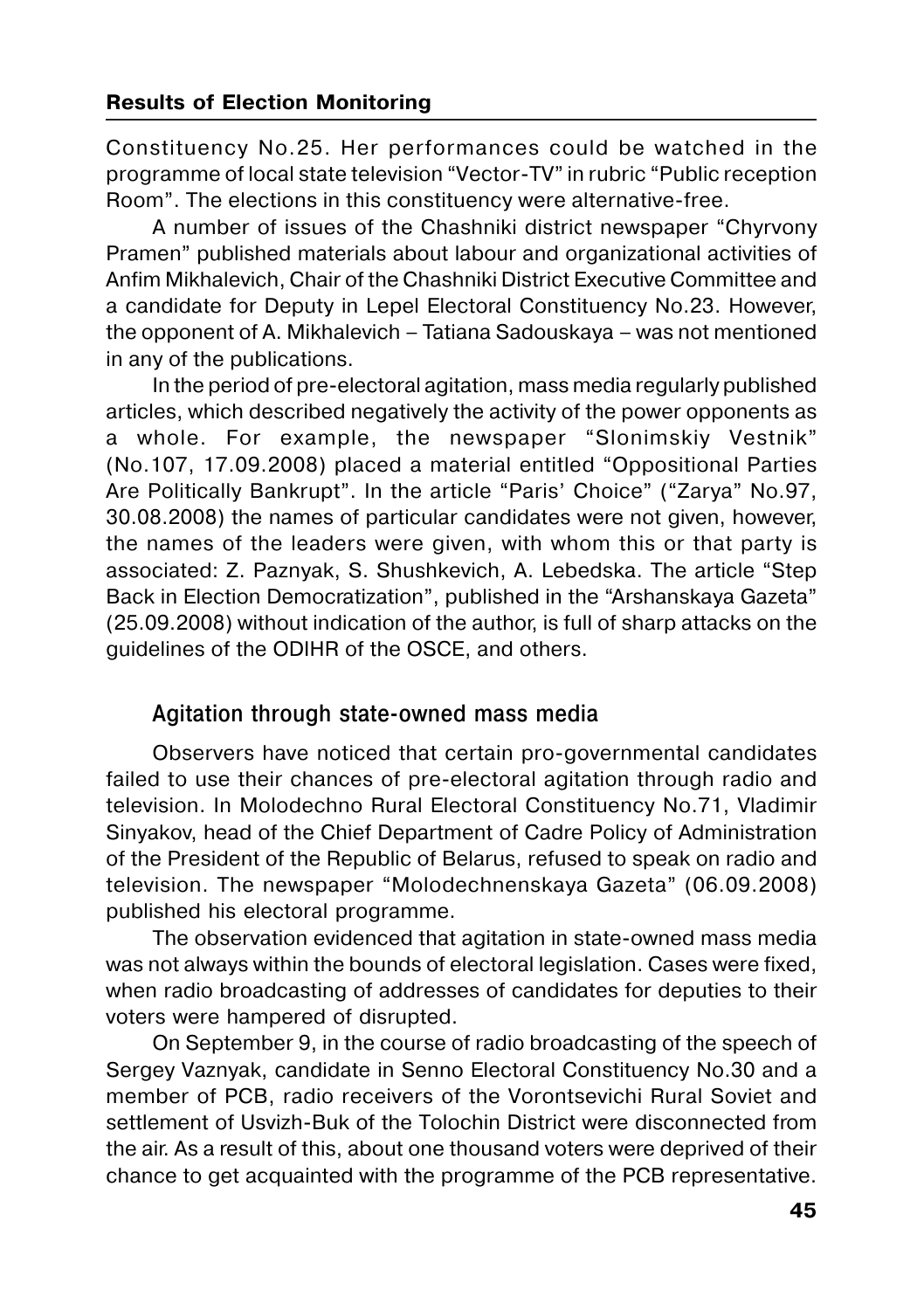Constituency No.25. Her performances could be watched in the programme of local state television "Vector-TV" in rubric "Public reception Room". The elections in this constituency were alternative-free.

A number of issues of the Chashniki district newspaper "Chyrvony Pramen" published materials about labour and organizational activities of Anfim Mikhalevich, Chair of the Chashniki District Executive Committee and a candidate for Deputy in Lepel Electoral Constituency No.23. However, the opponent of A. Mikhalevich – Tatiana Sadouskaya – was not mentioned in any of the publications.

In the period of pre-electoral agitation, mass media regularly published articles, which described negatively the activity of the power opponents as a whole. For example, the newspaper "Slonimskiy Vestnik" (No.107, 17.09.2008) placed a material entitled "Oppositional Parties Are Politically Bankrupt". In the article "Paris' Choice" ("Zarya" No.97, 30.08.2008) the names of particular candidates were not given, however, the names of the leaders were given, with whom this or that party is associated: Z. Paznyak, S. Shushkevich, A. Lebedska. The article "Step Back in Election Democratization", published in the "Arshanskaya Gazeta" (25.09.2008) without indication of the author, is full of sharp attacks on the guidelines of the ODIHR of the OSCE, and others.

### Agitation through state-owned mass media

Observers have noticed that certain pro-governmental candidates failed to use their chances of pre-electoral agitation through radio and television. In Molodechno Rural Electoral Constituency No.71, Vladimir Sinyakov, head of the Chief Department of Cadre Policy of Administration of the President of the Republic of Belarus, refused to speak on radio and television. The newspaper "Molodechnenskaya Gazeta" (06.09.2008) published his electoral programme.

The observation evidenced that agitation in state-owned mass media was not always within the bounds of electoral legislation. Cases were fixed, when radio broadcasting of addresses of candidates for deputies to their voters were hampered of disrupted.

On September 9, in the course of radio broadcasting of the speech of Sergey Vaznyak, candidate in Senno Electoral Constituency No.30 and a member of PCB, radio receivers of the Vorontsevichi Rural Soviet and settlement of Usvizh-Buk of the Tolochin District were disconnected from the air. As a result of this, about one thousand voters were deprived of their chance to get acquainted with the programme of the PCB representative.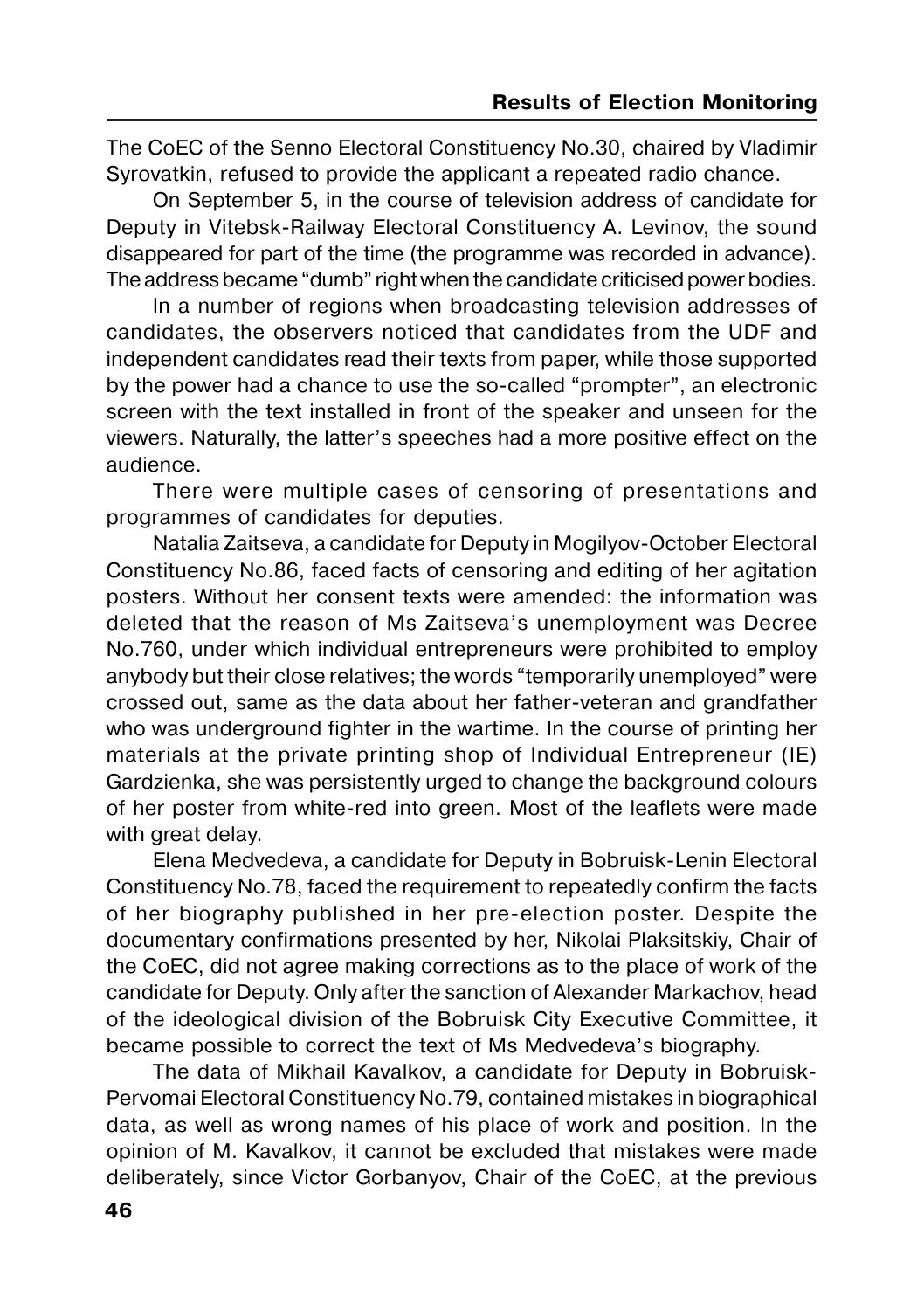The CoEC of the Senno Electoral Constituency No.30, chaired by Vladimir Syrovatkin, refused to provide the applicant a repeated radio chance.

On September 5, in the course of television address of candidate for Deputy in Vitebsk-Railway Electoral Constituency A. Levinov, the sound disappeared for part of the time (the programme was recorded in advance). The address became "dumb" right when the candidate criticised power bodies.

In a number of regions when broadcasting television addresses of candidates, the observers noticed that candidates from the UDF and independent candidates read their texts from paper, while those supported by the power had a chance to use the so-called "prompter", an electronic screen with the text installed in front of the speaker and unseen for the viewers. Naturally, the latter's speeches had a more positive effect on the audience.

There were multiple cases of censoring of presentations and programmes of candidates for deputies.

Natalia Zaitseva, a candidate for Deputy in Mogilyov-October Electoral Constituency No.86, faced facts of censoring and editing of her agitation posters. Without her consent texts were amended: the information was deleted that the reason of Ms Zaitseva's unemployment was Decree No.760, under which individual entrepreneurs were prohibited to employ anybody but their close relatives; the words "temporarily unemployed" were crossed out, same as the data about her father-veteran and grandfather who was underground fighter in the wartime. In the course of printing her materials at the private printing shop of Individual Entrepreneur (IE) Gardzienka, she was persistently urged to change the background colours of her poster from white-red into green. Most of the leaflets were made with great delay.

Elena Medvedeva, a candidate for Deputy in Bobruisk-Lenin Electoral Constituency No.78, faced the requirement to repeatedly confirm the facts of her biography published in her pre-election poster. Despite the documentary confirmations presented by her, Nikolai Plaksitskiy, Chair of the CoEC, did not agree making corrections as to the place of work of the candidate for Deputy. Only after the sanction of Alexander Markachov, head of the ideological division of the Bobruisk City Executive Committee, it became possible to correct the text of Ms Medvedeva's biography.

The data of Mikhail Kavalkov, a candidate for Deputy in Bobruisk-Pervomai Electoral Constituency No.79, contained mistakes in biographical data, as well as wrong names of his place of work and position. In the opinion of M. Kavalkov, it cannot be excluded that mistakes were made deliberately, since Victor Gorbanyov, Chair of the CoEC, at the previous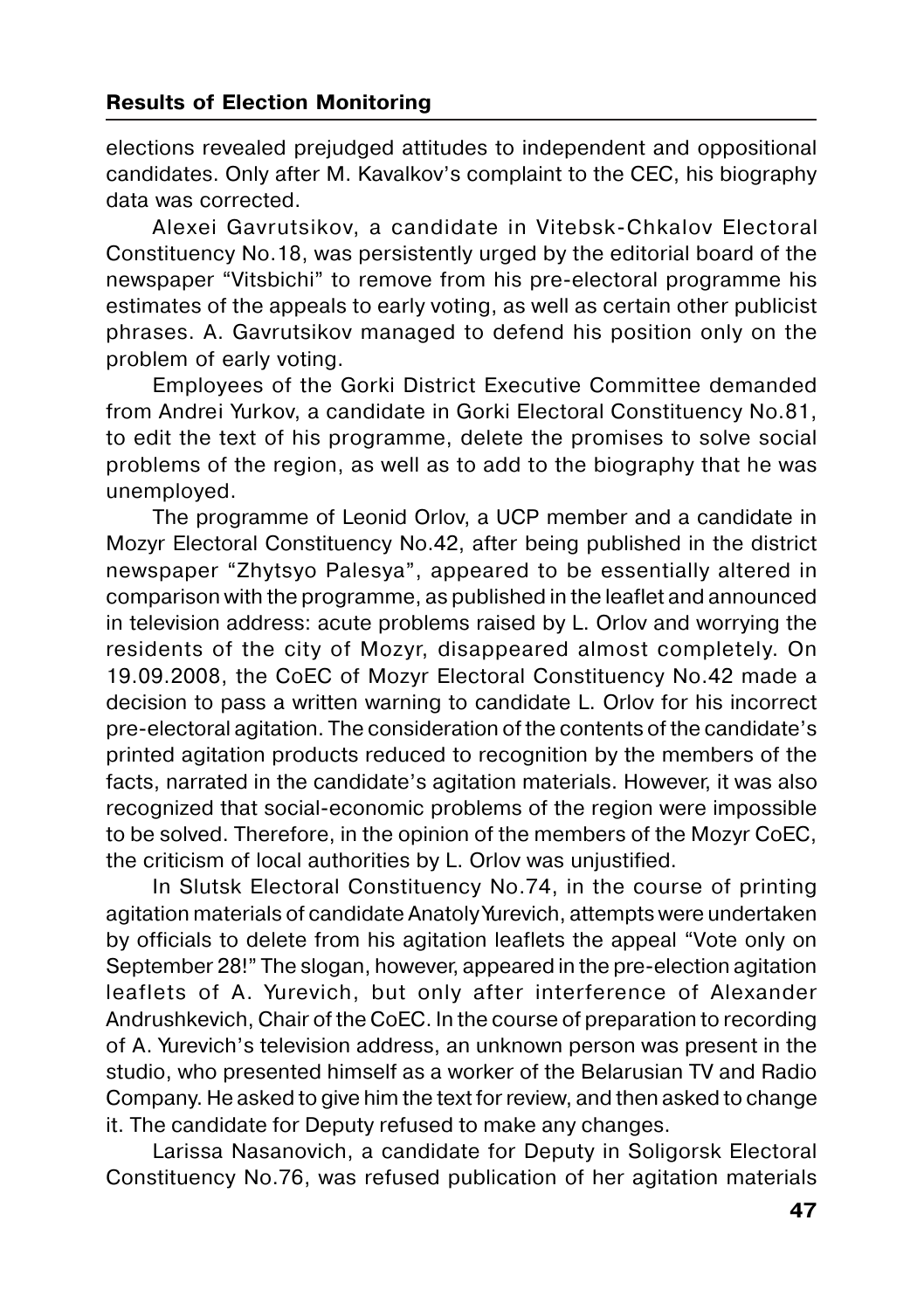elections revealed prejudged attitudes to independent and oppositional candidates. Only after M. Kavalkov's complaint to the CEC, his biography data was corrected.

Alexei Gavrutsikov, a candidate in Vitebsk-Chkalov Electoral Constituency No.18, was persistently urged by the editorial board of the newspaper "Vitsbichi" to remove from his pre-electoral programme his estimates of the appeals to early voting, as well as certain other publicist phrases. A. Gavrutsikov managed to defend his position only on the problem of early voting.

Employees of the Gorki District Executive Committee demanded from Andrei Yurkov, a candidate in Gorki Electoral Constituency No.81, to edit the text of his programme, delete the promises to solve social problems of the region, as well as to add to the biography that he was unemployed.

The programme of Leonid Orlov, a UCP member and a candidate in Mozyr Electoral Constituency No.42, after being published in the district newspaper "Zhytsyo Palesya", appeared to be essentially altered in comparison with the programme, as published in the leaflet and announced in television address: acute problems raised by L. Orlov and worrying the residents of the city of Mozyr, disappeared almost completely. On 19.09.2008, the CoEC of Mozyr Electoral Constituency No.42 made a decision to pass a written warning to candidate L. Orlov for his incorrect pre-electoral agitation. The consideration of the contents of the candidate's printed agitation products reduced to recognition by the members of the facts, narrated in the candidate's agitation materials. However, it was also recognized that social-economic problems of the region were impossible to be solved. Therefore, in the opinion of the members of the Mozyr CoEC, the criticism of local authorities by L. Orlov was unjustified.

In Slutsk Electoral Constituency No.74, in the course of printing agitation materials of candidate Anatoly Yurevich, attempts were undertaken by officials to delete from his agitation leaflets the appeal "Vote only on September 28!" The slogan, however, appeared in the pre-election agitation leaflets of A. Yurevich, but only after interference of Alexander Andrushkevich, Chair of the CoEC. In the course of preparation to recording of A. Yurevich's television address, an unknown person was present in the studio, who presented himself as a worker of the Belarusian TV and Radio Company. He asked to give him the text for review, and then asked to change it. The candidate for Deputy refused to make any changes.

Larissa Nasanovich, a candidate for Deputy in Soligorsk Electoral Constituency No.76, was refused publication of her agitation materials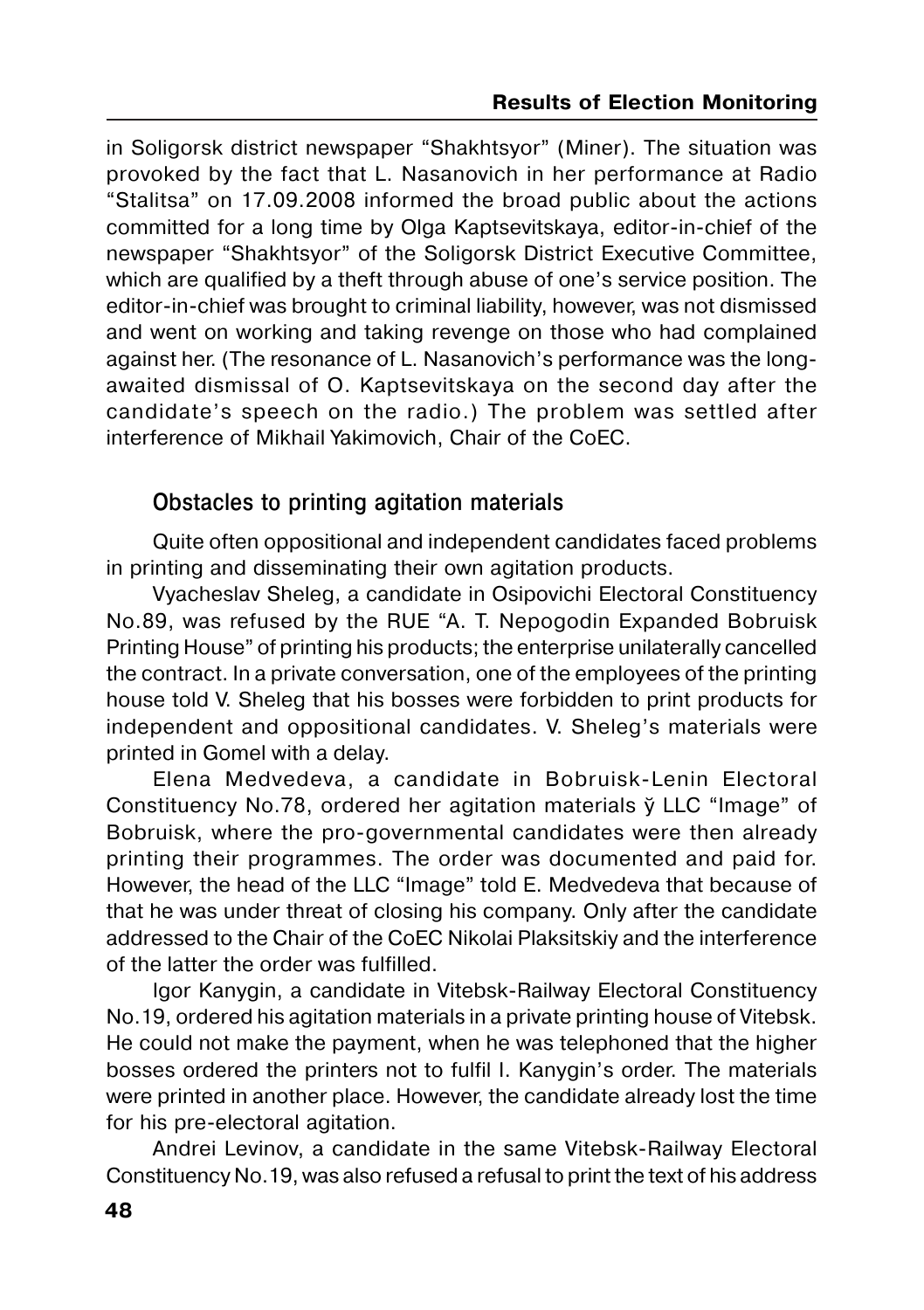in Soligorsk district newspaper "Shakhtsyor" (Miner). The situation was provoked by the fact that L. Nasanovich in her performance at Radio "Stalitsa" on 17.09.2008 informed the broad public about the actions committed for a long time by Olga Kaptsevitskaya, editor-in-chief of the newspaper "Shakhtsyor" of the Soligorsk District Executive Committee, which are qualified by a theft through abuse of one's service position. The editor-in-chief was brought to criminal liability, however, was not dismissed and went on working and taking revenge on those who had complained against her. (The resonance of L. Nasanovich's performance was the long-awaited dismissal of O. Kaptsevitskaya on the second day after the candidate's speech on the radio.) The problem was settled after interference of Mikhail Yakimovich, Chair of the CoEC.

## Obstacles to printing agitation materials

Quite often oppositional and independent candidates faced problems in printing and disseminating their own agitation products.

Vyacheslav Sheleg, a candidate in Osipovichi Electoral Constituency No.89, was refused by the RUE "A. T. Nepogodin Expanded Bobruisk Printing House" of printing his products; the enterprise unilaterally cancelled the contract. In a private conversation, one of the employees of the printing house told V. Sheleg that his bosses were forbidden to print products for independent and oppositional candidates. V. Sheleg's materials were printed in Gomel with a delay.

Elena Medvedeva, a candidate in Bobruisk-Lenin Electoral Constituency No.78, ordered her agitation materials ў LLC "Image" of Bobruisk, where the pro-governmental candidates were then already printing their programmes. The order was documented and paid for. However, the head of the LLC "Image" told E. Medvedeva that because of that he was under threat of closing his company. Only after the candidate addressed to the Chair of the CoEC Nikolai Plaksitskiy and the interference of the latter the order was fulfilled.

Igor Kanygin, a candidate in Vitebsk-Railway Electoral Constituency No.19, ordered his agitation materials in a private printing house of Vitebsk. He could not make the payment, when he was telephoned that the higher bosses ordered the printers not to fulfil I. Kanygin's order. The materials were printed in another place. However, the candidate already lost the time for his pre-electoral agitation.

Andrei Levinov, a candidate in the same Vitebsk-Railway Electoral Constituency No.19, was also refused a refusal to print the text of his address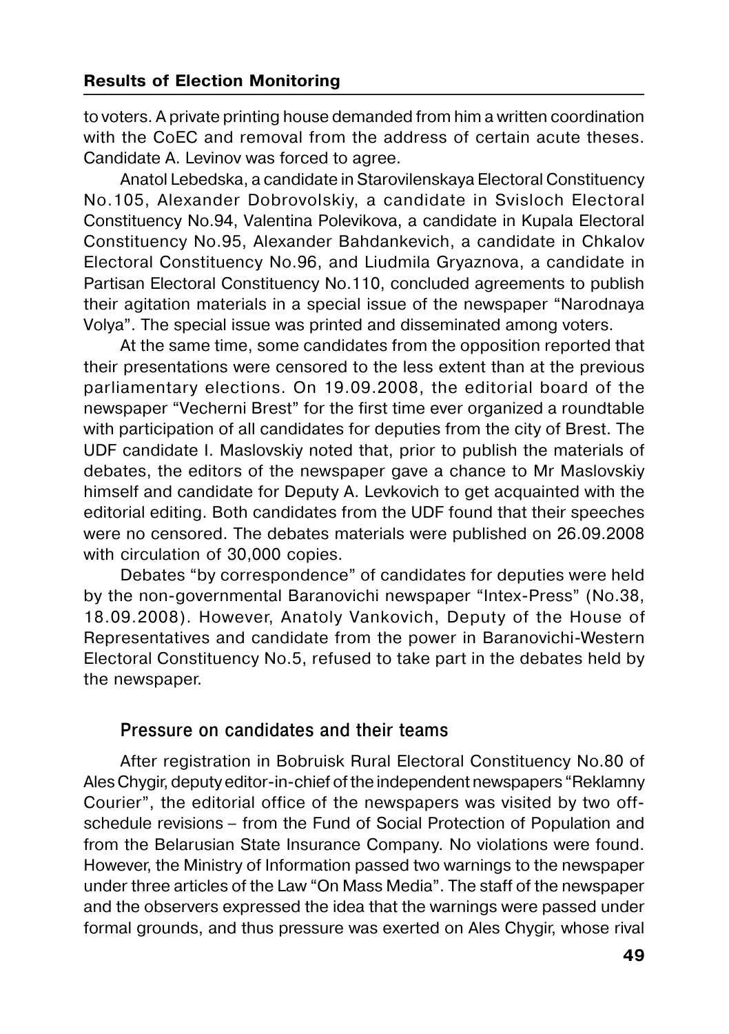to voters. A private printing house demanded from him a written coordination with the CoEC and removal from the address of certain acute theses. Candidate A. Levinov was forced to agree.

Anatol Lebedska, a candidate in Starovilenskaya Electoral Constituency No.105, Alexander Dobrovolskiy, a candidate in Svisloch Electoral Constituency No.94, Valentina Polevikova, a candidate in Kupala Electoral Constituency No.95, Alexander Bahdankevich, a candidate in Chkalov Electoral Constituency No.96, and Liudmila Gryaznova, a candidate in Partisan Electoral Constituency No.110, concluded agreements to publish their agitation materials in a special issue of the newspaper "Narodnaya Volya". The special issue was printed and disseminated among voters.

At the same time, some candidates from the opposition reported that their presentations were censored to the less extent than at the previous parliamentary elections. On 19.09.2008, the editorial board of the newspaper "Vecherni Brest" for the first time ever organized a roundtable with participation of all candidates for deputies from the city of Brest. The UDF candidate I. Maslovskiy noted that, prior to publish the materials of debates, the editors of the newspaper gave a chance to Mr Maslovskiy himself and candidate for Deputy A. Levkovich to get acquainted with the editorial editing. Both candidates from the UDF found that their speeches were no censored. The debates materials were published on 26.09.2008 with circulation of 30,000 copies.

Debates "by correspondence" of candidates for deputies were held by the non-governmental Baranovichi newspaper "Intex-Press" (No.38, 18.09.2008). However, Anatoly Vankovich, Deputy of the House of Representatives and candidate from the power in Baranovichi-Western Electoral Constituency No.5, refused to take part in the debates held by the newspaper.

### Pressure on candidates and their teams

After registration in Bobruisk Rural Electoral Constituency No.80 of Ales Chygir, deputy editor-in-chief of the independent newspapers "Reklamny Courier", the editorial office of the newspapers was visited by two off-schedule revisions – from the Fund of Social Protection of Population and from the Belarusian State Insurance Company. No violations were found. However, the Ministry of Information passed two warnings to the newspaper under three articles of the Law "On Mass Media". The staff of the newspaper and the observers expressed the idea that the warnings were passed under formal grounds, and thus pressure was exerted on Ales Chygir, whose rival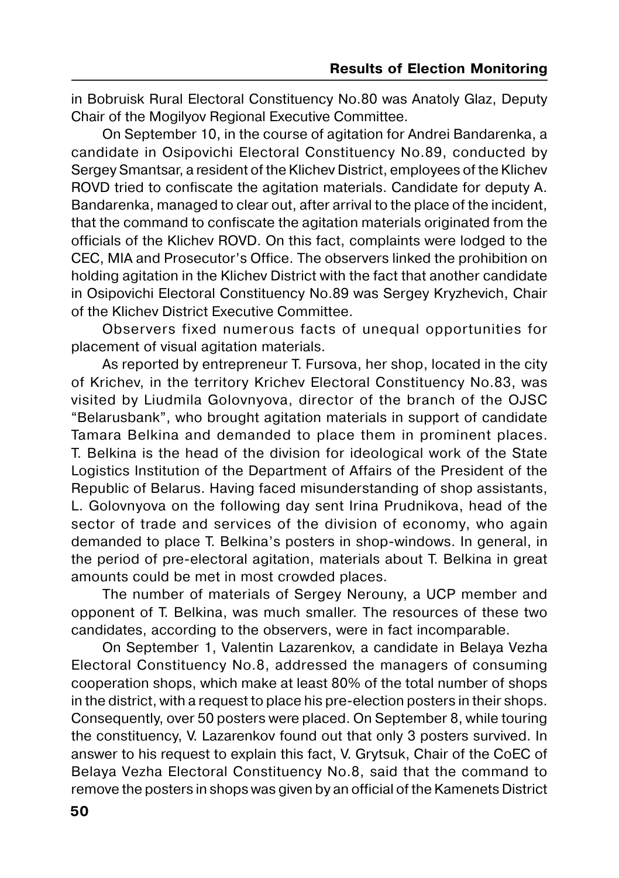in Bobruisk Rural Electoral Constituency No.80 was Anatoly Glaz, Deputy Chair of the Mogilyov Regional Executive Committee.

On September 10, in the course of agitation for Andrei Bandarenka, a candidate in Osipovichi Electoral Constituency No.89, conducted by Sergey Smantsar, a resident of the Klichev District, employees of the Klichev ROVD tried to confiscate the agitation materials. Candidate for deputy A. Bandarenka, managed to clear out, after arrival to the place of the incident, that the command to confiscate the agitation materials originated from the officials of the Klichev ROVD. On this fact, complaints were lodged to the CEC, MIA and Prosecutor's Office. The observers linked the prohibition on holding agitation in the Klichev District with the fact that another candidate in Osipovichi Electoral Constituency No.89 was Sergey Kryzhevich, Chair of the Klichev District Executive Committee.

Observers fixed numerous facts of unequal opportunities for placement of visual agitation materials.

As reported by entrepreneur T. Fursova, her shop, located in the city of Krichev, in the territory Krichev Electoral Constituency No.83, was visited by Liudmila Golovnyova, director of the branch of the OJSC "Belarusbank", who brought agitation materials in support of candidate Tamara Belkina and demanded to place them in prominent places. T. Belkina is the head of the division for ideological work of the State Logistics Institution of the Department of Affairs of the President of the Republic of Belarus. Having faced misunderstanding of shop assistants, L. Golovnyova on the following day sent Irina Prudnikova, head of the sector of trade and services of the division of economy, who again demanded to place T. Belkina's posters in shop-windows. In general, in the period of pre-electoral agitation, materials about T. Belkina in great amounts could be met in most crowded places.

The number of materials of Sergey Nerouny, a UCP member and opponent of T. Belkina, was much smaller. The resources of these two candidates, according to the observers, were in fact incomparable.

On September 1, Valentin Lazarenkov, a candidate in Belaya Vezha Electoral Constituency No.8, addressed the managers of consuming cooperation shops, which make at least 80% of the total number of shops in the district, with a request to place his pre-election posters in their shops. Consequently, over 50 posters were placed. On September 8, while touring the constituency, V. Lazarenkov found out that only 3 posters survived. In answer to his request to explain this fact, V. Grytsuk, Chair of the CoEC of Belaya Vezha Electoral Constituency No.8, said that the command to remove the posters in shops was given by an official of the Kamenets District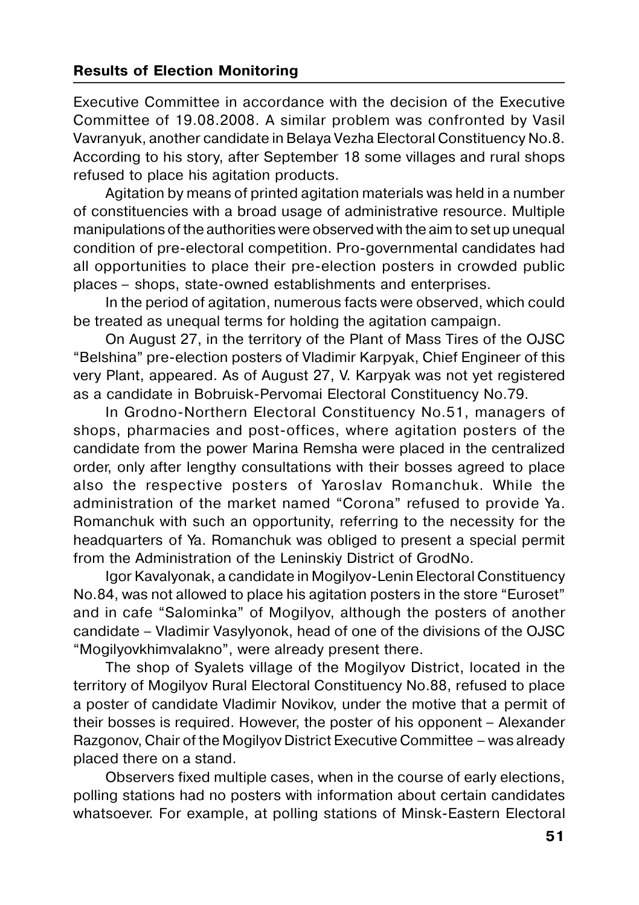Executive Committee in accordance with the decision of the Executive Committee of 19.08.2008. A similar problem was confronted by Vasil Vavranyuk, another candidate in Belaya Vezha Electoral Constituency No.8. According to his story, after September 18 some villages and rural shops refused to place his agitation products.

Agitation by means of printed agitation materials was held in a number of constituencies with a broad usage of administrative resource. Multiple manipulations of the authorities were observed with the aim to set up unequal condition of pre-electoral competition. Pro-governmental candidates had all opportunities to place their pre-election posters in crowded public places – shops, state-owned establishments and enterprises.

In the period of agitation, numerous facts were observed, which could be treated as unequal terms for holding the agitation campaign.

On August 27, in the territory of the Plant of Mass Tires of the OJSC "Belshina" pre-election posters of Vladimir Karpyak, Chief Engineer of this very Plant, appeared. As of August 27, V. Karpyak was not yet registered as a candidate in Bobruisk-Pervomai Electoral Constituency No.79.

In Grodno-Northern Electoral Constituency No.51, managers of shops, pharmacies and post-offices, where agitation posters of the candidate from the power Marina Remsha were placed in the centralized order, only after lengthy consultations with their bosses agreed to place also the respective posters of Yaroslav Romanchuk. While the administration of the market named "Corona" refused to provide Ya. Romanchuk with such an opportunity, referring to the necessity for the headquarters of Ya. Romanchuk was obliged to present a special permit from the Administration of the Leninskiy District of GrodNo.

Igor Kavalyonak, a candidate in Mogilyov-Lenin Electoral Constituency No.84, was not allowed to place his agitation posters in the store "Euroset" and in cafe "Salominka" of Mogilyov, although the posters of another candidate – Vladimir Vasylyonok, head of one of the divisions of the OJSC "Mogilyovkhimvalakno", were already present there.

The shop of Syalets village of the Mogilyov District, located in the territory of Mogilyov Rural Electoral Constituency No.88, refused to place a poster of candidate Vladimir Novikov, under the motive that a permit of their bosses is required. However, the poster of his opponent – Alexander Razgonov, Chair of the Mogilyov District Executive Committee – was already placed there on a stand.

Observers fixed multiple cases, when in the course of early elections, polling stations had no posters with information about certain candidates whatsoever. For example, at polling stations of Minsk-Eastern Electoral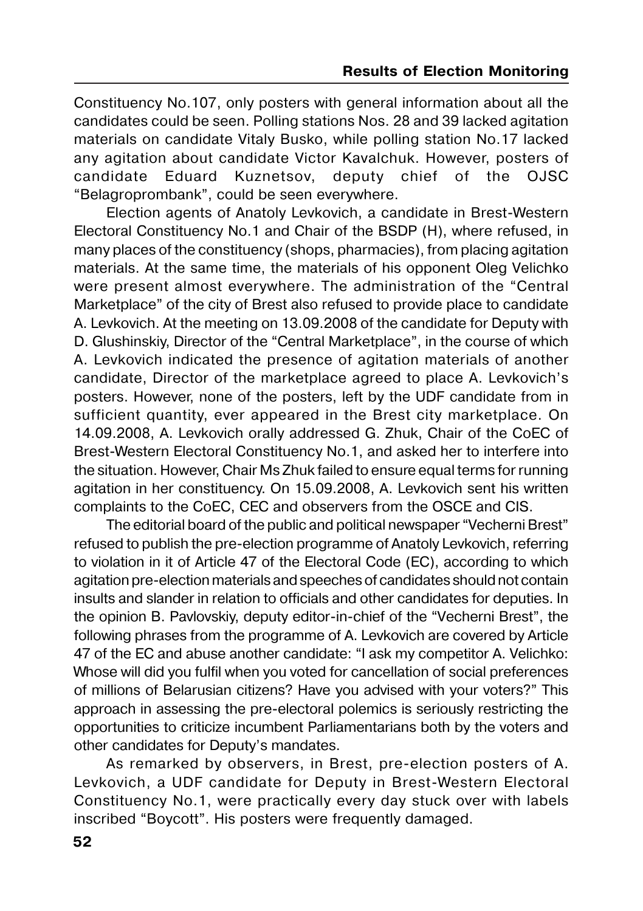Constituency No.107, only posters with general information about all the candidates could be seen. Polling stations Nos. 28 and 39 lacked agitation materials on candidate Vitaly Busko, while polling station No.17 lacked any agitation about candidate Victor Kavalchuk. However, posters of candidate Eduard Kuznetsov, deputy chief of the OJSC "Belagroprombank", could be seen everywhere.

Election agents of Anatoly Levkovich, a candidate in Brest-Western Electoral Constituency No.1 and Chair of the BSDP (H), where refused, in many places of the constituency (shops, pharmacies), from placing agitation materials. At the same time, the materials of his opponent Oleg Velichko were present almost everywhere. The administration of the "Central Marketplace" of the city of Brest also refused to provide place to candidate A. Levkovich. At the meeting on 13.09.2008 of the candidate for Deputy with D. Glushinskiy, Director of the "Central Marketplace", in the course of which A. Levkovich indicated the presence of agitation materials of another candidate, Director of the marketplace agreed to place A. Levkovich's posters. However, none of the posters, left by the UDF candidate from in sufficient quantity, ever appeared in the Brest city marketplace. On 14.09.2008, A. Levkovich orally addressed G. Zhuk, Chair of the CoEC of Brest-Western Electoral Constituency No.1, and asked her to interfere into the situation. However, Chair Ms Zhuk failed to ensure equal terms for running agitation in her constituency. On 15.09.2008, A. Levkovich sent his written complaints to the CoEC, CEC and observers from the OSCE and CIS.

The editorial board of the public and political newspaper "Vecherni Brest" refused to publish the pre-election programme of Anatoly Levkovich, referring to violation in it of Article 47 of the Electoral Code (EC), according to which agitation pre-election materials and speeches of candidates should not contain insults and slander in relation to officials and other candidates for deputies. In the opinion B. Pavlovskiy, deputy editor-in-chief of the "Vecherni Brest", the following phrases from the programme of A. Levkovich are covered by Article 47 of the EC and abuse another candidate: "I ask my competitor A. Velichko: Whose will did you fulfil when you voted for cancellation of social preferences of millions of Belarusian citizens? Have you advised with your voters?" This approach in assessing the pre-electoral polemics is seriously restricting the opportunities to criticize incumbent Parliamentarians both by the voters and other candidates for Deputy's mandates.

As remarked by observers, in Brest, pre-election posters of A. Levkovich, a UDF candidate for Deputy in Brest-Western Electoral Constituency No.1, were practically every day stuck over with labels inscribed "Boycott". His posters were frequently damaged.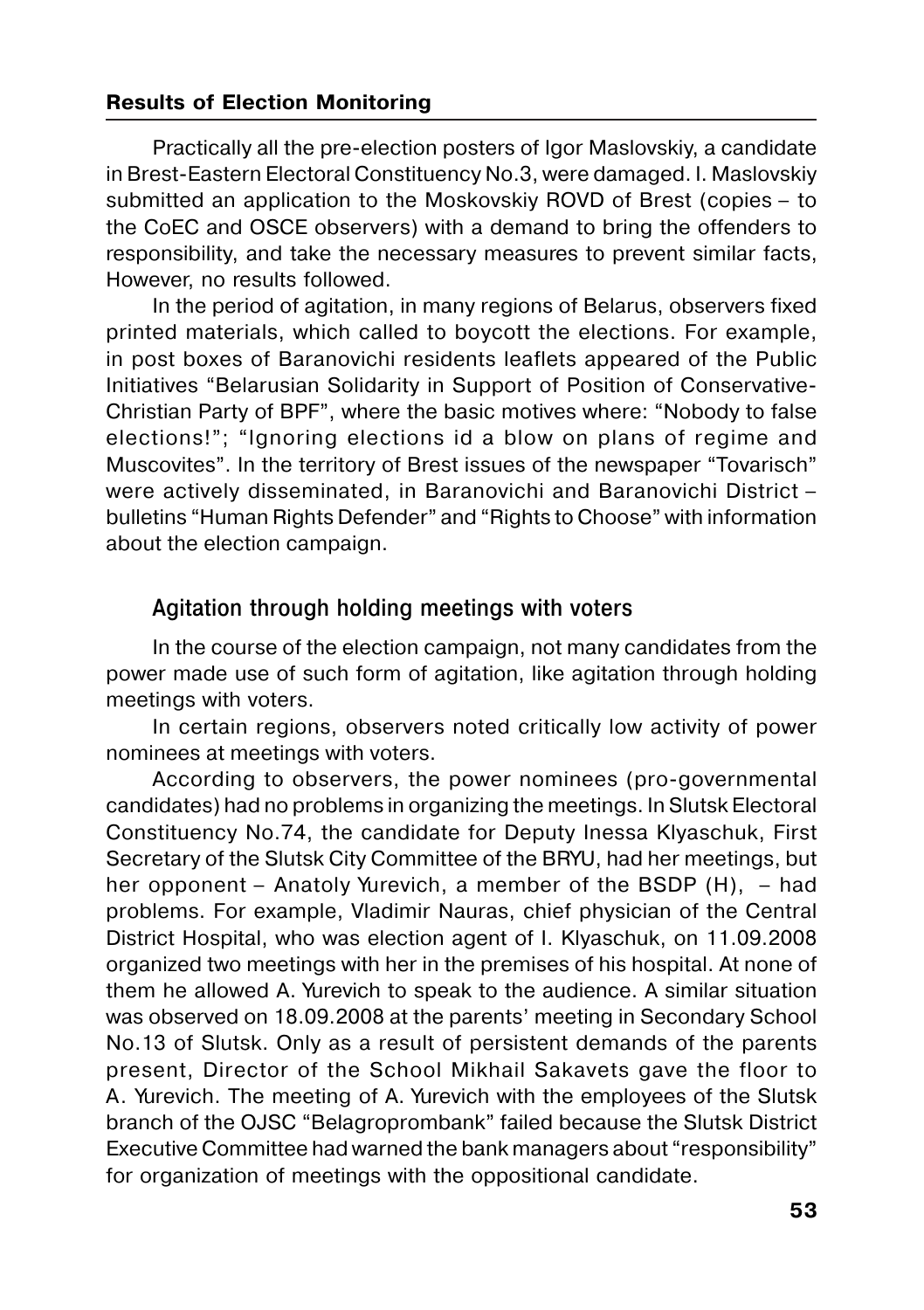Practically all the pre-election posters of Igor Maslovskiy, a candidate in Brest-Eastern Electoral Constituency No.3, were damaged. I. Maslovskiy submitted an application to the Moskovskiy ROVD of Brest (copies – to the CoEC and OSCE observers) with a demand to bring the offenders to responsibility, and take the necessary measures to prevent similar facts, However, no results followed.

In the period of agitation, in many regions of Belarus, observers fixed printed materials, which called to boycott the elections. For example, in post boxes of Baranovichi residents leaflets appeared of the Public Initiatives "Belarusian Solidarity in Support of Position of Conservative-Christian Party of BPF", where the basic motives where: "Nobody to false elections!"; "Ignoring elections id a blow on plans of regime and Muscovites". In the territory of Brest issues of the newspaper "Tovarisch" were actively disseminated, in Baranovichi and Baranovichi District – bulletins "Human Rights Defender" and "Rights to Choose" with information about the election campaign.

### Agitation through holding meetings with voters

In the course of the election campaign, not many candidates from the power made use of such form of agitation, like agitation through holding meetings with voters.

In certain regions, observers noted critically low activity of power nominees at meetings with voters.

According to observers, the power nominees (pro-governmental candidates) had no problems in organizing the meetings. In Slutsk Electoral Constituency No.74, the candidate for Deputy Inessa Klyaschuk, First Secretary of the Slutsk City Committee of the BRYU, had her meetings, but her opponent – Anatoly Yurevich, a member of the BSDP (H), – had problems. For example, Vladimir Nauras, chief physician of the Central District Hospital, who was election agent of I. Klyaschuk, on 11.09.2008 organized two meetings with her in the premises of his hospital. At none of them he allowed A. Yurevich to speak to the audience. A similar situation was observed on 18.09.2008 at the parents' meeting in Secondary School No.13 of Slutsk. Only as a result of persistent demands of the parents present, Director of the School Mikhail Sakavets gave the floor to A. Yurevich. The meeting of A. Yurevich with the employees of the Slutsk branch of the OJSC "Belagroprombank" failed because the Slutsk District Executive Committee had warned the bank managers about "responsibility" for organization of meetings with the oppositional candidate.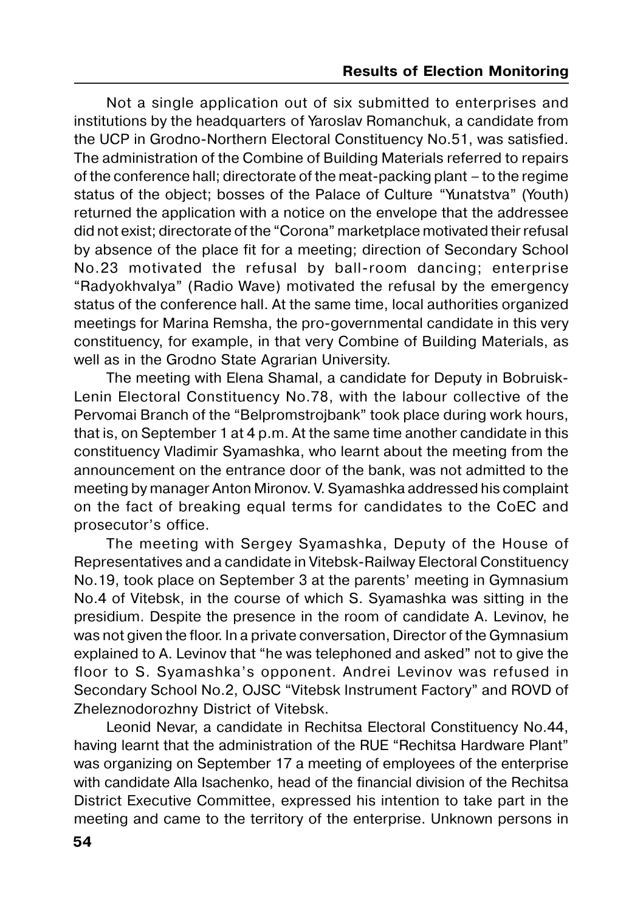Not a single application out of six submitted to enterprises and institutions by the headquarters of Yaroslav Romanchuk, a candidate from the UCP in Grodno-Northern Electoral Constituency No.51, was satisfied. The administration of the Combine of Building Materials referred to repairs of the conference hall; directorate of the meat-packing plant – to the regime status of the object; bosses of the Palace of Culture "Yunatstva" (Youth) returned the application with a notice on the envelope that the addressee did not exist; directorate of the "Corona" marketplace motivated their refusal by absence of the place fit for a meeting; direction of Secondary School No.23 motivated the refusal by ball-room dancing; enterprise "Radyokhvalya" (Radio Wave) motivated the refusal by the emergency status of the conference hall. At the same time, local authorities organized meetings for Marina Remsha, the pro-governmental candidate in this very constituency, for example, in that very Combine of Building Materials, as well as in the Grodno State Agrarian University.

The meeting with Elena Shamal, a candidate for Deputy in Bobruisk-Lenin Electoral Constituency No.78, with the labour collective of the Pervomai Branch of the "Belpromstrojbank" took place during work hours, that is, on September 1 at 4 p.m. At the same time another candidate in this constituency Vladimir Syamashka, who learnt about the meeting from the announcement on the entrance door of the bank, was not admitted to the meeting by manager Anton Mironov. V. Syamashka addressed his complaint on the fact of breaking equal terms for candidates to the CoEC and prosecutor's office.

The meeting with Sergey Syamashka, Deputy of the House of Representatives and a candidate in Vitebsk-Railway Electoral Constituency No.19, took place on September 3 at the parents' meeting in Gymnasium No.4 of Vitebsk, in the course of which S. Syamashka was sitting in the presidium. Despite the presence in the room of candidate A. Levinov, he was not given the floor. In a private conversation, Director of the Gymnasium explained to A. Levinov that "he was telephoned and asked" not to give the floor to S. Syamashka's opponent. Andrei Levinov was refused in Secondary School No.2, OJSC "Vitebsk Instrument Factory" and ROVD of Zheleznodorozhny District of Vitebsk.

Leonid Nevar, a candidate in Rechitsa Electoral Constituency No.44, having learnt that the administration of the RUE "Rechitsa Hardware Plant" was organizing on September 17 a meeting of employees of the enterprise with candidate Alla Isachenko, head of the financial division of the Rechitsa District Executive Committee, expressed his intention to take part in the meeting and came to the territory of the enterprise. Unknown persons in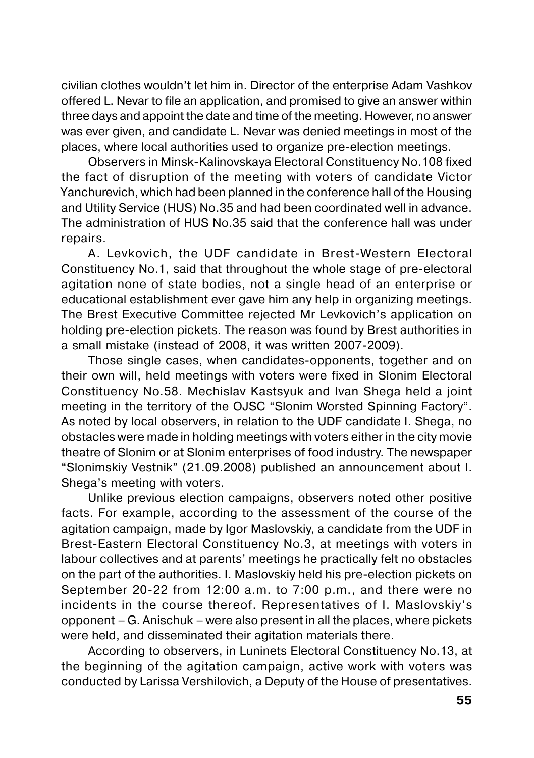civilian clothes wouldn't let him in. Director of the enterprise Adam Vashkov offered L. Nevar to file an application, and promised to give an answer within three days and appoint the date and time of the meeting. However, no answer was ever given, and candidate L. Nevar was denied meetings in most of the places, where local authorities used to organize pre-election meetings.

Observers in Minsk-Kalinovskaya Electoral Constituency No.108 fixed the fact of disruption of the meeting with voters of candidate Victor Yanchurevich, which had been planned in the conference hall of the Housing and Utility Service (HUS) No.35 and had been coordinated well in advance. The administration of HUS No.35 said that the conference hall was under repairs.

A. Levkovich, the UDF candidate in Brest-Western Electoral Constituency No.1, said that throughout the whole stage of pre-electoral agitation none of state bodies, not a single head of an enterprise or educational establishment ever gave him any help in organizing meetings. The Brest Executive Committee rejected Mr Levkovich's application on holding pre-election pickets. The reason was found by Brest authorities in a small mistake (instead of 2008, it was written 2007-2009).

Those single cases, when candidates-opponents, together and on their own will, held meetings with voters were fixed in Slonim Electoral Constituency No.58. Mechislav Kastsyuk and Ivan Shega held a joint meeting in the territory of the OJSC "Slonim Worsted Spinning Factory". As noted by local observers, in relation to the UDF candidate I. Shega, no obstacles were made in holding meetings with voters either in the city movie theatre of Slonim or at Slonim enterprises of food industry. The newspaper "Slonimskiy Vestnik" (21.09.2008) published an announcement about I. Shega's meeting with voters.

Unlike previous election campaigns, observers noted other positive facts. For example, according to the assessment of the course of the agitation campaign, made by Igor Maslovskiy, a candidate from the UDF in Brest-Eastern Electoral Constituency No.3, at meetings with voters in labour collectives and at parents' meetings he practically felt no obstacles on the part of the authorities. I. Maslovskiy held his pre-election pickets on September 20-22 from 12:00 a.m. to 7:00 p.m., and there were no incidents in the course thereof. Representatives of I. Maslovskiy's opponent – G. Anischuk – were also present in all the places, where pickets were held, and disseminated their agitation materials there.

According to observers, in Luninets Electoral Constituency No.13, at the beginning of the agitation campaign, active work with voters was conducted by Larissa Vershilovich, a Deputy of the House of presentatives.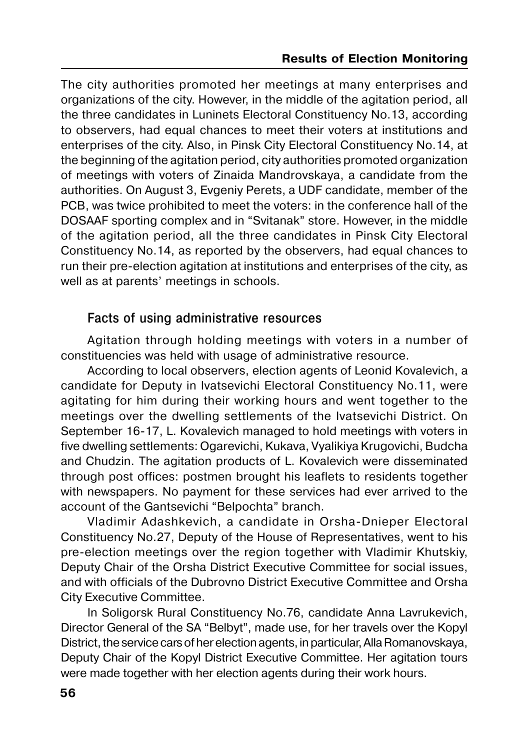The city authorities promoted her meetings at many enterprises and organizations of the city. However, in the middle of the agitation period, all the three candidates in Luninets Electoral Constituency No.13, according to observers, had equal chances to meet their voters at institutions and enterprises of the city. Also, in Pinsk City Electoral Constituency No.14, at the beginning of the agitation period, city authorities promoted organization of meetings with voters of Zinaida Mandrovskaya, a candidate from the authorities. On August 3, Evgeniy Perets, a UDF candidate, member of the PCB, was twice prohibited to meet the voters: in the conference hall of the DOSAAF sporting complex and in "Svitanak" store. However, in the middle of the agitation period, all the three candidates in Pinsk City Electoral Constituency No.14, as reported by the observers, had equal chances to run their pre-election agitation at institutions and enterprises of the city, as well as at parents' meetings in schools.

### Facts of using administrative resources

Agitation through holding meetings with voters in a number of constituencies was held with usage of administrative resource.

According to local observers, election agents of Leonid Kovalevich, a candidate for Deputy in Ivatsevichi Electoral Constituency No.11, were agitating for him during their working hours and went together to the meetings over the dwelling settlements of the Ivatsevichi District. On September 16-17, L. Kovalevich managed to hold meetings with voters in five dwelling settlements: Ogarevichi, Kukava, Vyalikiya Krugovichi, Budcha and Chudzin. The agitation products of L. Kovalevich were disseminated through post offices: postmen brought his leaflets to residents together with newspapers. No payment for these services had ever arrived to the account of the Gantsevichi "Belpochta" branch.

Vladimir Adashkevich, a candidate in Orsha-Dnieper Electoral Constituency No.27, Deputy of the House of Representatives, went to his pre-election meetings over the region together with Vladimir Khutskiy, Deputy Chair of the Orsha District Executive Committee for social issues, and with officials of the Dubrovno District Executive Committee and Orsha City Executive Committee.

In Soligorsk Rural Constituency No.76, candidate Anna Lavrukevich, Director General of the SA "Belbyt", made use, for her travels over the Kopyl District, the service cars of her election agents, in particular, Alla Romanovskaya, Deputy Chair of the Kopyl District Executive Committee. Her agitation tours were made together with her election agents during their work hours.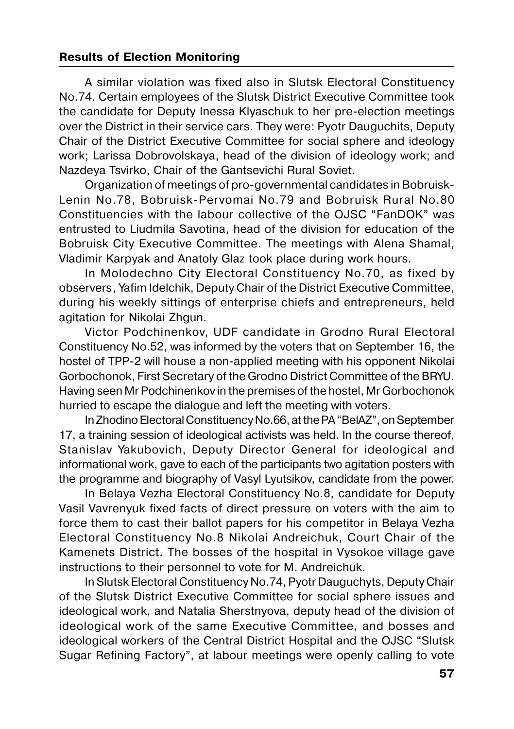A similar violation was fixed also in Slutsk Electoral Constituency No.74. Certain employees of the Slutsk District Executive Committee took the candidate for Deputy Inessa Klyaschuk to her pre-election meetings over the District in their service cars. They were: Pyotr Dauguchits, Deputy Chair of the District Executive Committee for social sphere and ideology work; Larissa Dobrovolskaya, head of the division of ideology work; and Nazdeya Tsvirko, Chair of the Gantsevichi Rural Soviet.

Organization of meetings of pro-governmental candidates in Bobruisk-Lenin No.78, Bobruisk-Pervomai No.79 and Bobruisk Rural No.80 Constituencies with the labour collective of the OJSC "FanDOK" was entrusted to Liudmila Savotina, head of the division for education of the Bobruisk City Executive Committee. The meetings with Alena Shamal, Vladimir Karpyak and Anatoly Glaz took place during work hours.

In Molodechno City Electoral Constituency No.70, as fixed by observers, Yafim Idelchik, Deputy Chair of the District Executive Committee, during his weekly sittings of enterprise chiefs and entrepreneurs, held agitation for Nikolai Zhgun.

Victor Podchinenkov, UDF candidate in Grodno Rural Electoral Constituency No.52, was informed by the voters that on September 16, the hostel of TPP-2 will house a non-applied meeting with his opponent Nikolai Gorbochonok, First Secretary of the Grodno District Committee of the BRYU. Having seen Mr Podchinenkov in the premises of the hostel, Mr Gorbochonok hurried to escape the dialogue and left the meeting with voters.

In Zhodino Electoral Constituency No.66, at the PA "BelAZ", on September 17, a training session of ideological activists was held. In the course thereof, Stanislav Yakubovich, Deputy Director General for ideological and informational work, gave to each of the participants two agitation posters with the programme and biography of Vasyl Lyutsikov, candidate from the power.

In Belaya Vezha Electoral Constituency No.8, candidate for Deputy Vasil Vavrenyuk fixed facts of direct pressure on voters with the aim to force them to cast their ballot papers for his competitor in Belaya Vezha Electoral Constituency No.8 Nikolai Andreichuk, Court Chair of the Kamenets District. The bosses of the hospital in Vysokoe village gave instructions to their personnel to vote for M. Andreichuk.

In Slutsk Electoral Constituency No.74, Pyotr Dauguchyts, Deputy Chair of the Slutsk District Executive Committee for social sphere issues and ideological work, and Natalia Sherstnyova, deputy head of the division of ideological work of the same Executive Committee, and bosses and ideological workers of the Central District Hospital and the OJSC "Slutsk Sugar Refining Factory", at labour meetings were openly calling to vote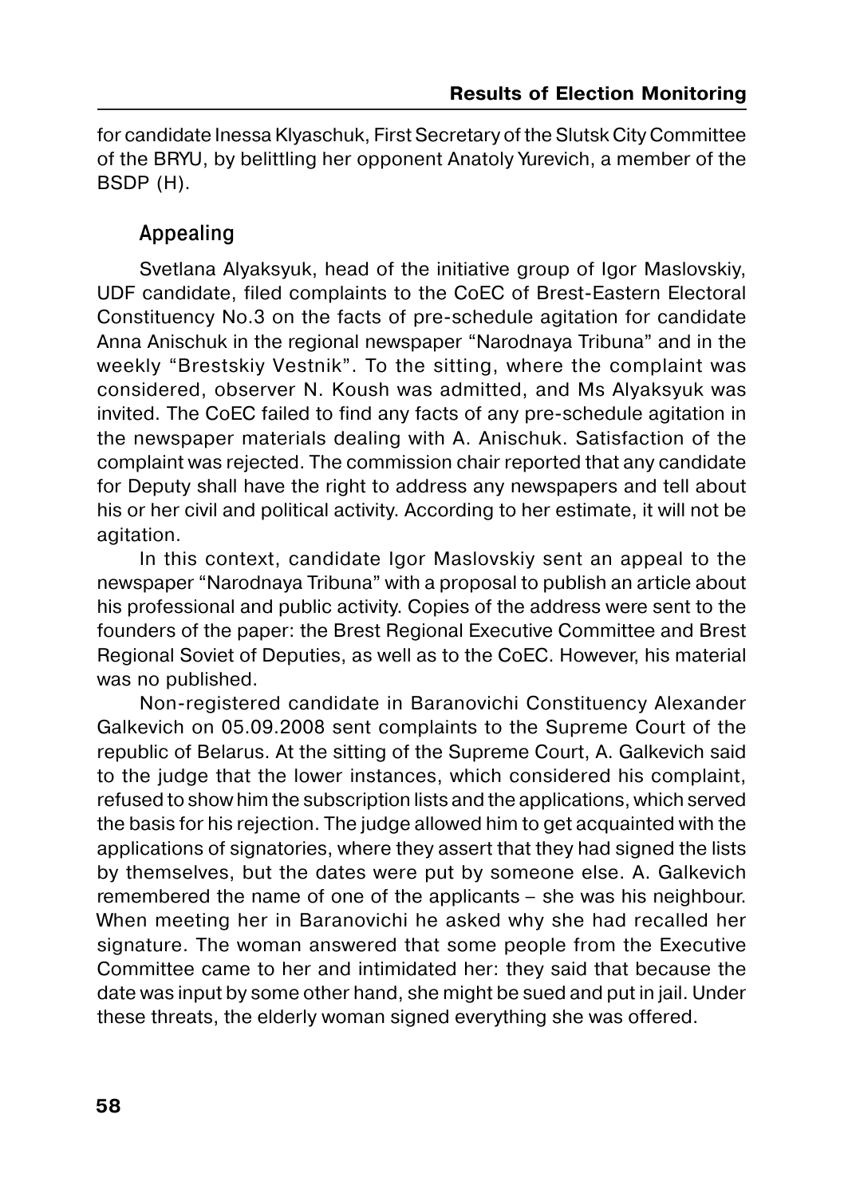for candidate Inessa Klyaschuk, First Secretary of the Slutsk City Committee of the BRYU, by belittling her opponent Anatoly Yurevich, a member of the BSDP (H).

### Appealing

Svetlana Alyaksyuk, head of the initiative group of Igor Maslovskiy, UDF candidate, filed complaints to the CoEC of Brest-Eastern Electoral Constituency No.3 on the facts of pre-schedule agitation for candidate Anna Anischuk in the regional newspaper "Narodnaya Tribuna" and in the weekly "Brestskiy Vestnik". To the sitting, where the complaint was considered, observer N. Koush was admitted, and Ms Alyaksyuk was invited. The CoEC failed to find any facts of any pre-schedule agitation in the newspaper materials dealing with A. Anischuk. Satisfaction of the complaint was rejected. The commission chair reported that any candidate for Deputy shall have the right to address any newspapers and tell about his or her civil and political activity. According to her estimate, it will not be agitation.

In this context, candidate Igor Maslovskiy sent an appeal to the newspaper "Narodnaya Tribuna" with a proposal to publish an article about his professional and public activity. Copies of the address were sent to the founders of the paper: the Brest Regional Executive Committee and Brest Regional Soviet of Deputies, as well as to the CoEC. However, his material was no published.

Non-registered candidate in Baranovichi Constituency Alexander Galkevich on 05.09.2008 sent complaints to the Supreme Court of the republic of Belarus. At the sitting of the Supreme Court, A. Galkevich said to the judge that the lower instances, which considered his complaint, refused to show him the subscription lists and the applications, which served the basis for his rejection. The judge allowed him to get acquainted with the applications of signatories, where they assert that they had signed the lists by themselves, but the dates were put by someone else. A. Galkevich remembered the name of one of the applicants – she was his neighbour. When meeting her in Baranovichi he asked why she had recalled her signature. The woman answered that some people from the Executive Committee came to her and intimidated her: they said that because the date was input by some other hand, she might be sued and put in jail. Under these threats, the elderly woman signed everything she was offered.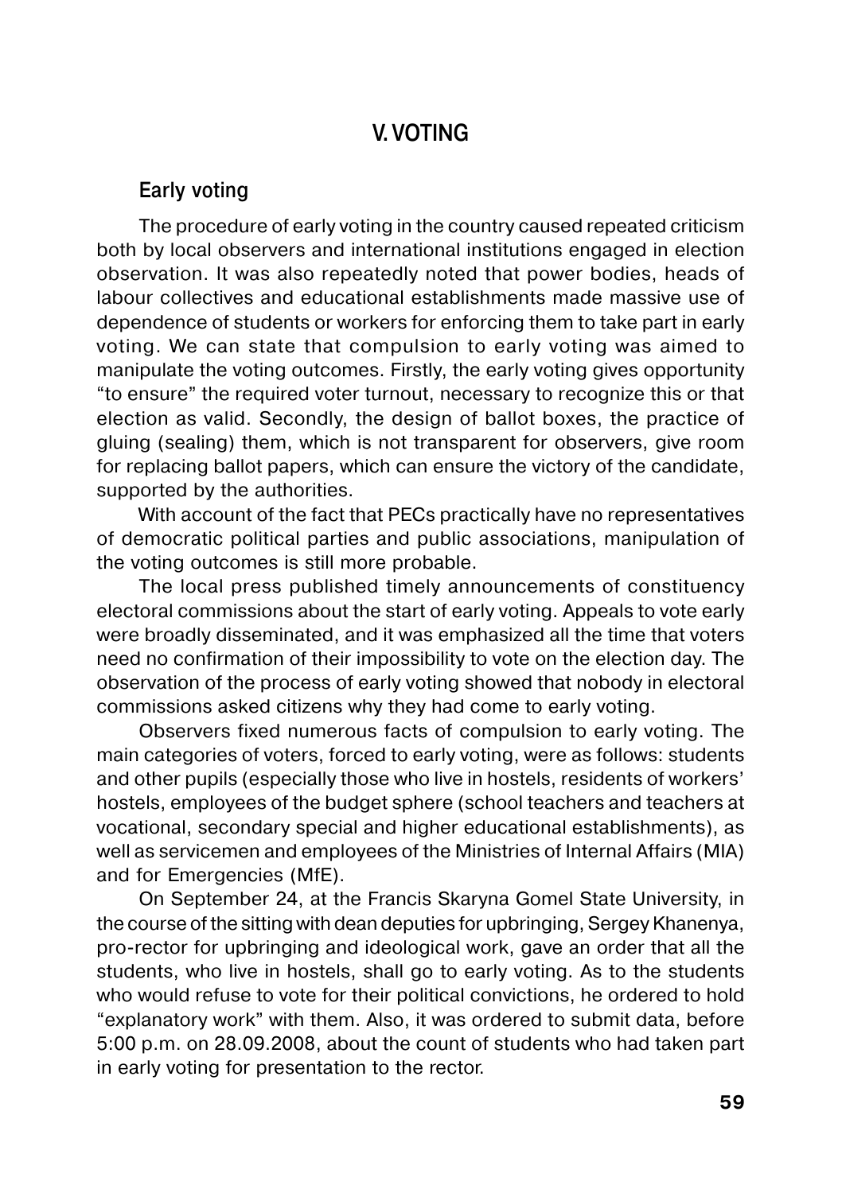## V. VOTING

### Early voting

The procedure of early voting in the country caused repeated criticism both by local observers and international institutions engaged in election observation. It was also repeatedly noted that power bodies, heads of labour collectives and educational establishments made massive use of dependence of students or workers for enforcing them to take part in early voting. We can state that compulsion to early voting was aimed to manipulate the voting outcomes. Firstly, the early voting gives opportunity "to ensure" the required voter turnout, necessary to recognize this or that election as valid. Secondly, the design of ballot boxes, the practice of gluing (sealing) them, which is not transparent for observers, give room for replacing ballot papers, which can ensure the victory of the candidate, supported by the authorities.

With account of the fact that PECs practically have no representatives of democratic political parties and public associations, manipulation of the voting outcomes is still more probable.

The local press published timely announcements of constituency electoral commissions about the start of early voting. Appeals to vote early were broadly disseminated, and it was emphasized all the time that voters need no confirmation of their impossibility to vote on the election day. The observation of the process of early voting showed that nobody in electoral commissions asked citizens why they had come to early voting.

Observers fixed numerous facts of compulsion to early voting. The main categories of voters, forced to early voting, were as follows: students and other pupils (especially those who live in hostels, residents of workers' hostels, employees of the budget sphere (school teachers and teachers at vocational, secondary special and higher educational establishments), as well as servicemen and employees of the Ministries of Internal Affairs (MIA) and for Emergencies (MfE).

On September 24, at the Francis Skaryna Gomel State University, in the course of the sitting with dean deputies for upbringing, Sergey Khanenya, pro-rector for upbringing and ideological work, gave an order that all the students, who live in hostels, shall go to early voting. As to the students who would refuse to vote for their political convictions, he ordered to hold "explanatory work" with them. Also, it was ordered to submit data, before 5:00 p.m. on 28.09.2008, about the count of students who had taken part in early voting for presentation to the rector.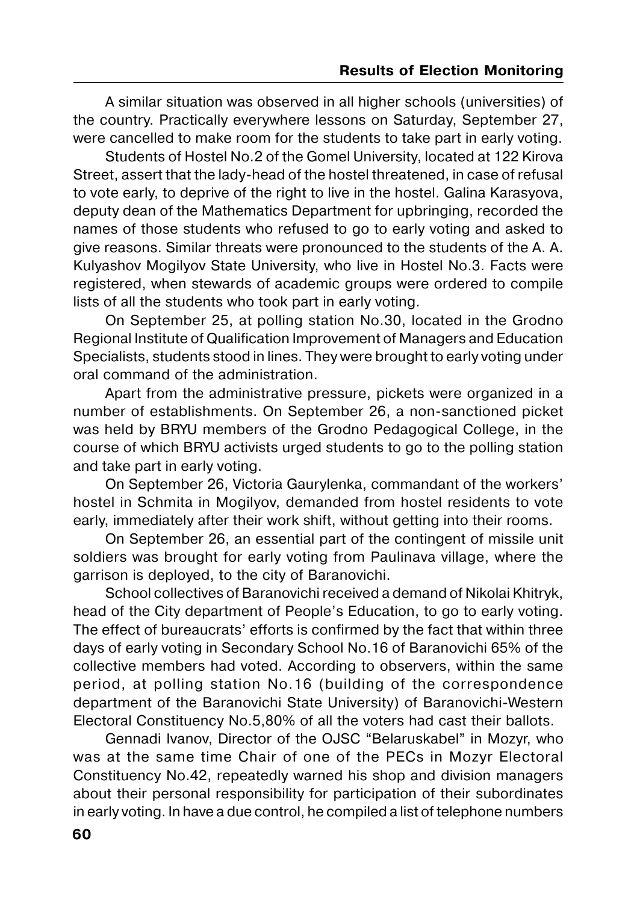A similar situation was observed in all higher schools (universities) of the country. Practically everywhere lessons on Saturday, September 27, were cancelled to make room for the students to take part in early voting.

Students of Hostel No.2 of the Gomel University, located at 122 Kirova Street, assert that the lady-head of the hostel threatened, in case of refusal to vote early, to deprive of the right to live in the hostel. Galina Karasyova, deputy dean of the Mathematics Department for upbringing, recorded the names of those students who refused to go to early voting and asked to give reasons. Similar threats were pronounced to the students of the A. A. Kulyashov Mogilyov State University, who live in Hostel No.3. Facts were registered, when stewards of academic groups were ordered to compile lists of all the students who took part in early voting.

On September 25, at polling station No.30, located in the Grodno Regional Institute of Qualification Improvement of Managers and Education Specialists, students stood in lines. They were brought to early voting under oral command of the administration.

Apart from the administrative pressure, pickets were organized in a number of establishments. On September 26, a non-sanctioned picket was held by BRYU members of the Grodno Pedagogical College, in the course of which BRYU activists urged students to go to the polling station and take part in early voting.

On September 26, Victoria Gaurylenka, commandant of the workers' hostel in Schmita in Mogilyov, demanded from hostel residents to vote early, immediately after their work shift, without getting into their rooms.

On September 26, an essential part of the contingent of missile unit soldiers was brought for early voting from Paulinava village, where the garrison is deployed, to the city of Baranovichi.

School collectives of Baranovichi received a demand of Nikolai Khitryk, head of the City department of People's Education, to go to early voting. The effect of bureaucrats' efforts is confirmed by the fact that within three days of early voting in Secondary School No.16 of Baranovichi 65% of the collective members had voted. According to observers, within the same period, at polling station No.16 (building of the correspondence department of the Baranovichi State University) of Baranovichi-Western Electoral Constituency No.5,80% of all the voters had cast their ballots.

Gennadi Ivanov, Director of the OJSC "Belaruskabel" in Mozyr, who was at the same time Chair of one of the PECs in Mozyr Electoral Constituency No.42, repeatedly warned his shop and division managers about their personal responsibility for participation of their subordinates in early voting. In have a due control, he compiled a list of telephone numbers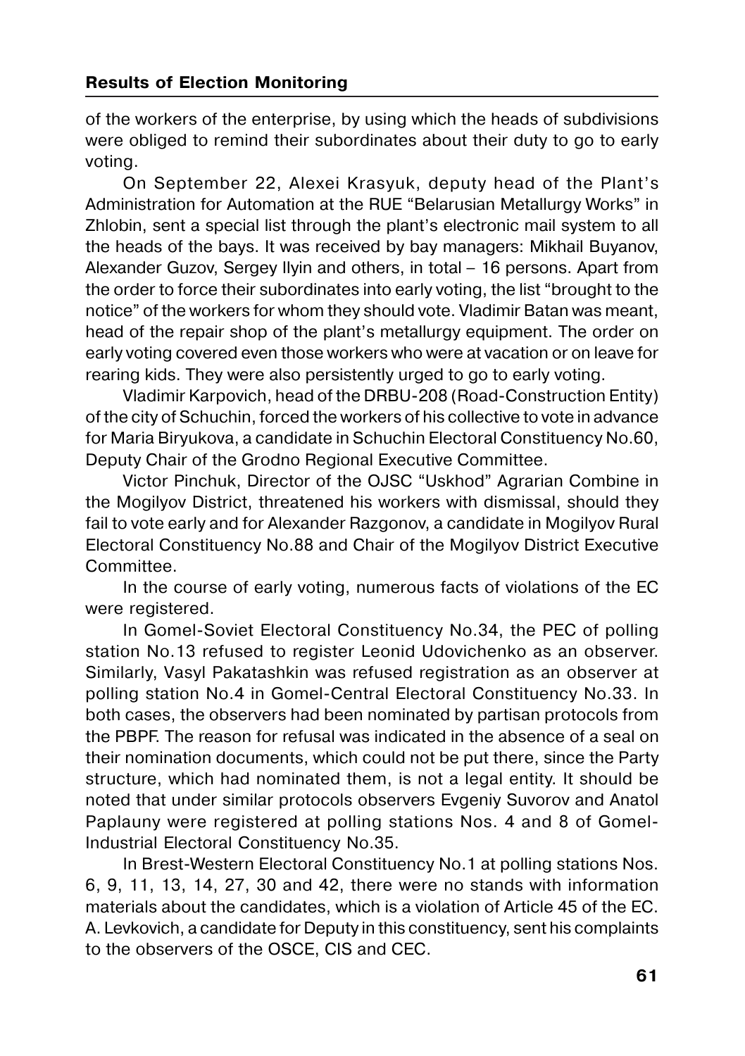of the workers of the enterprise, by using which the heads of subdivisions were obliged to remind their subordinates about their duty to go to early voting.

On September 22, Alexei Krasyuk, deputy head of the Plant's Administration for Automation at the RUE "Belarusian Metallurgy Works" in Zhlobin, sent a special list through the plant's electronic mail system to all the heads of the bays. It was received by bay managers: Mikhail Buyanov, Alexander Guzov, Sergey Ilyin and others, in total – 16 persons. Apart from the order to force their subordinates into early voting, the list "brought to the notice" of the workers for whom they should vote. Vladimir Batan was meant, head of the repair shop of the plant's metallurgy equipment. The order on early voting covered even those workers who were at vacation or on leave for rearing kids. They were also persistently urged to go to early voting.

Vladimir Karpovich, head of the DRBU-208 (Road-Construction Entity) of the city of Schuchin, forced the workers of his collective to vote in advance for Maria Biryukova, a candidate in Schuchin Electoral Constituency No.60, Deputy Chair of the Grodno Regional Executive Committee.

Victor Pinchuk, Director of the OJSC "Ushkod" Agrarian Combine in the Mogilyov District, threatened his workers with dismissal, should they fail to vote early and for Alexander Razgonov, a candidate in Mogilyov Rural Electoral Constituency No.88 and Chair of the Mogilyov District Executive Committee.

In the course of early voting, numerous facts of violations of the EC were registered.

In Gomel-Soviet Electoral Constituency No.34, the PEC of polling station No.13 refused to register Leonid Udovichenko as an observer. Similarly, Vasyl Pakatashkin was refused registration as an observer at polling station No.4 in Gomel-Central Electoral Constituency No.33. In both cases, the observers had been nominated by partisan protocols from the PBPF. The reason for refusal was indicated in the absence of a seal on their nomination documents, which could not be put there, since the Party structure, which had nominated them, is not a legal entity. It should be noted that under similar protocols observers Evgeniy Suvorov and Anatol Paplauny were registered at polling stations Nos. 4 and 8 of Gomel-Industrial Electoral Constituency No.35.

In Brest-Western Electoral Constituency No.1 at polling stations Nos. 6, 9, 11, 13, 14, 27, 30 and 42, there were no stands with information materials about the candidates, which is a violation of Article 45 of the EC. A. Levkovich, a candidate for Deputy in this constituency, sent his complaints to the observers of the OSCE, CIS and CEC.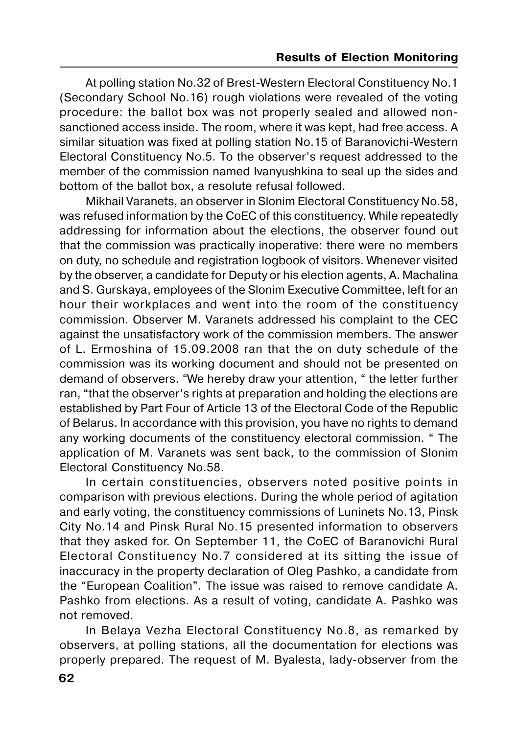At polling station No.32 of Brest-Western Electoral Constituency No.1 (Secondary School No.16) rough violations were revealed of the voting procedure: the ballot box was not properly sealed and allowed non-sanctioned access inside. The room, where it was kept, had free access. A similar situation was fixed at polling station No.15 of Baranovichi-Western Electoral Constituency No.5. To the observer's request addressed to the member of the commission named Ivanyushkina to seal up the sides and bottom of the ballot box, a resolute refusal followed.

Mikhail Varanets, an observer in Slonim Electoral Constituency No.58, was refused information by the CoEC of this constituency. While repeatedly addressing for information about the elections, the observer found out that the commission was practically inoperative: there were no members on duty, no schedule and registration logbook of visitors. Whenever visited by the observer, a candidate for Deputy or his election agents, A. Machalina and S. Gurskaya, employees of the Slonim Executive Committee, left for an hour their workplaces and went into the room of the constituency commission. Observer M. Varanets addressed his complaint to the CEC against the unsatisfactory work of the commission members. The answer of L. Ermoshina of 15.09.2008 ran that the on duty schedule of the commission was its working document and should not be presented on demand of observers. "We hereby draw your attention, " the letter further ran, "that the observer's rights at preparation and holding the elections are established by Part Four of Article 13 of the Electoral Code of the Republic of Belarus. In accordance with this provision, you have no rights to demand any working documents of the constituency electoral commission. " The application of M. Varanets was sent back, to the commission of Slonim Electoral Constituency No.58.

In certain constituencies, observers noted positive points in comparison with previous elections. During the whole period of agitation and early voting, the constituency commissions of Luninets No.13, Pinsk City No.14 and Pinsk Rural No.15 presented information to observers that they asked for. On September 11, the CoEC of Baranovichi Rural Electoral Constituency No.7 considered at its sitting the issue of inaccuracy in the property declaration of Oleg Pashko, a candidate from the "European Coalition". The issue was raised to remove candidate A. Pashko from elections. As a result of voting, candidate A. Pashko was not removed.

In Belaya Vezha Electoral Constituency No.8, as remarked by observers, at polling stations, all the documentation for elections was properly prepared. The request of M. Byalesta, lady-observer from the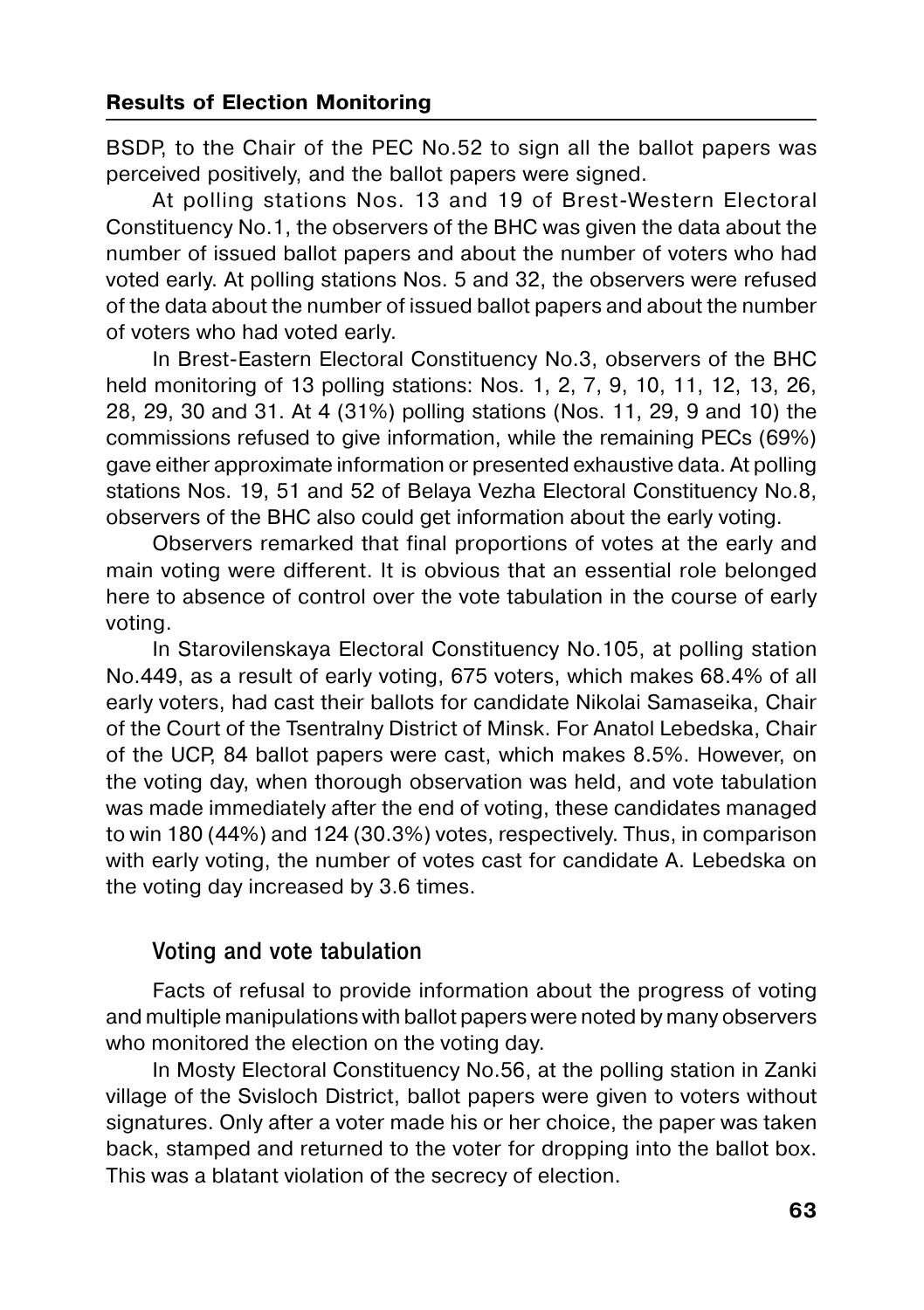BSDP, to the Chair of the PEC No.52 to sign all the ballot papers was perceived positively, and the ballot papers were signed.

At polling stations Nos. 13 and 19 of Brest-Western Electoral Constituency No.1, the observers of the BHC was given the data about the number of issued ballot papers and about the number of voters who had voted early. At polling stations Nos. 5 and 32, the observers were refused of the data about the number of issued ballot papers and about the number of voters who had voted early.

In Brest-Eastern Electoral Constituency No.3, observers of the BHC held monitoring of 13 polling stations: Nos. 1, 2, 7, 9, 10, 11, 12, 13, 26, 28, 29, 30 and 31. At 4 (31%) polling stations (Nos. 11, 29, 9 and 10) the commissions refused to give information, while the remaining PECs (69%) gave either approximate information or presented exhaustive data. At polling stations Nos. 19, 51 and 52 of Belaya Vezha Electoral Constituency No.8, observers of the BHC also could get information about the early voting.

Observers remarked that final proportions of votes at the early and main voting were different. It is obvious that an essential role belonged here to absence of control over the vote tabulation in the course of early voting.

In Starovilenskaya Electoral Constituency No.105, at polling station No.449, as a result of early voting, 675 voters, which makes 68.4% of all early voters, had cast their ballots for candidate Nikolai Samaseika, Chair of the Court of the Tsentralny District of Minsk. For Anatol Lebedska, Chair of the UCP, 84 ballot papers were cast, which makes 8.5%. However, on the voting day, when thorough observation was held, and vote tabulation was made immediately after the end of voting, these candidates managed to win 180 (44%) and 124 (30.3%) votes, respectively. Thus, in comparison with early voting, the number of votes cast for candidate A. Lebedska on the voting day increased by 3.6 times.

### Voting and vote tabulation

Facts of refusal to provide information about the progress of voting and multiple manipulations with ballot papers were noted by many observers who monitored the election on the voting day.

In Mosty Electoral Constituency No.56, at the polling station in Zanki village of the Svisloch District, ballot papers were given to voters without signatures. Only after a voter made his or her choice, the paper was taken back, stamped and returned to the voter for dropping into the ballot box. This was a blatant violation of the secrecy of election.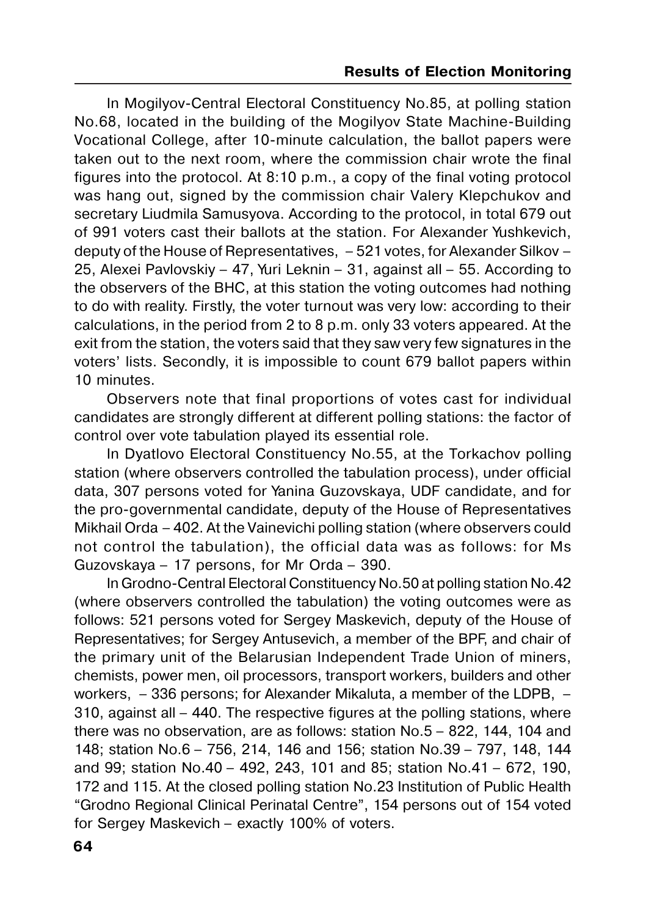In Mogilyov-Central Electoral Constituency No.85, at polling station No.68, located in the building of the Mogilyov State Machine-Building Vocational College, after 10-minute calculation, the ballot papers were taken out to the next room, where the commission chair wrote the final figures into the protocol. At 8:10 p.m., a copy of the final voting protocol was hang out, signed by the commission chair Valery Klepchukov and secretary Liudmila Samusyova. According to the protocol, in total 679 out of 991 voters cast their ballots at the station. For Alexander Yushkevich, deputy of the House of Representatives, – 521 votes, for Alexander Silkov – 25, Alexei Pavlovskiy – 47, Yuri Leknin – 31, against all – 55. According to the observers of the BHC, at this station the voting outcomes had nothing to do with reality. Firstly, the voter turnout was very low: according to their calculations, in the period from 2 to 8 p.m. only 33 voters appeared. At the exit from the station, the voters said that they saw very few signatures in the voters' lists. Secondly, it is impossible to count 679 ballot papers within 10 minutes.

Observers note that final proportions of votes cast for individual candidates are strongly different at different polling stations: the factor of control over vote tabulation played its essential role.

In Dyatlovo Electoral Constituency No.55, at the Torkachov polling station (where observers controlled the tabulation process), under official data, 307 persons voted for Yanina Guzovskaya, UDF candidate, and for the pro-governmental candidate, deputy of the House of Representatives Mikhail Orda – 402. At the Vainevichi polling station (where observers could not control the tabulation), the official data was as follows: for Ms Guzovskaya – 17 persons, for Mr Orda – 390.

In Grodno-Central Electoral Constituency No.50 at polling station No.42 (where observers controlled the tabulation) the voting outcomes were as follows: 521 persons voted for Sergey Maskevich, deputy of the House of Representatives; for Sergey Antusevich, a member of the BPF, and chair of the primary unit of the Belarusian Independent Trade Union of miners, chemists, power men, oil processors, transport workers, builders and other workers, – 336 persons; for Alexander Mikaluta, a member of the LDPB, – 310, against all – 440. The respective figures at the polling stations, where there was no observation, are as follows: station No.5 – 822, 144, 104 and 148; station No.6 – 756, 214, 146 and 156; station No.39 – 797, 148, 144 and 99; station No.40 – 492, 243, 101 and 85; station No.41 – 672, 190, 172 and 115. At the closed polling station No.23 Institution of Public Health "Grodno Regional Clinical Perinatal Centre", 154 persons out of 154 voted for Sergey Maskevich – exactly 100% of voters.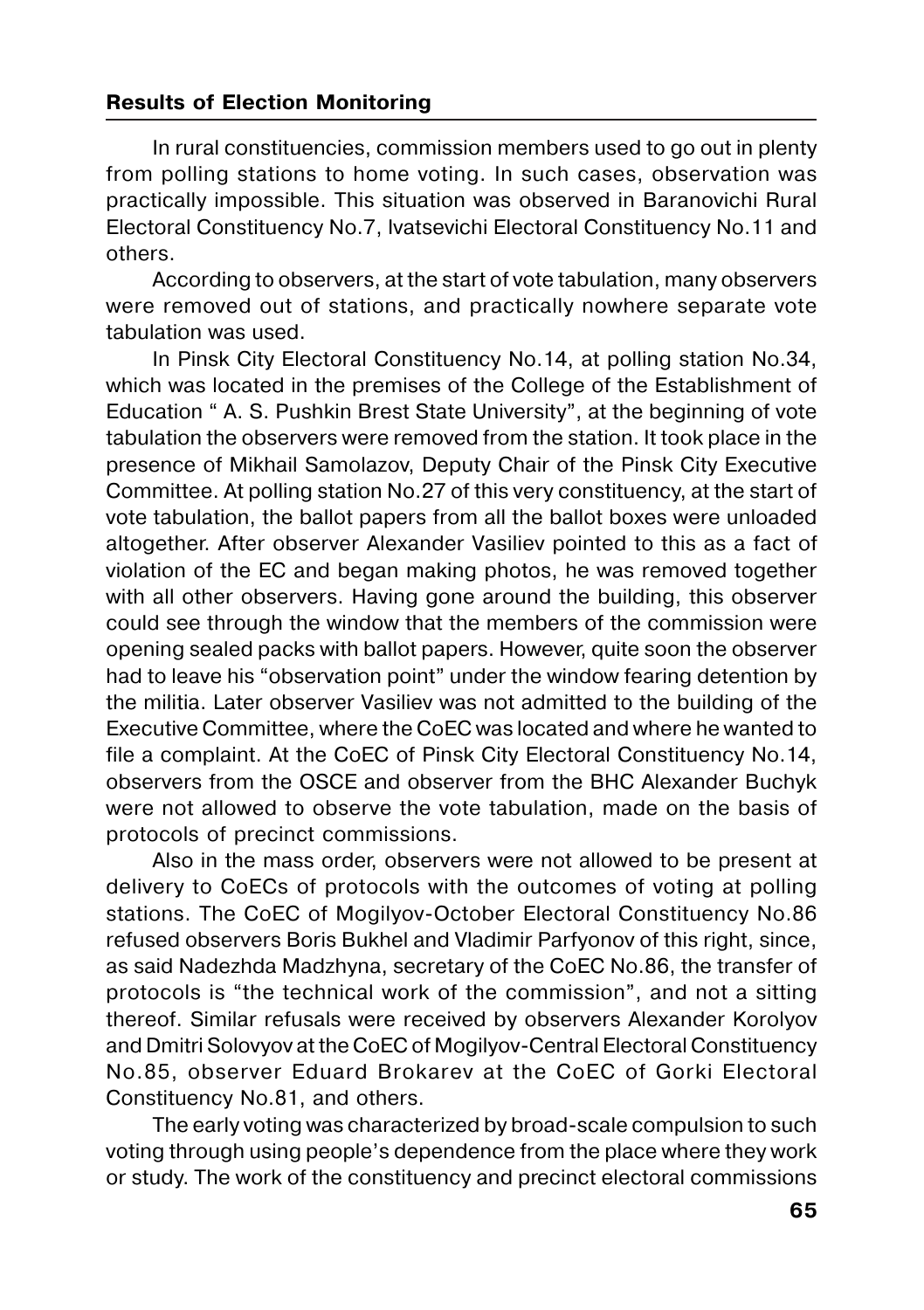In rural constituencies, commission members used to go out in plenty from polling stations to home voting. In such cases, observation was practically impossible. This situation was observed in Baranovichi Rural Electoral Constituency No.7, Ivatsevichi Electoral Constituency No.11 and others.

According to observers, at the start of vote tabulation, many observers were removed out of stations, and practically nowhere separate vote tabulation was used.

In Pinsk City Electoral Constituency No.14, at polling station No.34, which was located in the premises of the College of the Establishment of Education " A. S. Pushkin Brest State University", at the beginning of vote tabulation the observers were removed from the station. It took place in the presence of Mikhail Samolazov, Deputy Chair of the Pinsk City Executive Committee. At polling station No.27 of this very constituency, at the start of vote tabulation, the ballot papers from all the ballot boxes were unloaded altogether. After observer Alexander Vasiliev pointed to this as a fact of violation of the EC and began making photos, he was removed together with all other observers. Having gone around the building, this observer could see through the window that the members of the commission were opening sealed packs with ballot papers. However, quite soon the observer had to leave his "observation point" under the window fearing detention by the militia. Later observer Vasiliev was not admitted to the building of the Executive Committee, where the CoEC was located and where he wanted to file a complaint. At the CoEC of Pinsk City Electoral Constituency No.14, observers from the OSCE and observer from the BHC Alexander Buchyk were not allowed to observe the vote tabulation, made on the basis of protocols of precinct commissions.

Also in the mass order, observers were not allowed to be present at delivery to CoECs of protocols with the outcomes of voting at polling stations. The CoEC of Mogilyov-October Electoral Constituency No.86 refused observers Boris Bukhel and Vladimir Parfyonov of this right, since, as said Nadezhda Madzhyna, secretary of the CoEC No.86, the transfer of protocols is "the technical work of the commission", and not a sitting thereof. Similar refusals were received by observers Alexander Korolyov and Dmitri Solovyov at the CoEC of Mogilyov-Central Electoral Constituency No.85, observer Eduard Brokarev at the CoEC of Gorki Electoral Constituency No.81, and others.

The early voting was characterized by broad-scale compulsion to such voting through using people's dependence from the place where they work or study. The work of the constituency and precinct electoral commissions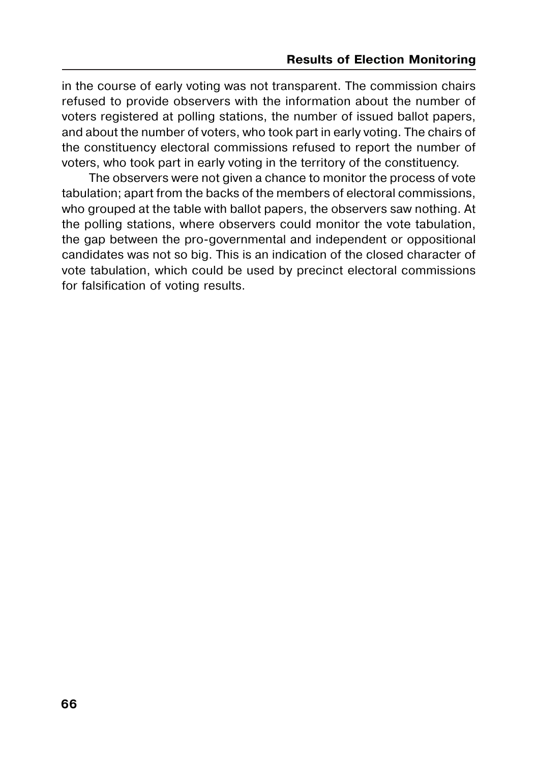in the course of early voting was not transparent. The commission chairs refused to provide observers with the information about the number of voters registered at polling stations, the number of issued ballot papers, and about the number of voters, who took part in early voting. The chairs of the constituency electoral commissions refused to report the number of voters, who took part in early voting in the territory of the constituency.

The observers were not given a chance to monitor the process of vote tabulation; apart from the backs of the members of electoral commissions, who grouped at the table with ballot papers, the observers saw nothing. At the polling stations, where observers could monitor the vote tabulation, the gap between the pro-governmental and independent or oppositional candidates was not so big. This is an indication of the closed character of vote tabulation, which could be used by precinct electoral commissions for falsification of voting results.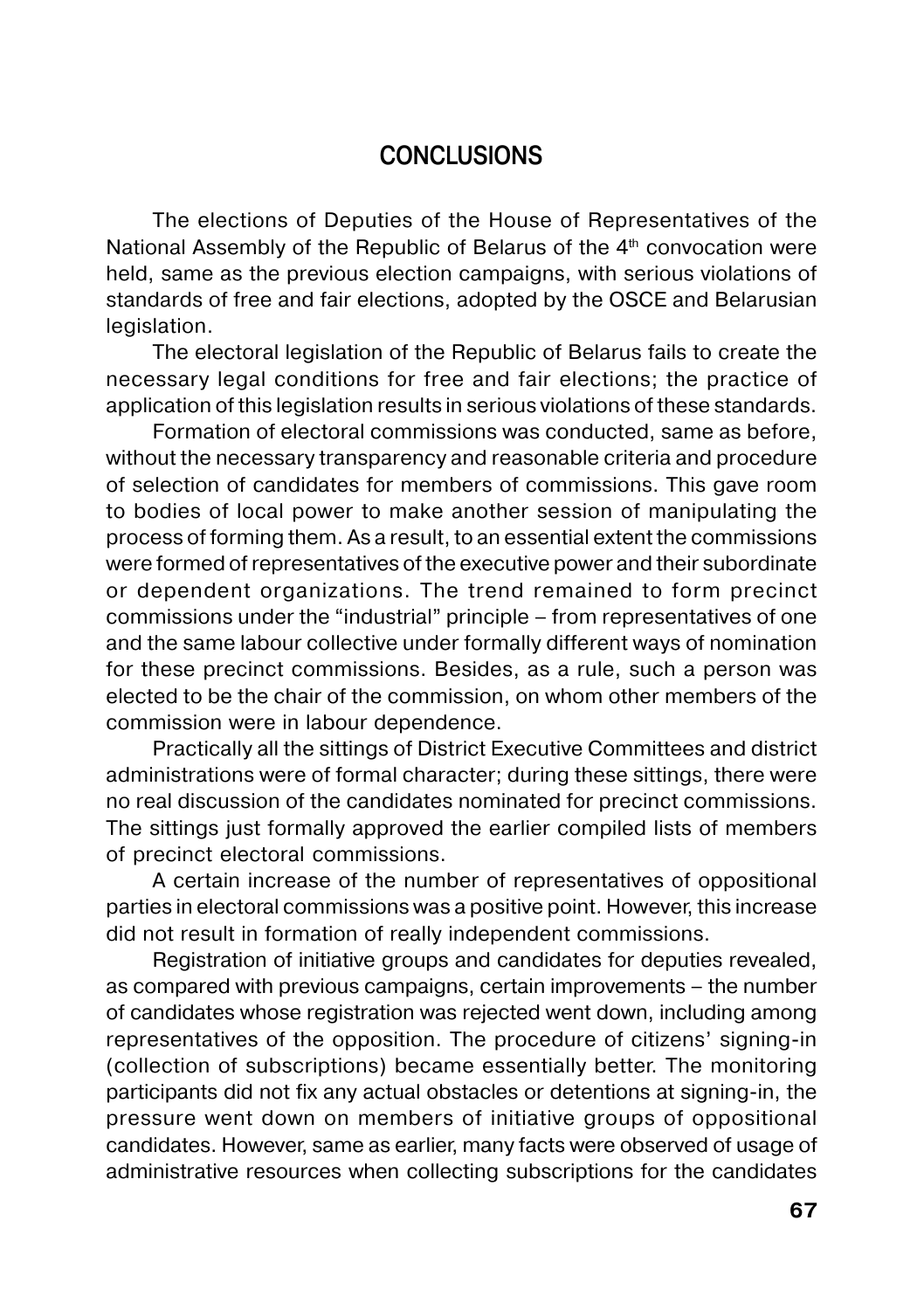## CONCLUSIONS

The elections of Deputies of the House of Representatives of the National Assembly of the Republic of Belarus of the 4th convocation were held, same as the previous election campaigns, with serious violations of standards of free and fair elections, adopted by the OSCE and Belarusian legislation.

The electoral legislation of the Republic of Belarus fails to create the necessary legal conditions for free and fair elections; the practice of application of this legislation results in serious violations of these standards.

Formation of electoral commissions was conducted, same as before, without the necessary transparency and reasonable criteria and procedure of selection of candidates for members of commissions. This gave room to bodies of local power to make another session of manipulating the process of forming them. As a result, to an essential extent the commissions were formed of representatives of the executive power and their subordinate or dependent organizations. The trend remained to form precinct commissions under the "industrial" principle – from representatives of one and the same labour collective under formally different ways of nomination for these precinct commissions. Besides, as a rule, such a person was elected to be the chair of the commission, on whom other members of the commission were in labour dependence.

Practically all the sittings of District Executive Committees and district administrations were of formal character; during these sittings, there were no real discussion of the candidates nominated for precinct commissions. The sittings just formally approved the earlier compiled lists of members of precinct electoral commissions.

A certain increase of the number of representatives of oppositional parties in electoral commissions was a positive point. However, this increase did not result in formation of really independent commissions.

Registration of initiative groups and candidates for deputies revealed, as compared with previous campaigns, certain improvements – the number of candidates whose registration was rejected went down, including among representatives of the opposition. The procedure of citizens' signing-in (collection of subscriptions) became essentially better. The monitoring participants did not fix any actual obstacles or detentions at signing-in, the pressure went down on members of initiative groups of oppositional candidates. However, same as earlier, many facts were observed of usage of administrative resources when collecting subscriptions for the candidates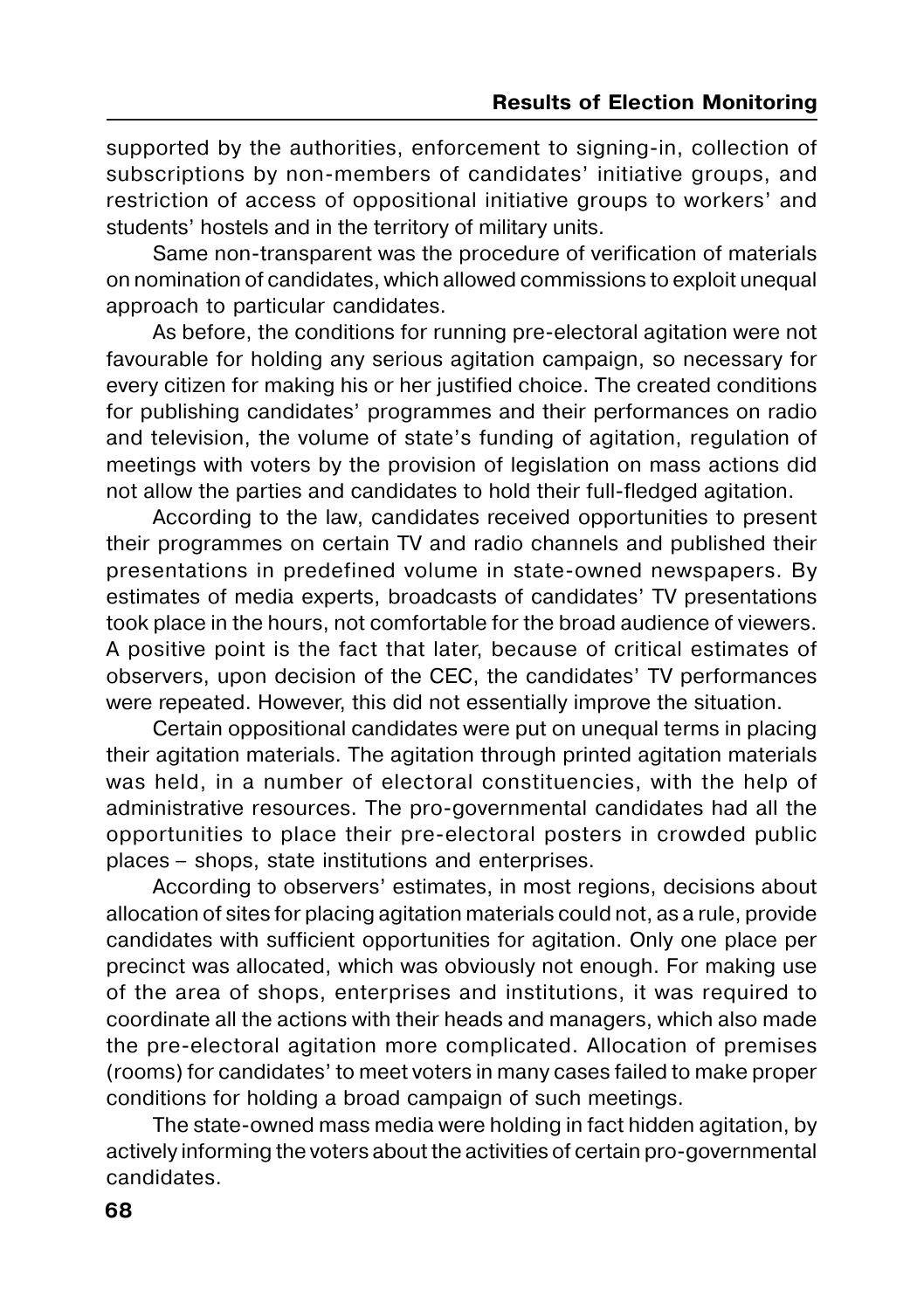supported by the authorities, enforcement to signing-in, collection of subscriptions by non-members of candidates' initiative groups, and restriction of access of oppositional initiative groups to workers' and students' hostels and in the territory of military units.

Same non-transparent was the procedure of verification of materials on nomination of candidates, which allowed commissions to exploit unequal approach to particular candidates.

As before, the conditions for running pre-electoral agitation were not favourable for holding any serious agitation campaign, so necessary for every citizen for making his or her justified choice. The created conditions for publishing candidates' programmes and their performances on radio and television, the volume of state's funding of agitation, regulation of meetings with voters by the provision of legislation on mass actions did not allow the parties and candidates to hold their full-fledged agitation.

According to the law, candidates received opportunities to present their programmes on certain TV and radio channels and published their presentations in predefined volume in state-owned newspapers. By estimates of media experts, broadcasts of candidates' TV presentations took place in the hours, not comfortable for the broad audience of viewers. A positive point is the fact that later, because of critical estimates of observers, upon decision of the CEC, the candidates' TV performances were repeated. However, this did not essentially improve the situation.

Certain oppositional candidates were put on unequal terms in placing their agitation materials. The agitation through printed agitation materials was held, in a number of electoral constituencies, with the help of administrative resources. The pro-governmental candidates had all the opportunities to place their pre-electoral posters in crowded public places – shops, state institutions and enterprises.

According to observers' estimates, in most regions, decisions about allocation of sites for placing agitation materials could not, as a rule, provide candidates with sufficient opportunities for agitation. Only one place per precinct was allocated, which was obviously not enough. For making use of the area of shops, enterprises and institutions, it was required to coordinate all the actions with their heads and managers, which also made the pre-electoral agitation more complicated. Allocation of premises (rooms) for candidates' to meet voters in many cases failed to make proper conditions for holding a broad campaign of such meetings.

The state-owned mass media were holding in fact hidden agitation, by actively informing the voters about the activities of certain pro-governmental candidates.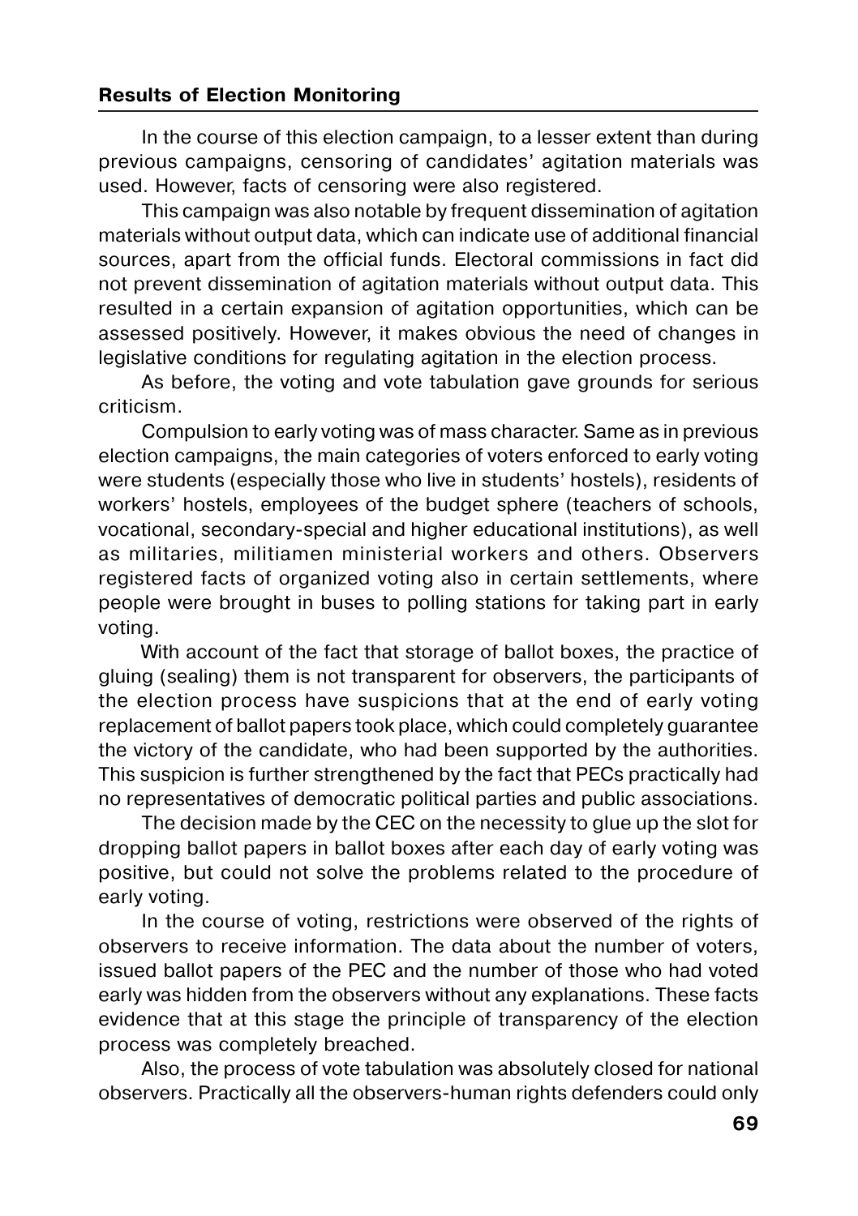In the course of this election campaign, to a lesser extent than during previous campaigns, censoring of candidates' agitation materials was used. However, facts of censoring were also registered.

This campaign was also notable by frequent dissemination of agitation materials without output data, which can indicate use of additional financial sources, apart from the official funds. Electoral commissions in fact did not prevent dissemination of agitation materials without output data. This resulted in a certain expansion of agitation opportunities, which can be assessed positively. However, it makes obvious the need of changes in legislative conditions for regulating agitation in the election process.

As before, the voting and vote tabulation gave grounds for serious criticism.

Compulsion to early voting was of mass character. Same as in previous election campaigns, the main categories of voters enforced to early voting were students (especially those who live in students' hostels), residents of workers' hostels, employees of the budget sphere (teachers of schools, vocational, secondary-special and higher educational institutions), as well as militaries, militiamen ministerial workers and others. Observers registered facts of organized voting also in certain settlements, where people were brought in buses to polling stations for taking part in early voting.

With account of the fact that storage of ballot boxes, the practice of gluing (sealing) them is not transparent for observers, the participants of the election process have suspicions that at the end of early voting replacement of ballot papers took place, which could completely guarantee the victory of the candidate, who had been supported by the authorities. This suspicion is further strengthened by the fact that PECs practically had no representatives of democratic political parties and public associations.

The decision made by the CEC on the necessity to glue up the slot for dropping ballot papers in ballot boxes after each day of early voting was positive, but could not solve the problems related to the procedure of early voting.

In the course of voting, restrictions were observed of the rights of observers to receive information. The data about the number of voters, issued ballot papers of the PEC and the number of those who had voted early was hidden from the observers without any explanations. These facts evidence that at this stage the principle of transparency of the election process was completely breached.

Also, the process of vote tabulation was absolutely closed for national observers. Practically all the observers-human rights defenders could only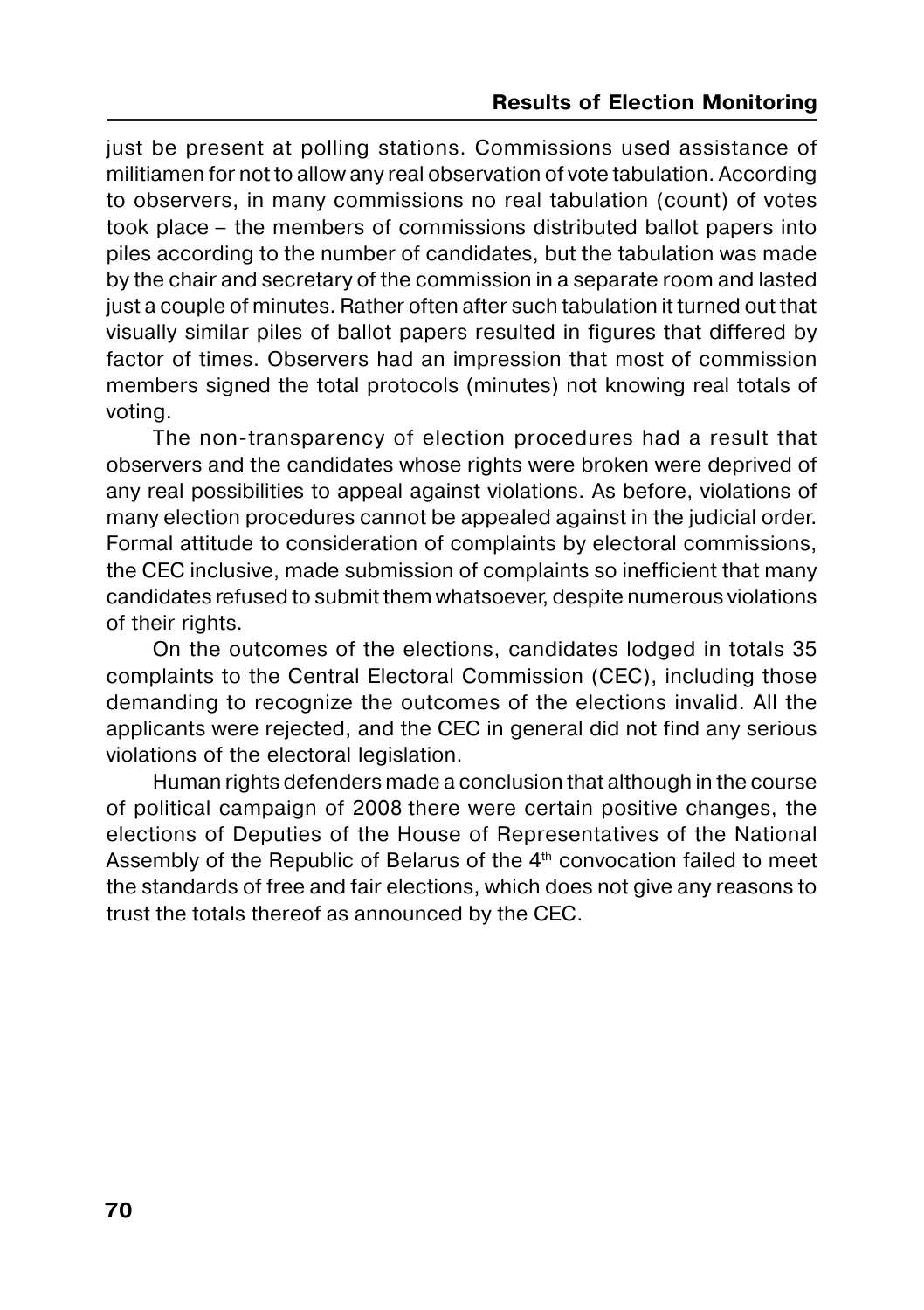just be present at polling stations. Commissions used assistance of militiamen for not to allow any real observation of vote tabulation. According to observers, in many commissions no real tabulation (count) of votes took place – the members of commissions distributed ballot papers into piles according to the number of candidates, but the tabulation was made by the chair and secretary of the commission in a separate room and lasted just a couple of minutes. Rather often after such tabulation it turned out that visually similar piles of ballot papers resulted in figures that differed by factor of times. Observers had an impression that most of commission members signed the total protocols (minutes) not knowing real totals of voting.

The non-transparency of election procedures had a result that observers and the candidates whose rights were broken were deprived of any real possibilities to appeal against violations. As before, violations of many election procedures cannot be appealed against in the judicial order. Formal attitude to consideration of complaints by electoral commissions, the CEC inclusive, made submission of complaints so inefficient that many candidates refused to submit them whatsoever, despite numerous violations of their rights.

On the outcomes of the elections, candidates lodged in totals 35 complaints to the Central Electoral Commission (CEC), including those demanding to recognize the outcomes of the elections invalid. All the applicants were rejected, and the CEC in general did not find any serious violations of the electoral legislation.

Human rights defenders made a conclusion that although in the course of political campaign of 2008 there were certain positive changes, the elections of Deputies of the House of Representatives of the National Assembly of the Republic of Belarus of the 4th convocation failed to meet the standards of free and fair elections, which does not give any reasons to trust the totals thereof as announced by the CEC.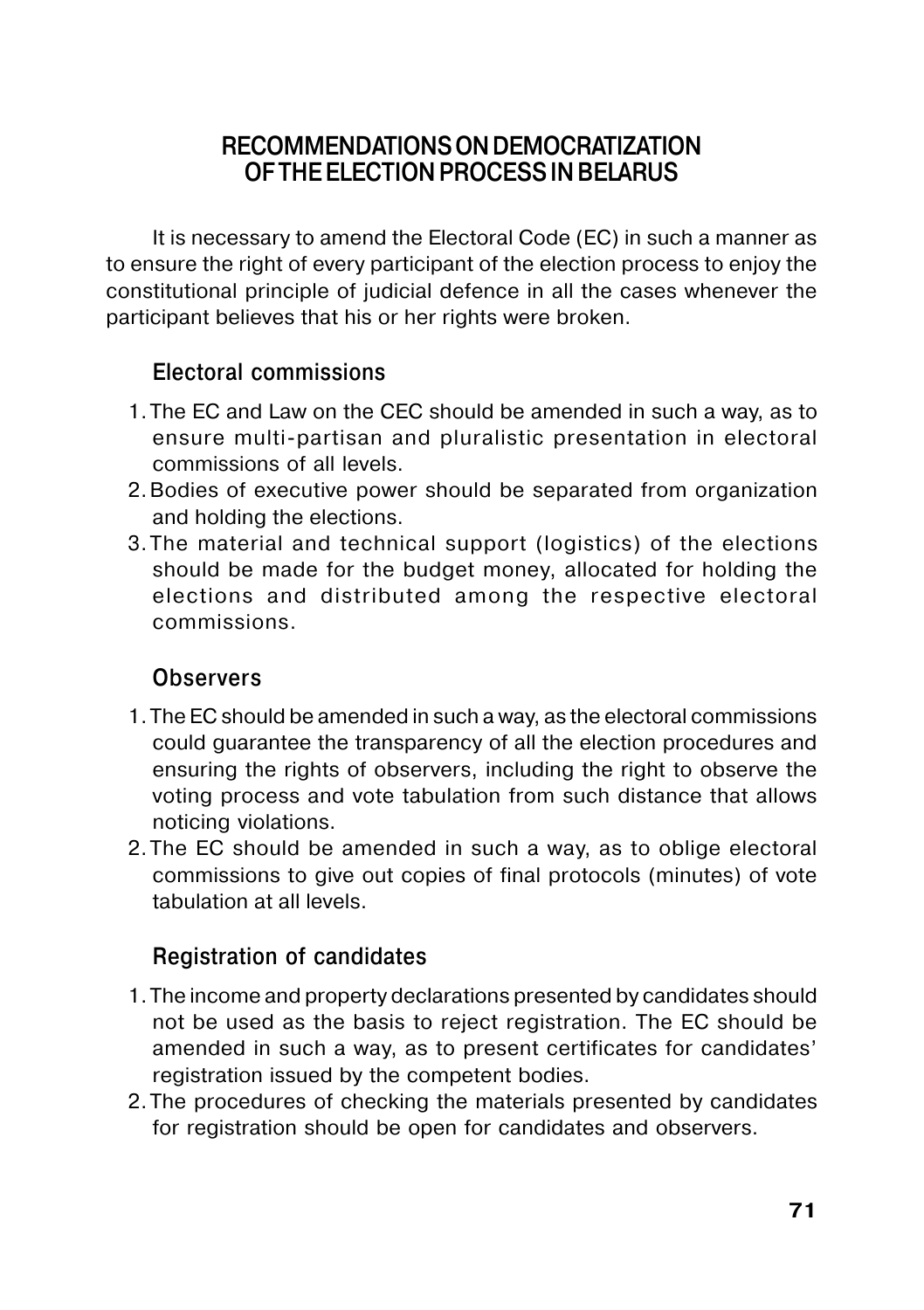## RECOMMENDATIONS ON DEMOCRATIZATION OF THE ELECTION PROCESS IN BELARUS

It is necessary to amend the Electoral Code (EC) in such a manner as to ensure the right of every participant of the election process to enjoy the constitutional principle of judicial defence in all the cases whenever the participant believes that his or her rights were broken.

### Electoral commissions

1. The EC and Law on the CEC should be amended in such a way, as to ensure multi-partisan and pluralistic presentation in electoral commissions of all levels.
2. Bodies of executive power should be separated from organization and holding the elections.
3. The material and technical support (logistics) of the elections should be made for the budget money, allocated for holding the elections and distributed among the respective electoral commissions.

### Observers

1. The EC should be amended in such a way, as the electoral commissions could guarantee the transparency of all the election procedures and ensuring the rights of observers, including the right to observe the voting process and vote tabulation from such distance that allows noticing violations.
2. The EC should be amended in such a way, as to oblige electoral commissions to give out copies of final protocols (minutes) of vote tabulation at all levels.

### Registration of candidates

1. The income and property declarations presented by candidates should not be used as the basis to reject registration. The EC should be amended in such a way, as to present certificates for candidates' registration issued by the competent bodies.
2. The procedures of checking the materials presented by candidates for registration should be open for candidates and observers.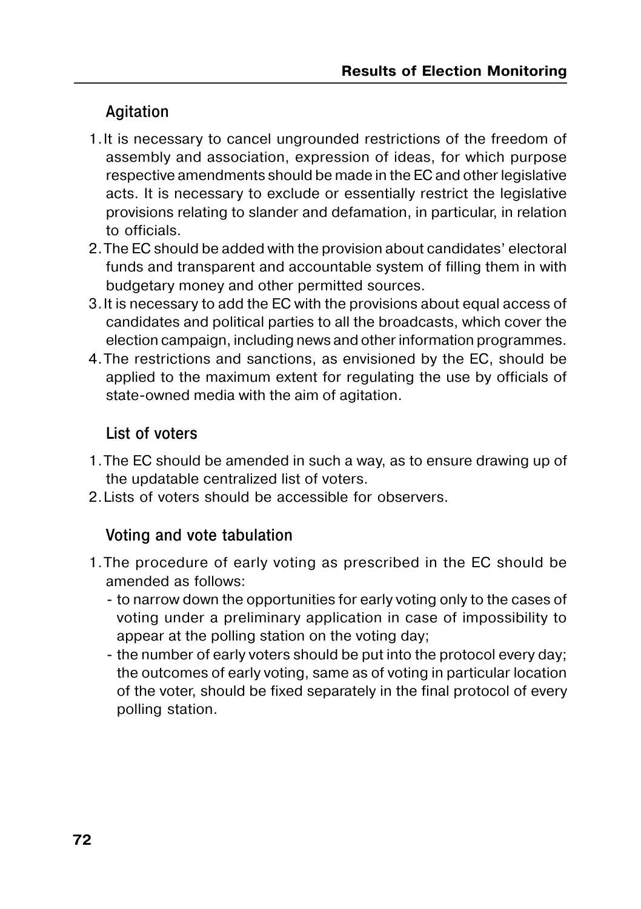## Agitation

1. It is necessary to cancel ungrounded restrictions of the freedom of assembly and association, expression of ideas, for which purpose respective amendments should be made in the EC and other legislative acts. It is necessary to exclude or essentially restrict the legislative provisions relating to slander and defamation, in particular, in relation to officials.
2. The EC should be added with the provision about candidates' electoral funds and transparent and accountable system of filling them in with budgetary money and other permitted sources.
3. It is necessary to add the EC with the provisions about equal access of candidates and political parties to all the broadcasts, which cover the election campaign, including news and other information programmes.
4. The restrictions and sanctions, as envisioned by the EC, should be applied to the maximum extent for regulating the use by officials of state-owned media with the aim of agitation.

## List of voters

1. The EC should be amended in such a way, as to ensure drawing up of the updatable centralized list of voters.
2. Lists of voters should be accessible for observers.

## Voting and vote tabulation

1. The procedure of early voting as prescribed in the EC should be amended as follows:
   - to narrow down the opportunities for early voting only to the cases of voting under a preliminary application in case of impossibility to appear at the polling station on the voting day;
   - the number of early voters should be put into the protocol every day; the outcomes of early voting, same as of voting in particular location of the voter, should be fixed separately in the final protocol of every polling station.